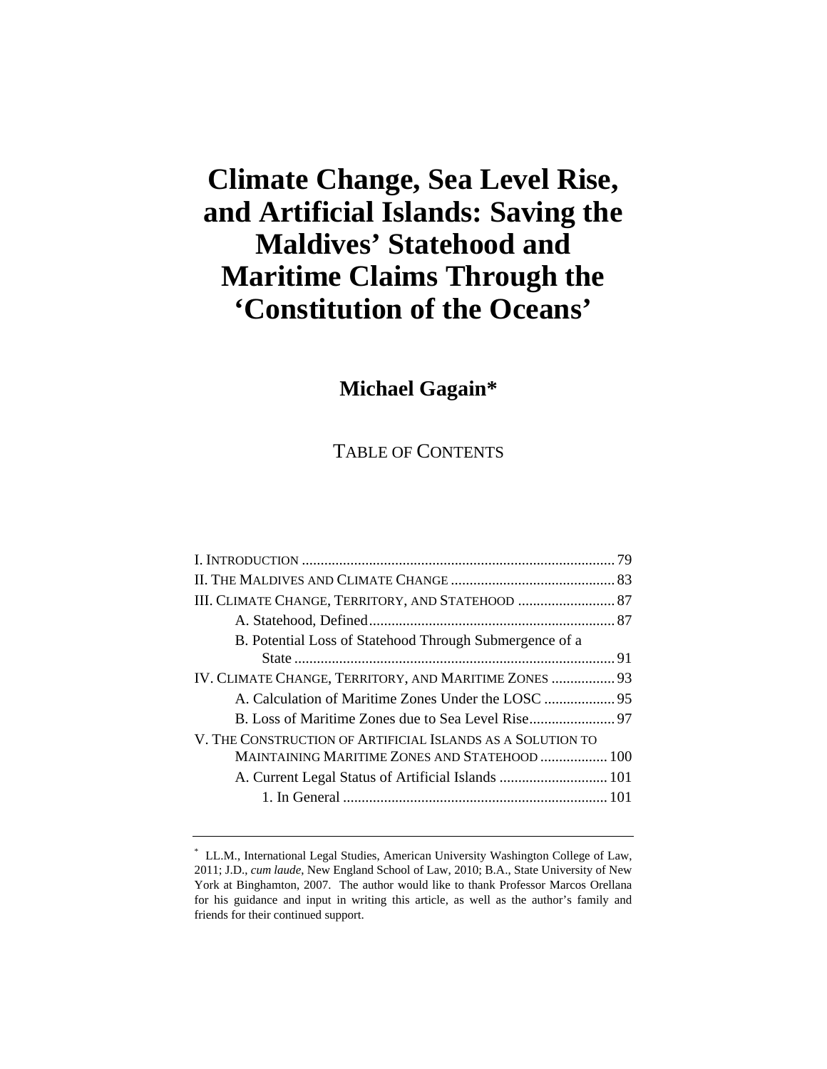# Climate Change, Sea Level Rise, and Artificial Islands: Saving the Maldives' Statehood and Maritime Claims Through the 'Constitution of the Oceans'

**Michael Gagain***

TABLE OF CONTENTS

I. INTRODUCTION .................................................................................. 79
II. THE MALDIVES AND CLIMATE CHANGE ........................................... 83
III. CLIMATE CHANGE, TERRITORY, AND STATEHOOD ......................... 87
    A. Statehood, Defined................................................................ 87
    B. Potential Loss of Statehood Through Submergence of a State ..................................................................................... 91
IV. CLIMATE CHANGE, TERRITORY, AND MARITIME ZONES ................ 93
    A. Calculation of Maritime Zones Under the LOSC .................. 95
    B. Loss of Maritime Zones due to Sea Level Rise...................... 97
V. THE CONSTRUCTION OF ARTIFICIAL ISLANDS AS A SOLUTION TO MAINTAINING MARITIME ZONES AND STATEHOOD ................. 100
    A. Current Legal Status of Artificial Islands ............................ 101
        1. In General ..................................................................... 101

---

* LL.M., International Legal Studies, American University Washington College of Law, 2011; J.D., *cum laude*, New England School of Law, 2010; B.A., State University of New York at Binghamton, 2007. The author would like to thank Professor Marcos Orellana for his guidance and input in writing this article, as well as the author's family and friends for their continued support.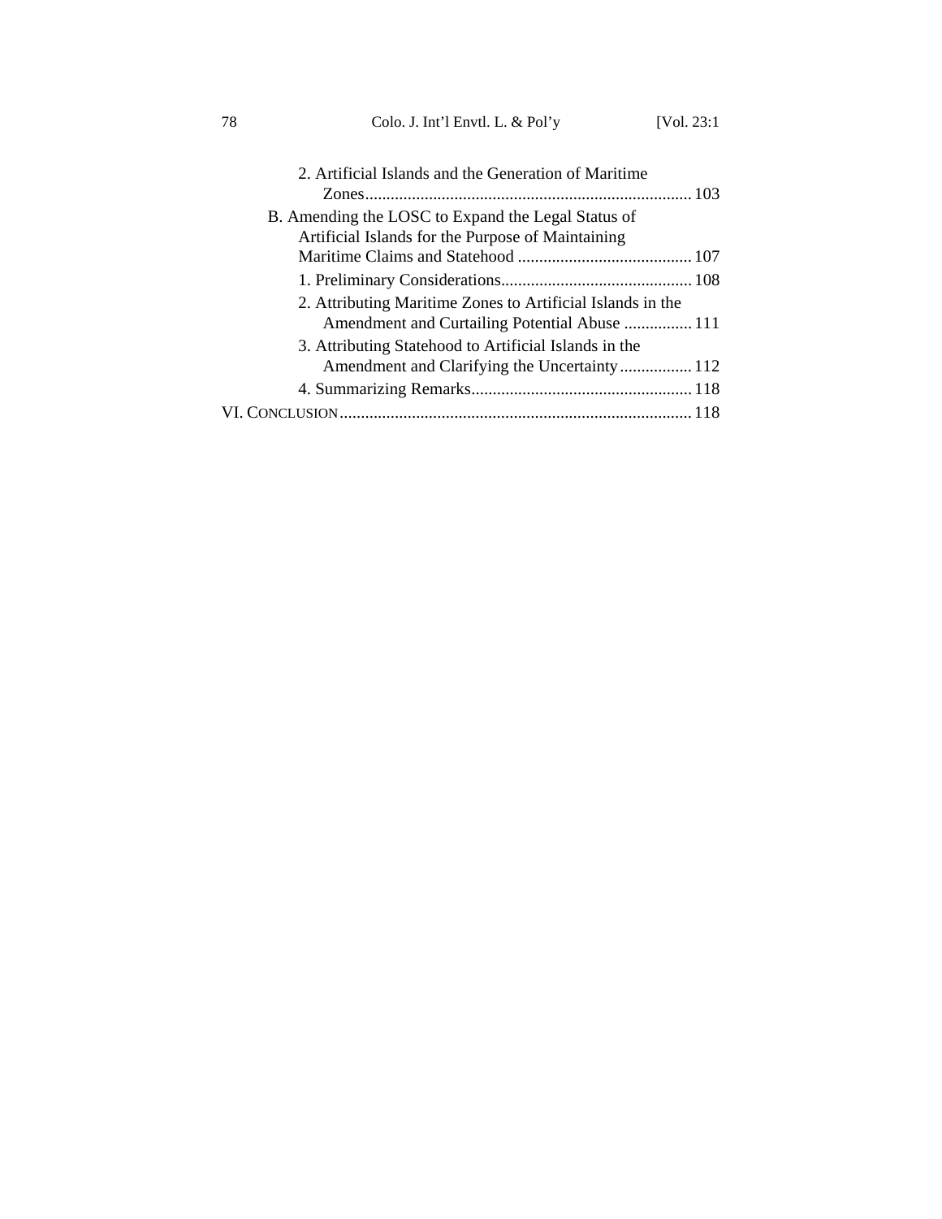2. Artificial Islands and the Generation of Maritime Zones ........................................................................ 103

B. Amending the LOSC to Expand the Legal Status of Artificial Islands for the Purpose of Maintaining Maritime Claims and Statehood ......................................... 107

1. Preliminary Considerations............................................. 108

2. Attributing Maritime Zones to Artificial Islands in the Amendment and Curtailing Potential Abuse ................ 111

3. Attributing Statehood to Artificial Islands in the Amendment and Clarifying the Uncertainty................. 112

4. Summarizing Remarks.................................................... 118

VI. CONCLUSION.................................................................................. 118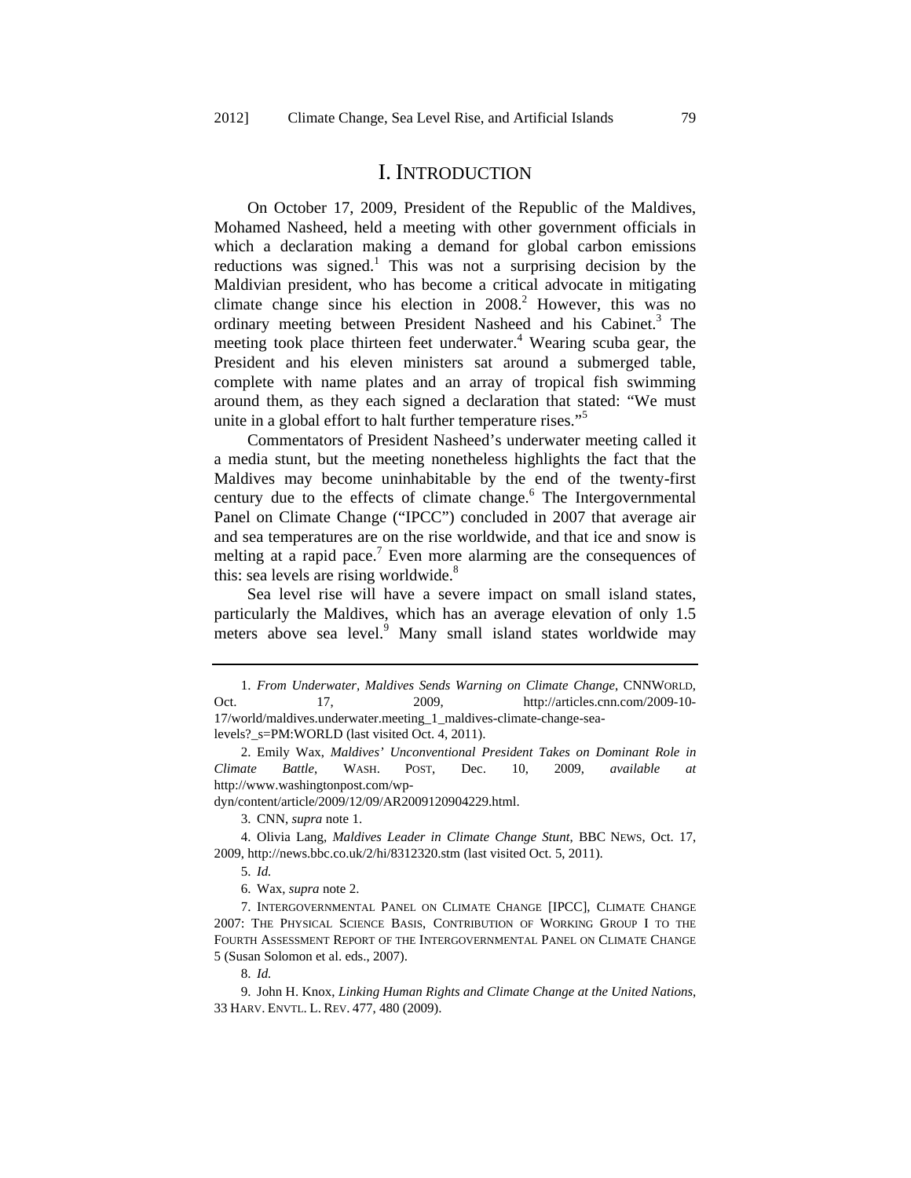# I. INTRODUCTION

On October 17, 2009, President of the Republic of the Maldives, Mohamed Nasheed, held a meeting with other government officials in which a declaration making a demand for global carbon emissions reductions was signed.[1] This was not a surprising decision by the Maldivian president, who has become a critical advocate in mitigating climate change since his election in 2008.[2] However, this was no ordinary meeting between President Nasheed and his Cabinet.[3] The meeting took place thirteen feet underwater.[4] Wearing scuba gear, the President and his eleven ministers sat around a submerged table, complete with name plates and an array of tropical fish swimming around them, as they each signed a declaration that stated: "We must unite in a global effort to halt further temperature rises."[5]

Commentators of President Nasheed's underwater meeting called it a media stunt, but the meeting nonetheless highlights the fact that the Maldives may become uninhabitable by the end of the twenty-first century due to the effects of climate change.[6] The Intergovernmental Panel on Climate Change ("IPCC") concluded in 2007 that average air and sea temperatures are on the rise worldwide, and that ice and snow is melting at a rapid pace.[7] Even more alarming are the consequences of this: sea levels are rising worldwide.[8]

Sea level rise will have a severe impact on small island states, particularly the Maldives, which has an average elevation of only 1.5 meters above sea level.[9] Many small island states worldwide may

---

1. *From Underwater, Maldives Sends Warning on Climate Change*, CNNWORLD, Oct. 17, 2009, http://articles.cnn.com/2009-10-17/world/maldives.underwater.meeting_1_maldives-climate-change-sea-levels?_s=PM:WORLD (last visited Oct. 4, 2011).

2. Emily Wax, *Maldives' Unconventional President Takes on Dominant Role in Climate Battle*, WASH. POST, Dec. 10, 2009, *available at* http://www.washingtonpost.com/wp-dyn/content/article/2009/12/09/AR2009120904229.html.

3. CNN, *supra* note 1.

4. Olivia Lang, *Maldives Leader in Climate Change Stunt*, BBC NEWS, Oct. 17, 2009, http://news.bbc.co.uk/2/hi/8312320.stm (last visited Oct. 5, 2011).

5. *Id.*

6. Wax, *supra* note 2.

7. INTERGOVERNMENTAL PANEL ON CLIMATE CHANGE [IPCC], CLIMATE CHANGE 2007: THE PHYSICAL SCIENCE BASIS, CONTRIBUTION OF WORKING GROUP I TO THE FOURTH ASSESSMENT REPORT OF THE INTERGOVERNMENTAL PANEL ON CLIMATE CHANGE 5 (Susan Solomon et al. eds., 2007).

8. *Id.*

9. John H. Knox, *Linking Human Rights and Climate Change at the United Nations*, 33 HARV. ENVTL. L. REV. 477, 480 (2009).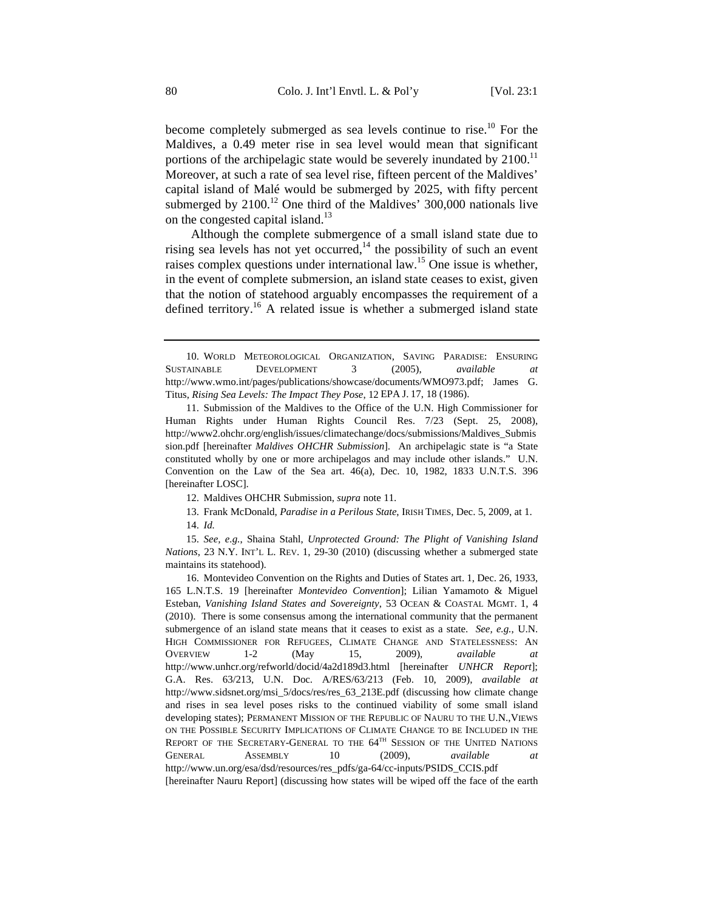become completely submerged as sea levels continue to rise.[10] For the Maldives, a 0.49 meter rise in sea level would mean that significant portions of the archipelagic state would be severely inundated by 2100.[11] Moreover, at such a rate of sea level rise, fifteen percent of the Maldives' capital island of Malé would be submerged by 2025, with fifty percent submerged by 2100.[12] One third of the Maldives' 300,000 nationals live on the congested capital island.[13]

Although the complete submergence of a small island state due to rising sea levels has not yet occurred,[14] the possibility of such an event raises complex questions under international law.[15] One issue is whether, in the event of complete submersion, an island state ceases to exist, given that the notion of statehood arguably encompasses the requirement of a defined territory.[16] A related issue is whether a submerged island state

---

10. WORLD METEOROLOGICAL ORGANIZATION, SAVING PARADISE: ENSURING SUSTAINABLE DEVELOPMENT 3 (2005), *available at* http://www.wmo.int/pages/publications/showcase/documents/WMO973.pdf; James G. Titus, *Rising Sea Levels: The Impact They Pose*, 12 EPA J. 17, 18 (1986).

11. Submission of the Maldives to the Office of the U.N. High Commissioner for Human Rights under Human Rights Council Res. 7/23 (Sept. 25, 2008), http://www2.ohchr.org/english/issues/climatechange/docs/submissions/Maldives_Submission.pdf [hereinafter *Maldives OHCHR Submission*]. An archipelagic state is "a State constituted wholly by one or more archipelagos and may include other islands." U.N. Convention on the Law of the Sea art. 46(a), Dec. 10, 1982, 1833 U.N.T.S. 396 [hereinafter LOSC].

12. Maldives OHCHR Submission, *supra* note 11.

13. Frank McDonald, *Paradise in a Perilous State*, IRISH TIMES, Dec. 5, 2009, at 1.

14. *Id.*

15. *See, e.g.*, Shaina Stahl, *Unprotected Ground: The Plight of Vanishing Island Nations*, 23 N.Y. INT'L L. REV. 1, 29-30 (2010) (discussing whether a submerged state maintains its statehood).

16. Montevideo Convention on the Rights and Duties of States art. 1, Dec. 26, 1933, 165 L.N.T.S. 19 [hereinafter *Montevideo Convention*]; Lilian Yamamoto & Miguel Esteban, *Vanishing Island States and Sovereignty*, 53 OCEAN & COASTAL MGMT. 1, 4 (2010). There is some consensus among the international community that the permanent submergence of an island state means that it ceases to exist as a state. *See, e.g.*, U.N. HIGH COMMISSIONER FOR REFUGEES, CLIMATE CHANGE AND STATELESSNESS: AN OVERVIEW 1-2 (May 15, 2009), *available at* http://www.unhcr.org/refworld/docid/4a2d189d3.html [hereinafter *UNHCR Report*]; G.A. Res. 63/213, U.N. Doc. A/RES/63/213 (Feb. 10, 2009), *available at* http://www.sidsnet.org/msi_5/docs/res/res_63_213E.pdf (discussing how climate change and rises in sea level poses risks to the continued viability of some small island developing states); PERMANENT MISSION OF THE REPUBLIC OF NAURU TO THE U.N., VIEWS ON THE POSSIBLE SECURITY IMPLICATIONS OF CLIMATE CHANGE TO BE INCLUDED IN THE REPORT OF THE SECRETARY-GENERAL TO THE 64TH SESSION OF THE UNITED NATIONS GENERAL ASSEMBLY 10 (2009), *available at* http://www.un.org/esa/dsd/resources/res_pdfs/ga-64/cc-inputs/PSIDS_CCIS.pdf [hereinafter Nauru Report] (discussing how states will be wiped off the face of the earth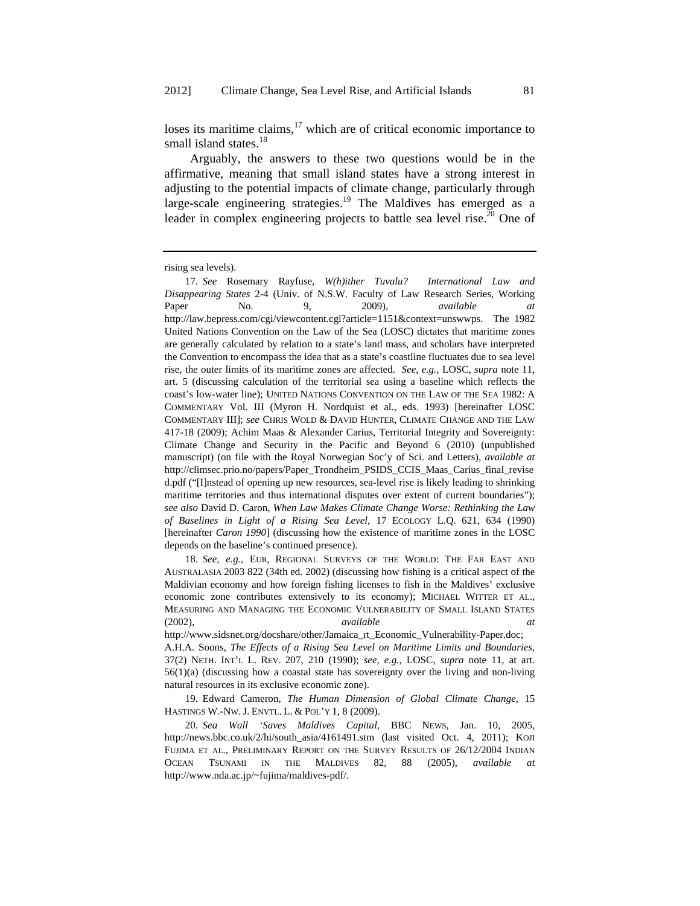loses its maritime claims,[17] which are of critical economic importance to small island states.[18]

Arguably, the answers to these two questions would be in the affirmative, meaning that small island states have a strong interest in adjusting to the potential impacts of climate change, particularly through large-scale engineering strategies.[19] The Maldives has emerged as a leader in complex engineering projects to battle sea level rise.[20] One of

---

rising sea levels).

17. *See* Rosemary Rayfuse, *W(h)ither Tuvalu? International Law and Disappearing States* 2-4 (Univ. of N.S.W. Faculty of Law Research Series, Working Paper No. 9, 2009), *available at* http://law.bepress.com/cgi/viewcontent.cgi?article=1151&context=unswwps. The 1982 United Nations Convention on the Law of the Sea (LOSC) dictates that maritime zones are generally calculated by relation to a state's land mass, and scholars have interpreted the Convention to encompass the idea that as a state's coastline fluctuates due to sea level rise, the outer limits of its maritime zones are affected. *See, e.g.*, LOSC, *supra* note 11, art. 5 (discussing calculation of the territorial sea using a baseline which reflects the coast's low-water line); UNITED NATIONS CONVENTION ON THE LAW OF THE SEA 1982: A COMMENTARY Vol. III (Myron H. Nordquist et al., eds. 1993) [hereinafter LOSC COMMENTARY III]; *see* CHRIS WOLD & DAVID HUNTER, CLIMATE CHANGE AND THE LAW 417-18 (2009); Achim Maas & Alexander Carius, Territorial Integrity and Sovereignty: Climate Change and Security in the Pacific and Beyond 6 (2010) (unpublished manuscript) (on file with the Royal Norwegian Soc'y of Sci. and Letters), *available at* http://climsec.prio.no/papers/Paper_Trondheim_PSIDS_CCIS_Maas_Carius_final_revised.pdf ("[I]nstead of opening up new resources, sea-level rise is likely leading to shrinking maritime territories and thus international disputes over extent of current boundaries"); *see also* David D. Caron, *When Law Makes Climate Change Worse: Rethinking the Law of Baselines in Light of a Rising Sea Level*, 17 ECOLOGY L.Q. 621, 634 (1990) [hereinafter *Caron 1990*] (discussing how the existence of maritime zones in the LOSC depends on the baseline's continued presence).

18. *See, e.g.*, EUR, REGIONAL SURVEYS OF THE WORLD: THE FAR EAST AND AUSTRALASIA 2003 822 (34th ed. 2002) (discussing how fishing is a critical aspect of the Maldivian economy and how foreign fishing licenses to fish in the Maldives' exclusive economic zone contributes extensively to its economy); MICHAEL WITTER ET AL., MEASURING AND MANAGING THE ECONOMIC VULNERABILITY OF SMALL ISLAND STATES (2002), *available at* http://www.sidsnet.org/docshare/other/Jamaica_rt_Economic_Vulnerability-Paper.doc; A.H.A. Soons, *The Effects of a Rising Sea Level on Maritime Limits and Boundaries*, 37(2) NETH. INT'L L. REV. 207, 210 (1990); *see, e.g.*, LOSC, *supra* note 11, at art. 56(1)(a) (discussing how a coastal state has sovereignty over the living and non-living natural resources in its exclusive economic zone).

19. Edward Cameron, *The Human Dimension of Global Climate Change*, 15 HASTINGS W.-NW. J. ENVTL. L. & POL'Y 1, 8 (2009).

20. *Sea Wall 'Saves Maldives Capital*, BBC NEWS, Jan. 10, 2005, http://news.bbc.co.uk/2/hi/south_asia/4161491.stm (last visited Oct. 4, 2011); KOJI FUJIMA ET AL., PRELIMINARY REPORT ON THE SURVEY RESULTS OF 26/12/2004 INDIAN OCEAN TSUNAMI IN THE MALDIVES 82, 88 (2005), *available at* http://www.nda.ac.jp/~fujima/maldives-pdf/.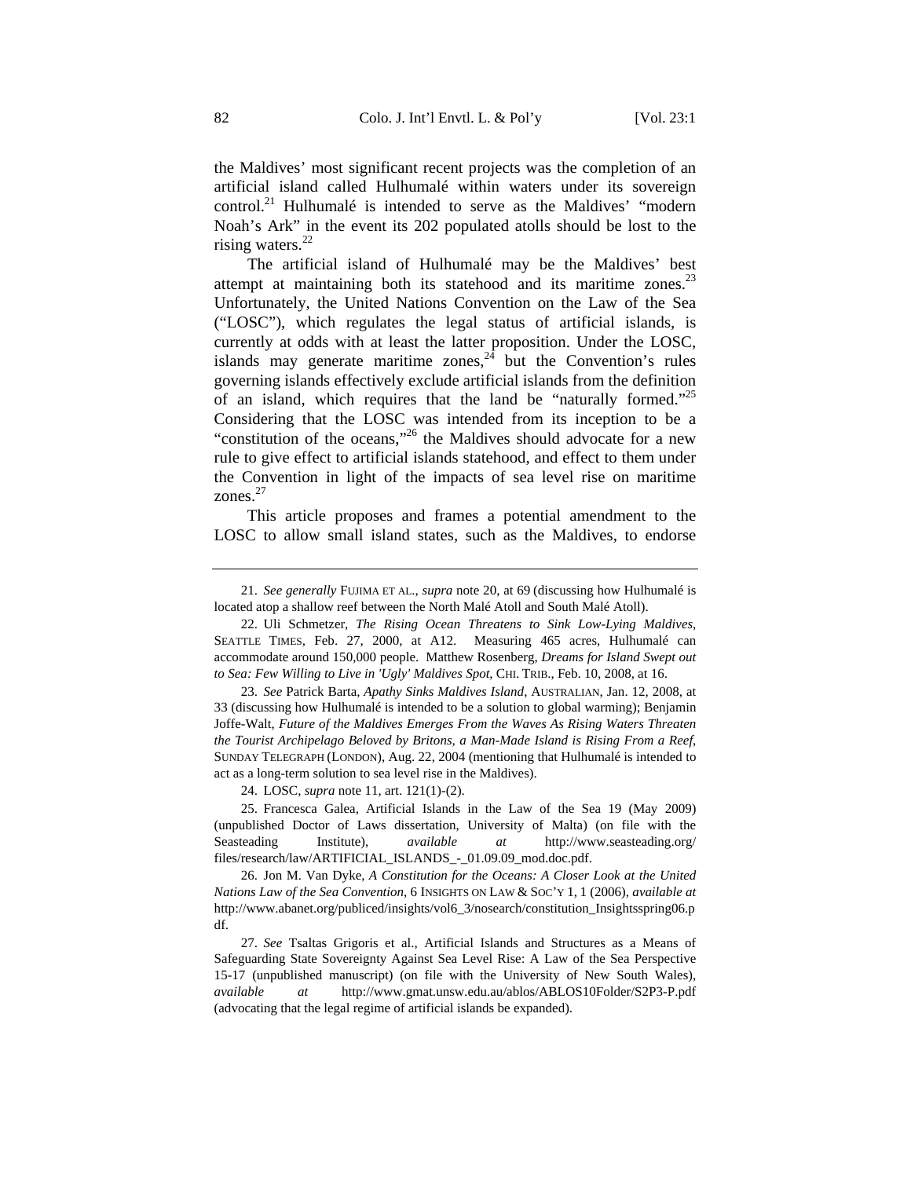the Maldives' most significant recent projects was the completion of an artificial island called Hulhumalé within waters under its sovereign control.[21] Hulhumalé is intended to serve as the Maldives' "modern Noah's Ark" in the event its 202 populated atolls should be lost to the rising waters.[22]

The artificial island of Hulhumalé may be the Maldives' best attempt at maintaining both its statehood and its maritime zones.[23] Unfortunately, the United Nations Convention on the Law of the Sea ("LOSC"), which regulates the legal status of artificial islands, is currently at odds with at least the latter proposition. Under the LOSC, islands may generate maritime zones,[24] but the Convention's rules governing islands effectively exclude artificial islands from the definition of an island, which requires that the land be "naturally formed."[25] Considering that the LOSC was intended from its inception to be a "constitution of the oceans,"[26] the Maldives should advocate for a new rule to give effect to artificial islands statehood, and effect to them under the Convention in light of the impacts of sea level rise on maritime zones.[27]

This article proposes and frames a potential amendment to the LOSC to allow small island states, such as the Maldives, to endorse

---

21. *See generally* FUJIMA ET AL., *supra* note 20, at 69 (discussing how Hulhumalé is located atop a shallow reef between the North Malé Atoll and South Malé Atoll).

22. Uli Schmetzer, *The Rising Ocean Threatens to Sink Low-Lying Maldives*, SEATTLE TIMES, Feb. 27, 2000, at A12. Measuring 465 acres, Hulhumalé can accommodate around 150,000 people. Matthew Rosenberg, *Dreams for Island Swept out to Sea: Few Willing to Live in 'Ugly' Maldives Spot*, CHI. TRIB., Feb. 10, 2008, at 16.

23. *See* Patrick Barta, *Apathy Sinks Maldives Island*, AUSTRALIAN, Jan. 12, 2008, at 33 (discussing how Hulhumalé is intended to be a solution to global warming); Benjamin Joffe-Walt, *Future of the Maldives Emerges From the Waves As Rising Waters Threaten the Tourist Archipelago Beloved by Britons, a Man-Made Island is Rising From a Reef*, SUNDAY TELEGRAPH (LONDON), Aug. 22, 2004 (mentioning that Hulhumalé is intended to act as a long-term solution to sea level rise in the Maldives).

24. LOSC, *supra* note 11, art. 121(1)-(2).

25. Francesca Galea, Artificial Islands in the Law of the Sea 19 (May 2009) (unpublished Doctor of Laws dissertation, University of Malta) (on file with the Seasteading Institute), *available at* http://www.seasteading.org/files/research/law/ARTIFICIAL_ISLANDS_-_01.09.09_mod.doc.pdf.

26. Jon M. Van Dyke, *A Constitution for the Oceans: A Closer Look at the United Nations Law of the Sea Convention*, 6 INSIGHTS ON LAW & SOC'Y 1, 1 (2006), *available at* http://www.abanet.org/publiced/insights/vol6_3/nosearch/constitution_Insightsspring06.pdf.

27. *See* Tsaltas Grigoris et al., Artificial Islands and Structures as a Means of Safeguarding State Sovereignty Against Sea Level Rise: A Law of the Sea Perspective 15-17 (unpublished manuscript) (on file with the University of New South Wales), *available at* http://www.gmat.unsw.edu.au/ablos/ABLOS10Folder/S2P3-P.pdf (advocating that the legal regime of artificial islands be expanded).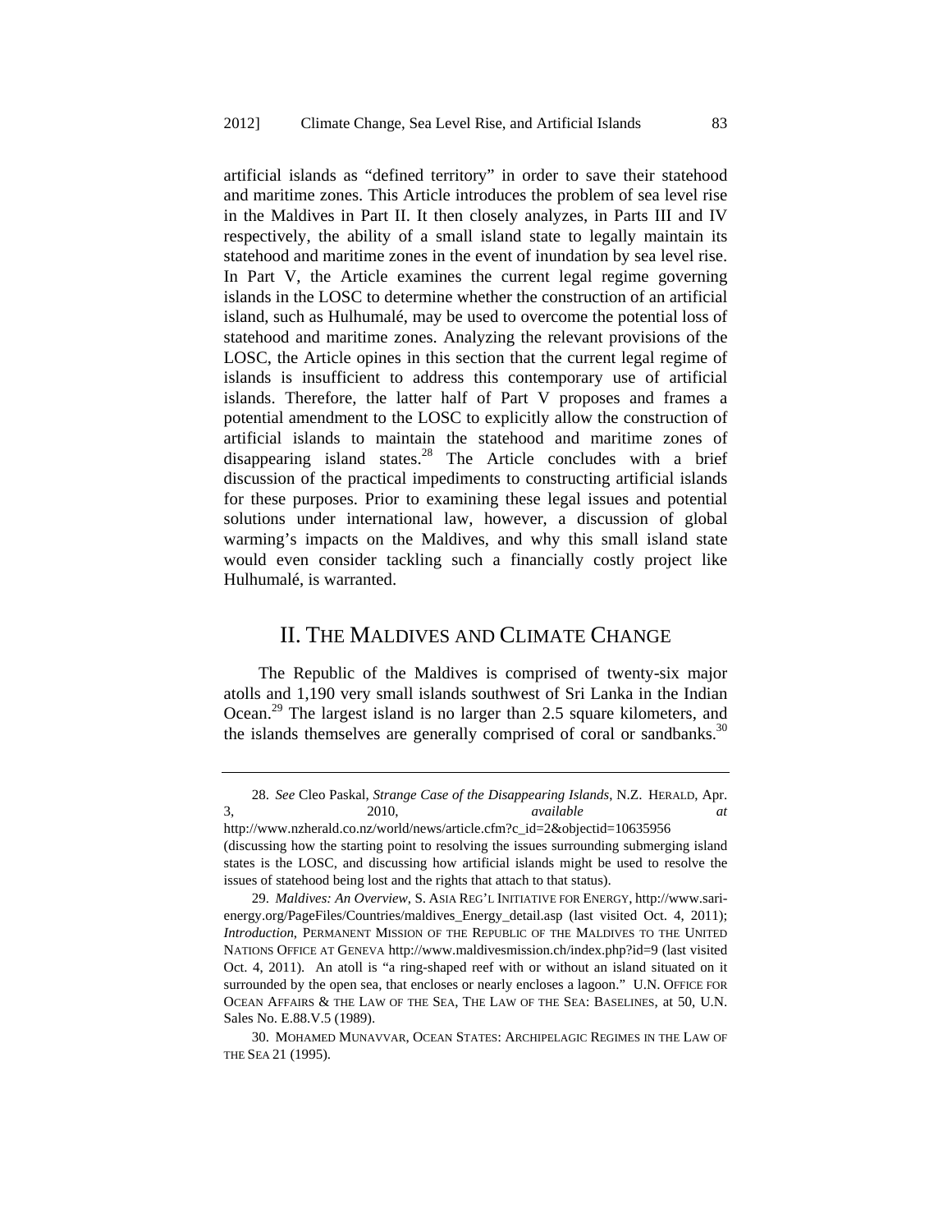artificial islands as "defined territory" in order to save their statehood and maritime zones. This Article introduces the problem of sea level rise in the Maldives in Part II. It then closely analyzes, in Parts III and IV respectively, the ability of a small island state to legally maintain its statehood and maritime zones in the event of inundation by sea level rise. In Part V, the Article examines the current legal regime governing islands in the LOSC to determine whether the construction of an artificial island, such as Hulhumalé, may be used to overcome the potential loss of statehood and maritime zones. Analyzing the relevant provisions of the LOSC, the Article opines in this section that the current legal regime of islands is insufficient to address this contemporary use of artificial islands. Therefore, the latter half of Part V proposes and frames a potential amendment to the LOSC to explicitly allow the construction of artificial islands to maintain the statehood and maritime zones of disappearing island states.[28] The Article concludes with a brief discussion of the practical impediments to constructing artificial islands for these purposes. Prior to examining these legal issues and potential solutions under international law, however, a discussion of global warming's impacts on the Maldives, and why this small island state would even consider tackling such a financially costly project like Hulhumalé, is warranted.

## II. The Maldives and Climate Change

The Republic of the Maldives is comprised of twenty-six major atolls and 1,190 very small islands southwest of Sri Lanka in the Indian Ocean.[29] The largest island is no larger than 2.5 square kilometers, and the islands themselves are generally comprised of coral or sandbanks.[30]

---

28. *See* Cleo Paskal, *Strange Case of the Disappearing Islands*, N.Z. HERALD, Apr. 3, 2010, *available at* http://www.nzherald.co.nz/world/news/article.cfm?c_id=2&objectid=10635956 (discussing how the starting point to resolving the issues surrounding submerging island states is the LOSC, and discussing how artificial islands might be used to resolve the issues of statehood being lost and the rights that attach to that status).

29. *Maldives: An Overview*, S. ASIA REG'L INITIATIVE FOR ENERGY, http://www.sari-energy.org/PageFiles/Countries/maldives_Energy_detail.asp (last visited Oct. 4, 2011); *Introduction*, PERMANENT MISSION OF THE REPUBLIC OF THE MALDIVES TO THE UNITED NATIONS OFFICE AT GENEVA http://www.maldivesmission.ch/index.php?id=9 (last visited Oct. 4, 2011). An atoll is "a ring-shaped reef with or without an island situated on it surrounded by the open sea, that encloses or nearly encloses a lagoon." U.N. OFFICE FOR OCEAN AFFAIRS & THE LAW OF THE SEA, THE LAW OF THE SEA: BASELINES, at 50, U.N. Sales No. E.88.V.5 (1989).

30. MOHAMED MUNAVVAR, OCEAN STATES: ARCHIPELAGIC REGIMES IN THE LAW OF THE SEA 21 (1995).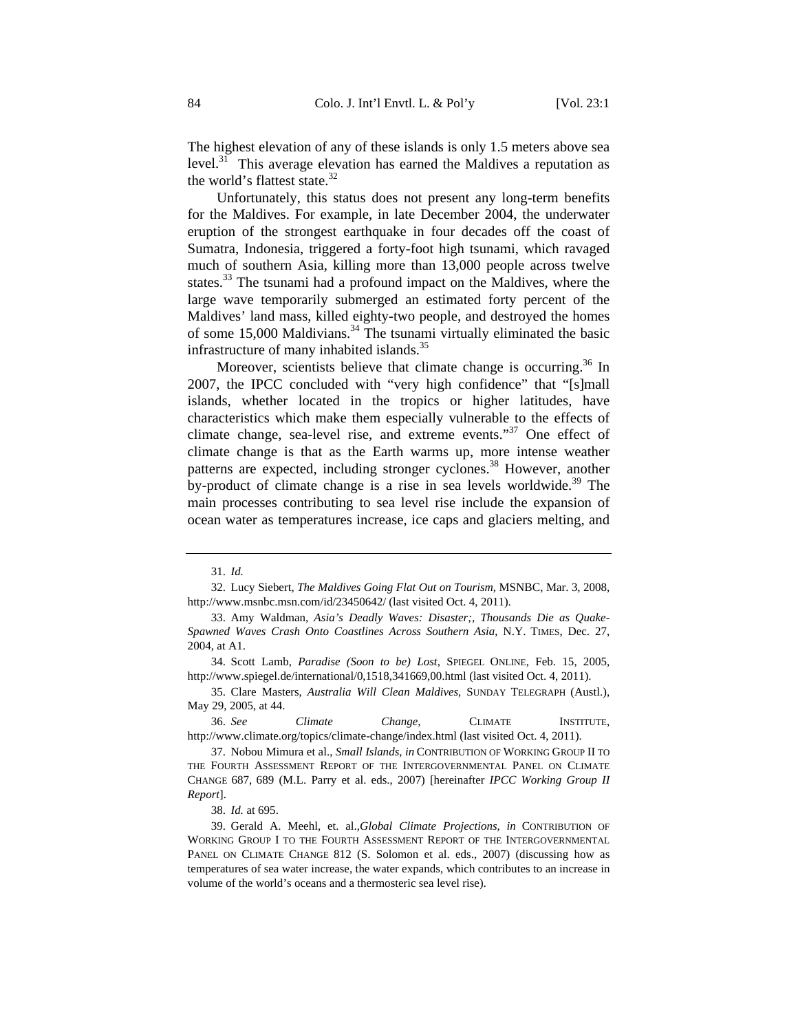The highest elevation of any of these islands is only 1.5 meters above sea level.[31] This average elevation has earned the Maldives a reputation as the world's flattest state.[32]

Unfortunately, this status does not present any long-term benefits for the Maldives. For example, in late December 2004, the underwater eruption of the strongest earthquake in four decades off the coast of Sumatra, Indonesia, triggered a forty-foot high tsunami, which ravaged much of southern Asia, killing more than 13,000 people across twelve states.[33] The tsunami had a profound impact on the Maldives, where the large wave temporarily submerged an estimated forty percent of the Maldives' land mass, killed eighty-two people, and destroyed the homes of some 15,000 Maldivians.[34] The tsunami virtually eliminated the basic infrastructure of many inhabited islands.[35]

Moreover, scientists believe that climate change is occurring.[36] In 2007, the IPCC concluded with "very high confidence" that "[s]mall islands, whether located in the tropics or higher latitudes, have characteristics which make them especially vulnerable to the effects of climate change, sea-level rise, and extreme events."[37] One effect of climate change is that as the Earth warms up, more intense weather patterns are expected, including stronger cyclones.[38] However, another by-product of climate change is a rise in sea levels worldwide.[39] The main processes contributing to sea level rise include the expansion of ocean water as temperatures increase, ice caps and glaciers melting, and

---

31. *Id.*

32. Lucy Siebert, *The Maldives Going Flat Out on Tourism*, MSNBC, Mar. 3, 2008, http://www.msnbc.msn.com/id/23450642/ (last visited Oct. 4, 2011).

33. Amy Waldman, *Asia's Deadly Waves: Disaster;, Thousands Die as Quake-Spawned Waves Crash Onto Coastlines Across Southern Asia*, N.Y. TIMES, Dec. 27, 2004, at A1.

34. Scott Lamb, *Paradise (Soon to be) Lost*, SPIEGEL ONLINE, Feb. 15, 2005, http://www.spiegel.de/international/0,1518,341669,00.html (last visited Oct. 4, 2011).

35. Clare Masters, *Australia Will Clean Maldives*, SUNDAY TELEGRAPH (Austl.), May 29, 2005, at 44.

36. *See Climate Change*, CLIMATE INSTITUTE, http://www.climate.org/topics/climate-change/index.html (last visited Oct. 4, 2011).

37. Nobou Mimura et al., *Small Islands*, *in* CONTRIBUTION OF WORKING GROUP II TO THE FOURTH ASSESSMENT REPORT OF THE INTERGOVERNMENTAL PANEL ON CLIMATE CHANGE 687, 689 (M.L. Parry et al. eds., 2007) [hereinafter *IPCC Working Group II Report*].

38. *Id.* at 695.

39. Gerald A. Meehl, et. al.,*Global Climate Projections*, *in* CONTRIBUTION OF WORKING GROUP I TO THE FOURTH ASSESSMENT REPORT OF THE INTERGOVERNMENTAL PANEL ON CLIMATE CHANGE 812 (S. Solomon et al. eds., 2007) (discussing how as temperatures of sea water increase, the water expands, which contributes to an increase in volume of the world's oceans and a thermosteric sea level rise).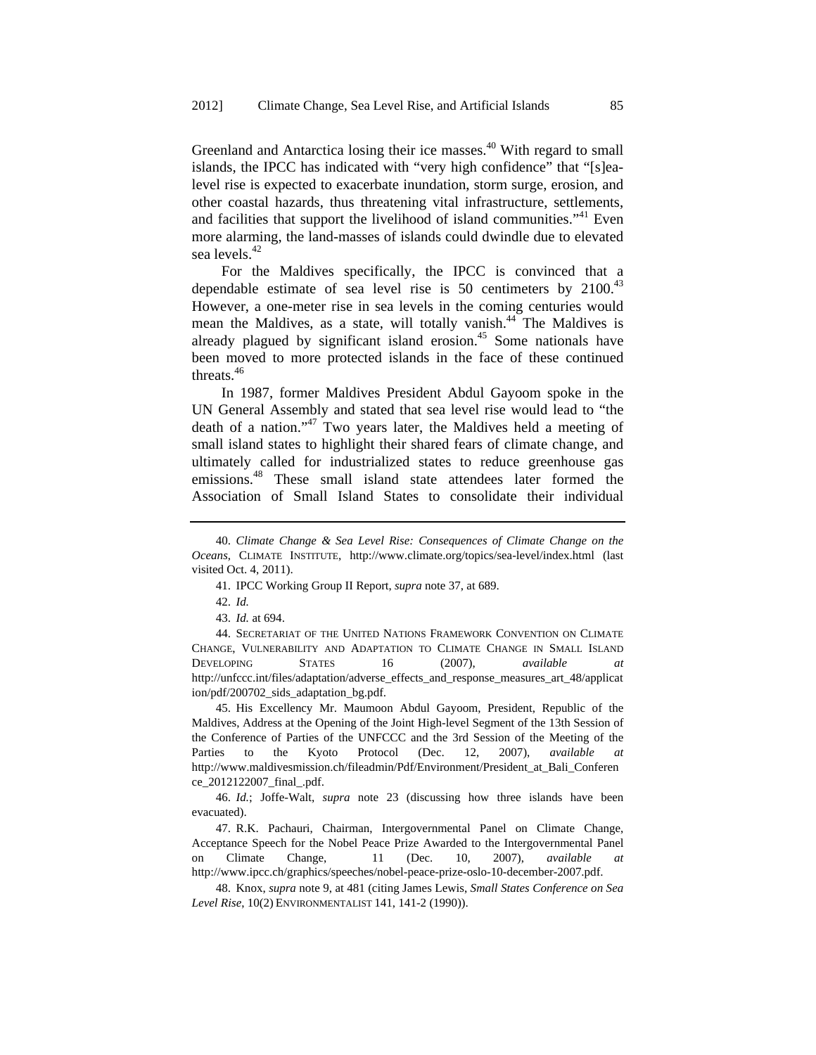Greenland and Antarctica losing their ice masses.[40] With regard to small islands, the IPCC has indicated with "very high confidence" that "[s]ea-level rise is expected to exacerbate inundation, storm surge, erosion, and other coastal hazards, thus threatening vital infrastructure, settlements, and facilities that support the livelihood of island communities."[41] Even more alarming, the land-masses of islands could dwindle due to elevated sea levels.[42]

For the Maldives specifically, the IPCC is convinced that a dependable estimate of sea level rise is 50 centimeters by 2100.[43] However, a one-meter rise in sea levels in the coming centuries would mean the Maldives, as a state, will totally vanish.[44] The Maldives is already plagued by significant island erosion.[45] Some nationals have been moved to more protected islands in the face of these continued threats.[46]

In 1987, former Maldives President Abdul Gayoom spoke in the UN General Assembly and stated that sea level rise would lead to "the death of a nation."[47] Two years later, the Maldives held a meeting of small island states to highlight their shared fears of climate change, and ultimately called for industrialized states to reduce greenhouse gas emissions.[48] These small island state attendees later formed the Association of Small Island States to consolidate their individual

---

40. *Climate Change & Sea Level Rise: Consequences of Climate Change on the Oceans*, CLIMATE INSTITUTE, http://www.climate.org/topics/sea-level/index.html (last visited Oct. 4, 2011).

41. IPCC Working Group II Report, *supra* note 37, at 689.

42. *Id.*

43. *Id.* at 694.

44. SECRETARIAT OF THE UNITED NATIONS FRAMEWORK CONVENTION ON CLIMATE CHANGE, VULNERABILITY AND ADAPTATION TO CLIMATE CHANGE IN SMALL ISLAND DEVELOPING STATES 16 (2007), *available at* http://unfccc.int/files/adaptation/adverse_effects_and_response_measures_art_48/application/pdf/200702_sids_adaptation_bg.pdf.

45. His Excellency Mr. Maumoon Abdul Gayoom, President, Republic of the Maldives, Address at the Opening of the Joint High-level Segment of the 13th Session of the Conference of Parties of the UNFCCC and the 3rd Session of the Meeting of the Parties to the Kyoto Protocol (Dec. 12, 2007), *available at* http://www.maldivesmission.ch/fileadmin/Pdf/Environment/President_at_Bali_Conference_2012122007_final_.pdf.

46. *Id.*; Joffe-Walt, *supra* note 23 (discussing how three islands have been evacuated).

47. R.K. Pachauri, Chairman, Intergovernmental Panel on Climate Change, Acceptance Speech for the Nobel Peace Prize Awarded to the Intergovernmental Panel on Climate Change, 11 (Dec. 10, 2007), *available at* http://www.ipcc.ch/graphics/speeches/nobel-peace-prize-oslo-10-december-2007.pdf.

48. Knox, *supra* note 9, at 481 (citing James Lewis, *Small States Conference on Sea Level Rise*, 10(2) ENVIRONMENTALIST 141, 141-2 (1990)).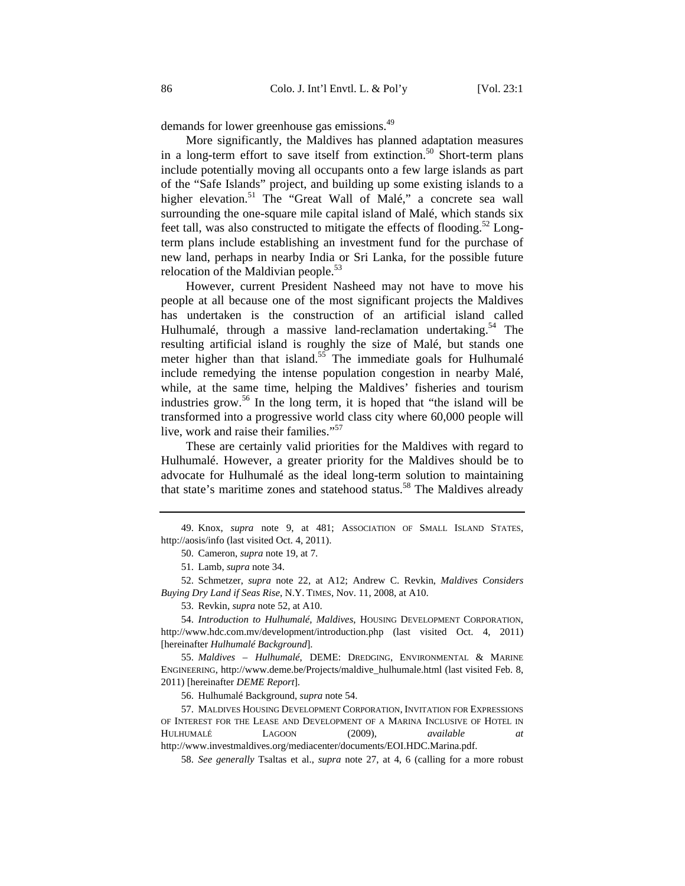demands for lower greenhouse gas emissions.[49]

More significantly, the Maldives has planned adaptation measures in a long-term effort to save itself from extinction.[50] Short-term plans include potentially moving all occupants onto a few large islands as part of the "Safe Islands" project, and building up some existing islands to a higher elevation.[51] The "Great Wall of Malé," a concrete sea wall surrounding the one-square mile capital island of Malé, which stands six feet tall, was also constructed to mitigate the effects of flooding.[52] Long-term plans include establishing an investment fund for the purchase of new land, perhaps in nearby India or Sri Lanka, for the possible future relocation of the Maldivian people.[53]

However, current President Nasheed may not have to move his people at all because one of the most significant projects the Maldives has undertaken is the construction of an artificial island called Hulhumalé, through a massive land-reclamation undertaking.[54] The resulting artificial island is roughly the size of Malé, but stands one meter higher than that island.[55] The immediate goals for Hulhumalé include remedying the intense population congestion in nearby Malé, while, at the same time, helping the Maldives' fisheries and tourism industries grow.[56] In the long term, it is hoped that "the island will be transformed into a progressive world class city where 60,000 people will live, work and raise their families."[57]

These are certainly valid priorities for the Maldives with regard to Hulhumalé. However, a greater priority for the Maldives should be to advocate for Hulhumalé as the ideal long-term solution to maintaining that state's maritime zones and statehood status.[58] The Maldives already

---

49. Knox, *supra* note 9, at 481; ASSOCIATION OF SMALL ISLAND STATES, http://aosis/info (last visited Oct. 4, 2011).

50. Cameron, *supra* note 19, at 7.

51. Lamb, *supra* note 34.

52. Schmetzer, *supra* note 22, at A12; Andrew C. Revkin, *Maldives Considers Buying Dry Land if Seas Rise*, N.Y. TIMES, Nov. 11, 2008, at A10.

53. Revkin, *supra* note 52, at A10.

54. *Introduction to Hulhumalé, Maldives*, HOUSING DEVELOPMENT CORPORATION, http://www.hdc.com.mv/development/introduction.php (last visited Oct. 4, 2011) [hereinafter *Hulhumalé Background*].

55. *Maldives – Hulhumalé*, DEME: DREDGING, ENVIRONMENTAL & MARINE ENGINEERING, http://www.deme.be/Projects/maldive_hulhumale.html (last visited Feb. 8, 2011) [hereinafter *DEME Report*].

56. Hulhumalé Background, *supra* note 54.

57. MALDIVES HOUSING DEVELOPMENT CORPORATION, INVITATION FOR EXPRESSIONS OF INTEREST FOR THE LEASE AND DEVELOPMENT OF A MARINA INCLUSIVE OF HOTEL IN HULHUMALÉ LAGOON (2009), *available at* http://www.investmaldives.org/mediacenter/documents/EOI.HDC.Marina.pdf.

58. *See generally* Tsaltas et al., *supra* note 27, at 4, 6 (calling for a more robust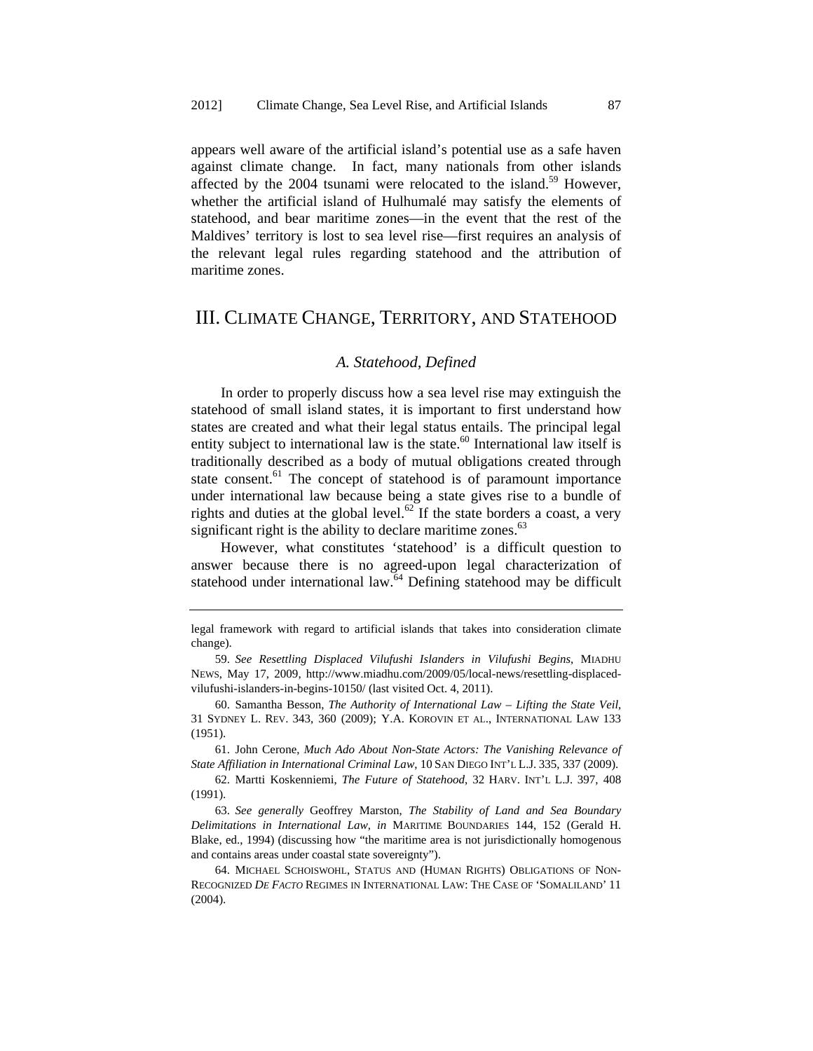appears well aware of the artificial island's potential use as a safe haven against climate change. In fact, many nationals from other islands affected by the 2004 tsunami were relocated to the island.[59] However, whether the artificial island of Hulhumalé may satisfy the elements of statehood, and bear maritime zones—in the event that the rest of the Maldives' territory is lost to sea level rise—first requires an analysis of the relevant legal rules regarding statehood and the attribution of maritime zones.

## III. Climate Change, Territory, and Statehood

### *A. Statehood, Defined*

In order to properly discuss how a sea level rise may extinguish the statehood of small island states, it is important to first understand how states are created and what their legal status entails. The principal legal entity subject to international law is the state.[60] International law itself is traditionally described as a body of mutual obligations created through state consent.[61] The concept of statehood is of paramount importance under international law because being a state gives rise to a bundle of rights and duties at the global level.[62] If the state borders a coast, a very significant right is the ability to declare maritime zones.[63]

However, what constitutes 'statehood' is a difficult question to answer because there is no agreed-upon legal characterization of statehood under international law.[64] Defining statehood may be difficult

---

legal framework with regard to artificial islands that takes into consideration climate change).

59. *See Resettling Displaced Vilufushi Islanders in Vilufushi Begins*, Miadhu News, May 17, 2009, http://www.miadhu.com/2009/05/local-news/resettling-displaced-vilufushi-islanders-in-begins-10150/ (last visited Oct. 4, 2011).

60. Samantha Besson, *The Authority of International Law – Lifting the State Veil*, 31 Sydney L. Rev. 343, 360 (2009); Y.A. Korovin et al., International Law 133 (1951).

61. John Cerone, *Much Ado About Non-State Actors: The Vanishing Relevance of State Affiliation in International Criminal Law*, 10 San Diego Int'l L.J. 335, 337 (2009).

62. Martti Koskenniemi, *The Future of Statehood*, 32 Harv. Int'l L.J. 397, 408 (1991).

63. *See generally* Geoffrey Marston, *The Stability of Land and Sea Boundary Delimitations in International Law*, *in* Maritime Boundaries 144, 152 (Gerald H. Blake, ed., 1994) (discussing how "the maritime area is not jurisdictionally homogenous and contains areas under coastal state sovereignty").

64. Michael Schoiswohl, Status and (Human Rights) Obligations of Non-Recognized *De Facto* Regimes in International Law: The Case of 'Somaliland' 11 (2004).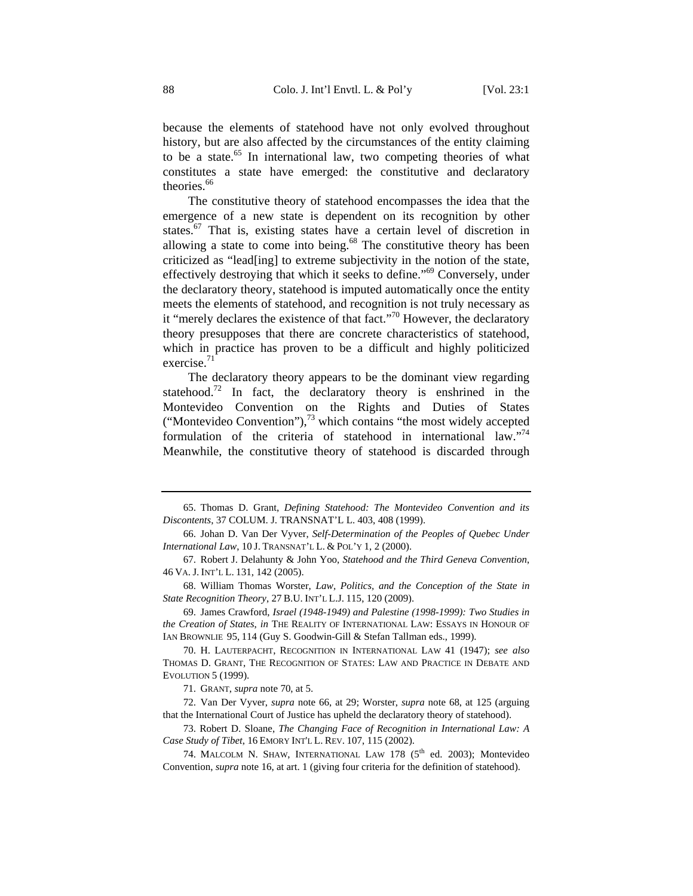because the elements of statehood have not only evolved throughout history, but are also affected by the circumstances of the entity claiming to be a state.[65] In international law, two competing theories of what constitutes a state have emerged: the constitutive and declaratory theories.[66]

The constitutive theory of statehood encompasses the idea that the emergence of a new state is dependent on its recognition by other states.[67] That is, existing states have a certain level of discretion in allowing a state to come into being.[68] The constitutive theory has been criticized as "lead[ing] to extreme subjectivity in the notion of the state, effectively destroying that which it seeks to define."[69] Conversely, under the declaratory theory, statehood is imputed automatically once the entity meets the elements of statehood, and recognition is not truly necessary as it "merely declares the existence of that fact."[70] However, the declaratory theory presupposes that there are concrete characteristics of statehood, which in practice has proven to be a difficult and highly politicized exercise.[71]

The declaratory theory appears to be the dominant view regarding statehood.[72] In fact, the declaratory theory is enshrined in the Montevideo Convention on the Rights and Duties of States ("Montevideo Convention"),[73] which contains "the most widely accepted formulation of the criteria of statehood in international law."[74] Meanwhile, the constitutive theory of statehood is discarded through

---

65. Thomas D. Grant, *Defining Statehood: The Montevideo Convention and its Discontents*, 37 COLUM. J. TRANSNAT'L L. 403, 408 (1999).

66. Johan D. Van Der Vyver, *Self-Determination of the Peoples of Quebec Under International Law*, 10 J. TRANSNAT'L L. & POL'Y 1, 2 (2000).

67. Robert J. Delahunty & John Yoo, *Statehood and the Third Geneva Convention*, 46 VA. J. INT'L L. 131, 142 (2005).

68. William Thomas Worster, *Law, Politics, and the Conception of the State in State Recognition Theory*, 27 B.U. INT'L L.J. 115, 120 (2009).

69. James Crawford, *Israel (1948-1949) and Palestine (1998-1999): Two Studies in the Creation of States*, *in* THE REALITY OF INTERNATIONAL LAW: ESSAYS IN HONOUR OF IAN BROWNLIE 95, 114 (Guy S. Goodwin-Gill & Stefan Tallman eds., 1999).

70. H. LAUTERPACHT, RECOGNITION IN INTERNATIONAL LAW 41 (1947); *see also* THOMAS D. GRANT, THE RECOGNITION OF STATES: LAW AND PRACTICE IN DEBATE AND EVOLUTION 5 (1999).

71. GRANT, *supra* note 70, at 5.

72. Van Der Vyver, *supra* note 66, at 29; Worster, *supra* note 68, at 125 (arguing that the International Court of Justice has upheld the declaratory theory of statehood).

73. Robert D. Sloane, *The Changing Face of Recognition in International Law: A Case Study of Tibet*, 16 EMORY INT'L L. REV. 107, 115 (2002).

74. MALCOLM N. SHAW, INTERNATIONAL LAW 178 (5th ed. 2003); Montevideo Convention, *supra* note 16, at art. 1 (giving four criteria for the definition of statehood).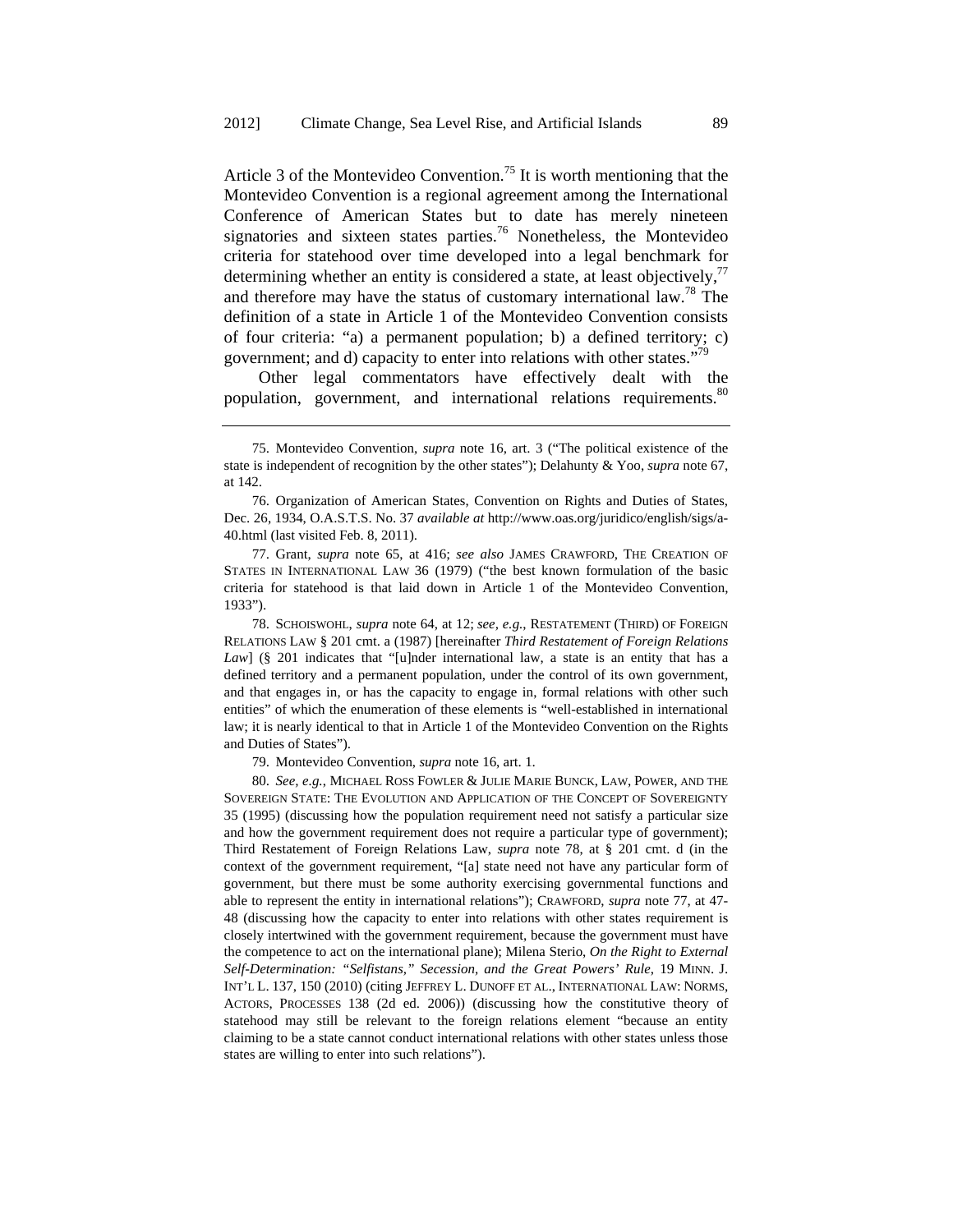Article 3 of the Montevideo Convention.[75] It is worth mentioning that the Montevideo Convention is a regional agreement among the International Conference of American States but to date has merely nineteen signatories and sixteen states parties.[76] Nonetheless, the Montevideo criteria for statehood over time developed into a legal benchmark for determining whether an entity is considered a state, at least objectively,[77] and therefore may have the status of customary international law.[78] The definition of a state in Article 1 of the Montevideo Convention consists of four criteria: "a) a permanent population; b) a defined territory; c) government; and d) capacity to enter into relations with other states."[79]

Other legal commentators have effectively dealt with the population, government, and international relations requirements.[80]

---

75. Montevideo Convention, *supra* note 16, art. 3 ("The political existence of the state is independent of recognition by the other states"); Delahunty & Yoo, *supra* note 67, at 142.

76. Organization of American States, Convention on Rights and Duties of States, Dec. 26, 1934, O.A.S.T.S. No. 37 *available at* http://www.oas.org/juridico/english/sigs/a-40.html (last visited Feb. 8, 2011).

77. Grant, *supra* note 65, at 416; *see also* JAMES CRAWFORD, THE CREATION OF STATES IN INTERNATIONAL LAW 36 (1979) ("the best known formulation of the basic criteria for statehood is that laid down in Article 1 of the Montevideo Convention, 1933").

78. SCHOISWOHL, *supra* note 64, at 12; *see, e.g.*, RESTATEMENT (THIRD) OF FOREIGN RELATIONS LAW § 201 cmt. a (1987) [hereinafter *Third Restatement of Foreign Relations Law*] (§ 201 indicates that "[u]nder international law, a state is an entity that has a defined territory and a permanent population, under the control of its own government, and that engages in, or has the capacity to engage in, formal relations with other such entities" of which the enumeration of these elements is "well-established in international law; it is nearly identical to that in Article 1 of the Montevideo Convention on the Rights and Duties of States").

79. Montevideo Convention, *supra* note 16, art. 1.

80. *See, e.g.*, MICHAEL ROSS FOWLER & JULIE MARIE BUNCK, LAW, POWER, AND THE SOVEREIGN STATE: THE EVOLUTION AND APPLICATION OF THE CONCEPT OF SOVEREIGNTY 35 (1995) (discussing how the population requirement need not satisfy a particular size and how the government requirement does not require a particular type of government); Third Restatement of Foreign Relations Law, *supra* note 78, at § 201 cmt. d (in the context of the government requirement, "[a] state need not have any particular form of government, but there must be some authority exercising governmental functions and able to represent the entity in international relations"); CRAWFORD, *supra* note 77, at 47-48 (discussing how the capacity to enter into relations with other states requirement is closely intertwined with the government requirement, because the government must have the competence to act on the international plane); Milena Sterio, *On the Right to External Self-Determination: "Selfistans," Secession, and the Great Powers' Rule*, 19 MINN. J. INT'L L. 137, 150 (2010) (citing JEFFREY L. DUNOFF ET AL., INTERNATIONAL LAW: NORMS, ACTORS, PROCESSES 138 (2d ed. 2006)) (discussing how the constitutive theory of statehood may still be relevant to the foreign relations element "because an entity claiming to be a state cannot conduct international relations with other states unless those states are willing to enter into such relations").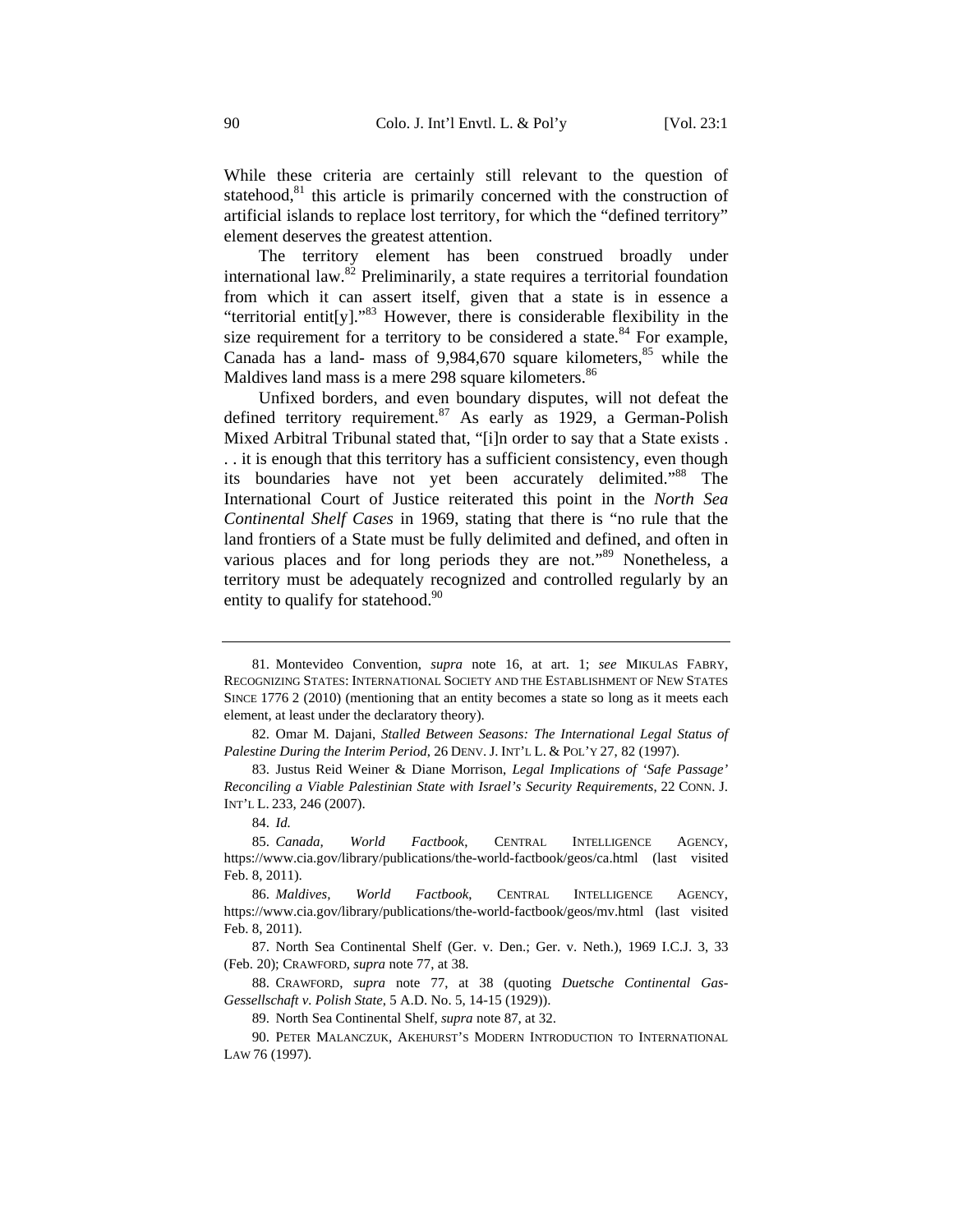While these criteria are certainly still relevant to the question of statehood,[81] this article is primarily concerned with the construction of artificial islands to replace lost territory, for which the "defined territory" element deserves the greatest attention.

The territory element has been construed broadly under international law.[82] Preliminarily, a state requires a territorial foundation from which it can assert itself, given that a state is in essence a "territorial entit[y]."[83] However, there is considerable flexibility in the size requirement for a territory to be considered a state.[84] For example, Canada has a land- mass of 9,984,670 square kilometers,[85] while the Maldives land mass is a mere 298 square kilometers.[86]

Unfixed borders, and even boundary disputes, will not defeat the defined territory requirement.[87] As early as 1929, a German-Polish Mixed Arbitral Tribunal stated that, "[i]n order to say that a State exists . . . it is enough that this territory has a sufficient consistency, even though its boundaries have not yet been accurately delimited."[88] The International Court of Justice reiterated this point in the *North Sea Continental Shelf Cases* in 1969, stating that there is "no rule that the land frontiers of a State must be fully delimited and defined, and often in various places and for long periods they are not."[89] Nonetheless, a territory must be adequately recognized and controlled regularly by an entity to qualify for statehood.[90]

---

81. Montevideo Convention, *supra* note 16, at art. 1; *see* MIKULAS FABRY, RECOGNIZING STATES: INTERNATIONAL SOCIETY AND THE ESTABLISHMENT OF NEW STATES SINCE 1776 2 (2010) (mentioning that an entity becomes a state so long as it meets each element, at least under the declaratory theory).

82. Omar M. Dajani, *Stalled Between Seasons: The International Legal Status of Palestine During the Interim Period*, 26 DENV. J. INT'L L. & POL'Y 27, 82 (1997).

83. Justus Reid Weiner & Diane Morrison, *Legal Implications of 'Safe Passage' Reconciling a Viable Palestinian State with Israel's Security Requirements*, 22 CONN. J. INT'L L. 233, 246 (2007).

84. *Id.*

85. *Canada, World Factbook*, CENTRAL INTELLIGENCE AGENCY, https://www.cia.gov/library/publications/the-world-factbook/geos/ca.html (last visited Feb. 8, 2011).

86. *Maldives, World Factbook*, CENTRAL INTELLIGENCE AGENCY, https://www.cia.gov/library/publications/the-world-factbook/geos/mv.html (last visited Feb. 8, 2011).

87. North Sea Continental Shelf (Ger. v. Den.; Ger. v. Neth.), 1969 I.C.J. 3, 33 (Feb. 20); CRAWFORD, *supra* note 77, at 38.

88. CRAWFORD, *supra* note 77, at 38 (quoting *Duetsche Continental Gas-Gessellschaft v. Polish State*, 5 A.D. No. 5, 14-15 (1929)).

89. North Sea Continental Shelf, *supra* note 87, at 32.

90. PETER MALANCZUK, AKEHURST'S MODERN INTRODUCTION TO INTERNATIONAL LAW 76 (1997).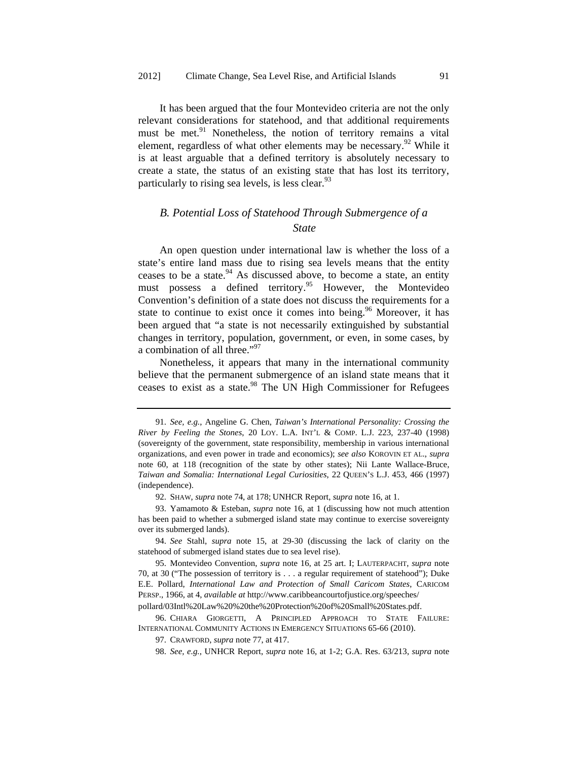It has been argued that the four Montevideo criteria are not the only relevant considerations for statehood, and that additional requirements must be met.[91] Nonetheless, the notion of territory remains a vital element, regardless of what other elements may be necessary.[92] While it is at least arguable that a defined territory is absolutely necessary to create a state, the status of an existing state that has lost its territory, particularly to rising sea levels, is less clear.[93]

### *B. Potential Loss of Statehood Through Submergence of a State*

An open question under international law is whether the loss of a state's entire land mass due to rising sea levels means that the entity ceases to be a state.[94] As discussed above, to become a state, an entity must possess a defined territory.[95] However, the Montevideo Convention's definition of a state does not discuss the requirements for a state to continue to exist once it comes into being.[96] Moreover, it has been argued that "a state is not necessarily extinguished by substantial changes in territory, population, government, or even, in some cases, by a combination of all three."[97]

Nonetheless, it appears that many in the international community believe that the permanent submergence of an island state means that it ceases to exist as a state.[98] The UN High Commissioner for Refugees

---

91. *See, e.g.*, Angeline G. Chen, *Taiwan's International Personality: Crossing the River by Feeling the Stones*, 20 LOY. L.A. INT'L & COMP. L.J. 223, 237-40 (1998) (sovereignty of the government, state responsibility, membership in various international organizations, and even power in trade and economics); *see also* KOROVIN ET AL., *supra* note 60, at 118 (recognition of the state by other states); Nii Lante Wallace-Bruce, *Taiwan and Somalia: International Legal Curiosities*, 22 QUEEN'S L.J. 453, 466 (1997) (independence).

92. SHAW, *supra* note 74, at 178; UNHCR Report, *supra* note 16, at 1.

93. Yamamoto & Esteban, *supra* note 16, at 1 (discussing how not much attention has been paid to whether a submerged island state may continue to exercise sovereignty over its submerged lands).

94. *See* Stahl, *supra* note 15, at 29-30 (discussing the lack of clarity on the statehood of submerged island states due to sea level rise).

95. Montevideo Convention, *supra* note 16, at 25 art. I; LAUTERPACHT, *supra* note 70, at 30 ("The possession of territory is . . . a regular requirement of statehood"); Duke E.E. Pollard, *International Law and Protection of Small Caricom States*, CARICOM PERSP., 1966, at 4, *available at* http://www.caribbeancourtofjustice.org/speeches/pollard/03Intl%20Law%20%20the%20Protection%20of%20Small%20States.pdf.

96. CHIARA GIORGETTI, A PRINCIPLED APPROACH TO STATE FAILURE: INTERNATIONAL COMMUNITY ACTIONS IN EMERGENCY SITUATIONS 65-66 (2010).

97. CRAWFORD, *supra* note 77, at 417.

98. *See, e.g.*, UNHCR Report, *supra* note 16, at 1-2; G.A. Res. 63/213, *supra* note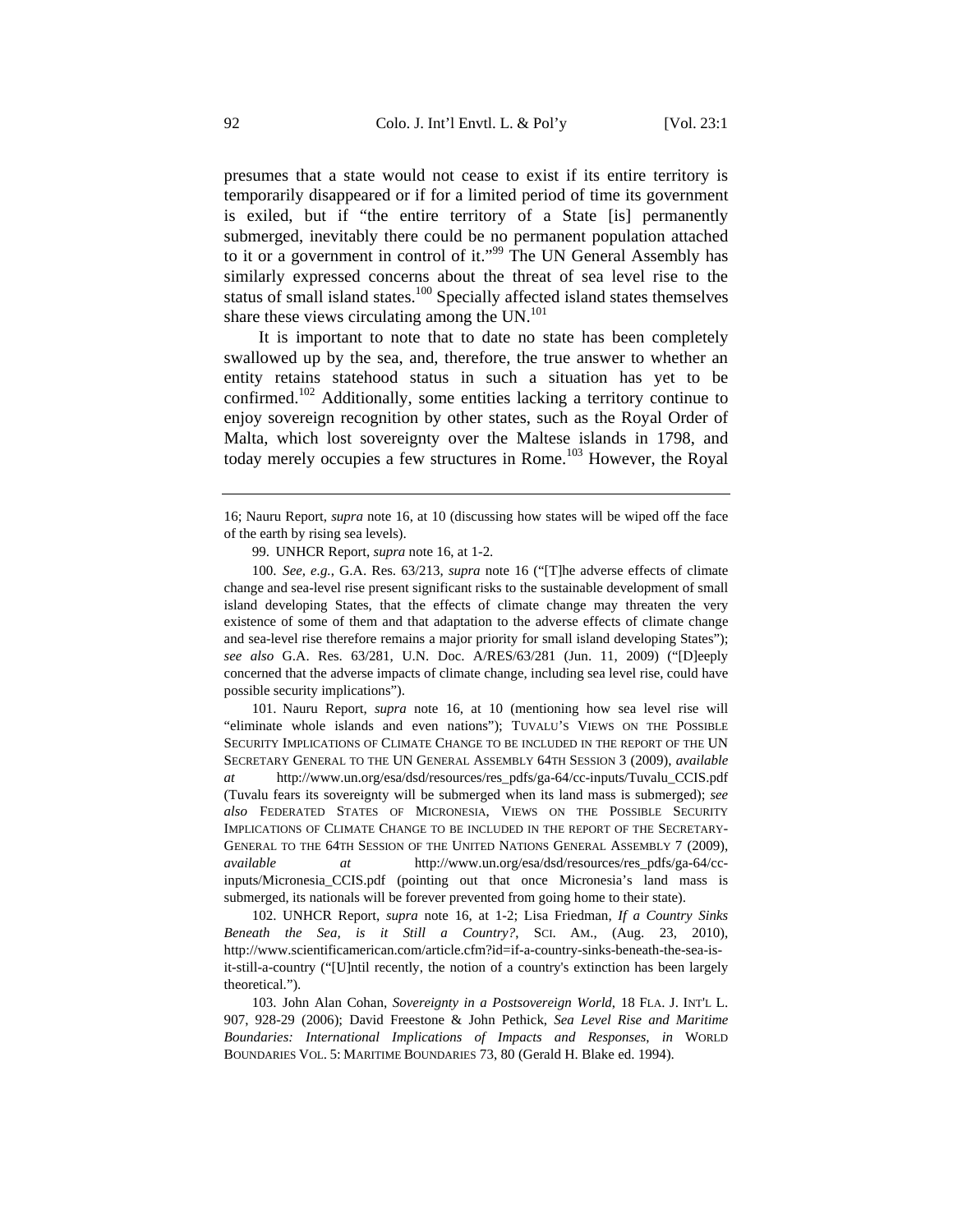presumes that a state would not cease to exist if its entire territory is temporarily disappeared or if for a limited period of time its government is exiled, but if "the entire territory of a State [is] permanently submerged, inevitably there could be no permanent population attached to it or a government in control of it."[99] The UN General Assembly has similarly expressed concerns about the threat of sea level rise to the status of small island states.[100] Specially affected island states themselves share these views circulating among the UN.[101]

It is important to note that to date no state has been completely swallowed up by the sea, and, therefore, the true answer to whether an entity retains statehood status in such a situation has yet to be confirmed.[102] Additionally, some entities lacking a territory continue to enjoy sovereign recognition by other states, such as the Royal Order of Malta, which lost sovereignty over the Maltese islands in 1798, and today merely occupies a few structures in Rome.[103] However, the Royal

---

16; Nauru Report, *supra* note 16, at 10 (discussing how states will be wiped off the face of the earth by rising sea levels).

99. UNHCR Report, *supra* note 16, at 1-2.

100. *See, e.g.*, G.A. Res. 63/213, *supra* note 16 ("[T]he adverse effects of climate change and sea-level rise present significant risks to the sustainable development of small island developing States, that the effects of climate change may threaten the very existence of some of them and that adaptation to the adverse effects of climate change and sea-level rise therefore remains a major priority for small island developing States"); *see also* G.A. Res. 63/281, U.N. Doc. A/RES/63/281 (Jun. 11, 2009) ("[D]eeply concerned that the adverse impacts of climate change, including sea level rise, could have possible security implications").

101. Nauru Report, *supra* note 16, at 10 (mentioning how sea level rise will "eliminate whole islands and even nations"); TUVALU'S VIEWS ON THE POSSIBLE SECURITY IMPLICATIONS OF CLIMATE CHANGE TO BE INCLUDED IN THE REPORT OF THE UN SECRETARY GENERAL TO THE UN GENERAL ASSEMBLY 64TH SESSION 3 (2009), *available at* http://www.un.org/esa/dsd/resources/res_pdfs/ga-64/cc-inputs/Tuvalu_CCIS.pdf (Tuvalu fears its sovereignty will be submerged when its land mass is submerged); *see also* FEDERATED STATES OF MICRONESIA, VIEWS ON THE POSSIBLE SECURITY IMPLICATIONS OF CLIMATE CHANGE TO BE INCLUDED IN THE REPORT OF THE SECRETARY-GENERAL TO THE 64TH SESSION OF THE UNITED NATIONS GENERAL ASSEMBLY 7 (2009), *available at* http://www.un.org/esa/dsd/resources/res_pdfs/ga-64/cc-inputs/Micronesia_CCIS.pdf (pointing out that once Micronesia's land mass is submerged, its nationals will be forever prevented from going home to their state).

102. UNHCR Report, *supra* note 16, at 1-2; Lisa Friedman, *If a Country Sinks Beneath the Sea, is it Still a Country?*, SCI. AM., (Aug. 23, 2010), http://www.scientificamerican.com/article.cfm?id=if-a-country-sinks-beneath-the-sea-is-it-still-a-country ("[U]ntil recently, the notion of a country's extinction has been largely theoretical.").

103. John Alan Cohan, *Sovereignty in a Postsovereign World*, 18 FLA. J. INT'L L. 907, 928-29 (2006); David Freestone & John Pethick, *Sea Level Rise and Maritime Boundaries: International Implications of Impacts and Responses*, *in* WORLD BOUNDARIES VOL. 5: MARITIME BOUNDARIES 73, 80 (Gerald H. Blake ed. 1994).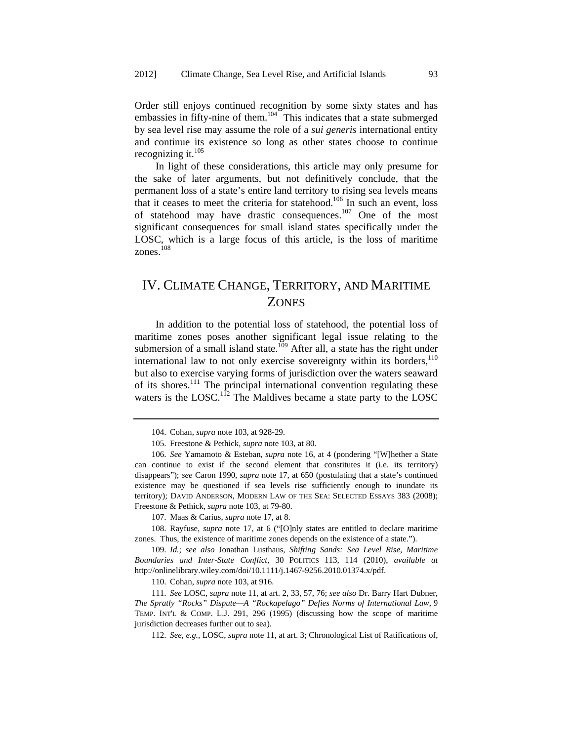Order still enjoys continued recognition by some sixty states and has embassies in fifty-nine of them.[104] This indicates that a state submerged by sea level rise may assume the role of a *sui generis* international entity and continue its existence so long as other states choose to continue recognizing it.[105]

In light of these considerations, this article may only presume for the sake of later arguments, but not definitively conclude, that the permanent loss of a state's entire land territory to rising sea levels means that it ceases to meet the criteria for statehood.[106] In such an event, loss of statehood may have drastic consequences.[107] One of the most significant consequences for small island states specifically under the LOSC, which is a large focus of this article, is the loss of maritime zones.[108]

## IV. CLIMATE CHANGE, TERRITORY, AND MARITIME ZONES

In addition to the potential loss of statehood, the potential loss of maritime zones poses another significant legal issue relating to the submersion of a small island state.[109] After all, a state has the right under international law to not only exercise sovereignty within its borders,[110] but also to exercise varying forms of jurisdiction over the waters seaward of its shores.[111] The principal international convention regulating these waters is the LOSC.[112] The Maldives became a state party to the LOSC

---

104. Cohan, *supra* note 103, at 928-29.

105. Freestone & Pethick, *supra* note 103, at 80.

106. *See* Yamamoto & Esteban, *supra* note 16, at 4 (pondering "[W]hether a State can continue to exist if the second element that constitutes it (i.e. its territory) disappears"); *see* Caron 1990, *supra* note 17, at 650 (postulating that a state's continued existence may be questioned if sea levels rise sufficiently enough to inundate its territory); DAVID ANDERSON, MODERN LAW OF THE SEA: SELECTED ESSAYS 383 (2008); Freestone & Pethick, *supra* note 103, at 79-80.

107. Maas & Carius, *supra* note 17, at 8.

108. Rayfuse, *supra* note 17, at 6 ("[O]nly states are entitled to declare maritime zones. Thus, the existence of maritime zones depends on the existence of a state.").

109. *Id.*; *see also* Jonathan Lusthaus, *Shifting Sands: Sea Level Rise, Maritime Boundaries and Inter-State Conflict*, 30 POLITICS 113, 114 (2010), *available at* http://onlinelibrary.wiley.com/doi/10.1111/j.1467-9256.2010.01374.x/pdf.

110. Cohan, *supra* note 103, at 916.

111. *See* LOSC, *supra* note 11, at art. 2, 33, 57, 76; *see also* Dr. Barry Hart Dubner, *The Spratly "Rocks" Dispute—A "Rockapelago" Defies Norms of International Law*, 9 TEMP. INT'L & COMP. L.J. 291, 296 (1995) (discussing how the scope of maritime jurisdiction decreases further out to sea).

112. *See, e.g.*, LOSC, *supra* note 11, at art. 3; Chronological List of Ratifications of,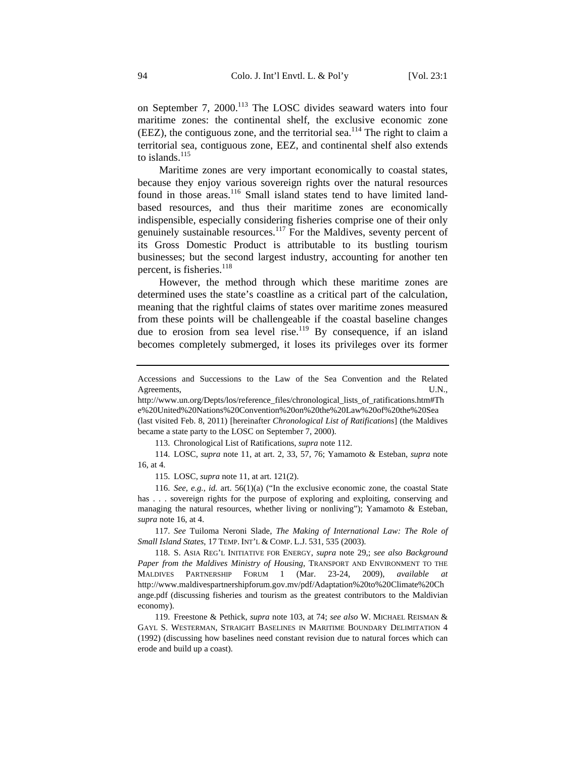on September 7, 2000.[113] The LOSC divides seaward waters into four maritime zones: the continental shelf, the exclusive economic zone (EEZ), the contiguous zone, and the territorial sea.[114] The right to claim a territorial sea, contiguous zone, EEZ, and continental shelf also extends to islands.[115]

Maritime zones are very important economically to coastal states, because they enjoy various sovereign rights over the natural resources found in those areas.[116] Small island states tend to have limited land-based resources, and thus their maritime zones are economically indispensible, especially considering fisheries comprise one of their only genuinely sustainable resources.[117] For the Maldives, seventy percent of its Gross Domestic Product is attributable to its bustling tourism businesses; but the second largest industry, accounting for another ten percent, is fisheries.[118]

However, the method through which these maritime zones are determined uses the state's coastline as a critical part of the calculation, meaning that the rightful claims of states over maritime zones measured from these points will be challengeable if the coastal baseline changes due to erosion from sea level rise.[119] By consequence, if an island becomes completely submerged, it loses its privileges over its former

---

Accessions and Successions to the Law of the Sea Convention and the Related Agreements, U.N., http://www.un.org/Depts/los/reference_files/chronological_lists_of_ratifications.htm#The%20United%20Nations%20Convention%20on%20the%20Law%20of%20the%20Sea (last visited Feb. 8, 2011) [hereinafter *Chronological List of Ratifications*] (the Maldives became a state party to the LOSC on September 7, 2000).

113. Chronological List of Ratifications, *supra* note 112.

114. LOSC, *supra* note 11, at art. 2, 33, 57, 76; Yamamoto & Esteban, *supra* note 16, at 4.

115. LOSC, *supra* note 11, at art. 121(2).

116. *See, e.g.*, *id.* art. 56(1)(a) ("In the exclusive economic zone, the coastal State has . . . sovereign rights for the purpose of exploring and exploiting, conserving and managing the natural resources, whether living or nonliving"); Yamamoto & Esteban, *supra* note 16, at 4.

117. *See* Tuiloma Neroni Slade, *The Making of International Law: The Role of Small Island States*, 17 TEMP. INT'L & COMP. L.J. 531, 535 (2003).

118. S. ASIA REG'L INITIATIVE FOR ENERGY, *supra* note 29,; *see also Background Paper from the Maldives Ministry of Housing*, TRANSPORT AND ENVIRONMENT TO THE MALDIVES PARTNERSHIP FORUM 1 (Mar. 23-24, 2009), *available at* http://www.maldivespartnershipforum.gov.mv/pdf/Adaptation%20to%20Climate%20Change.pdf (discussing fisheries and tourism as the greatest contributors to the Maldivian economy).

119. Freestone & Pethick, *supra* note 103, at 74; *see also* W. MICHAEL REISMAN & GAYL S. WESTERMAN, STRAIGHT BASELINES IN MARITIME BOUNDARY DELIMITATION 4 (1992) (discussing how baselines need constant revision due to natural forces which can erode and build up a coast).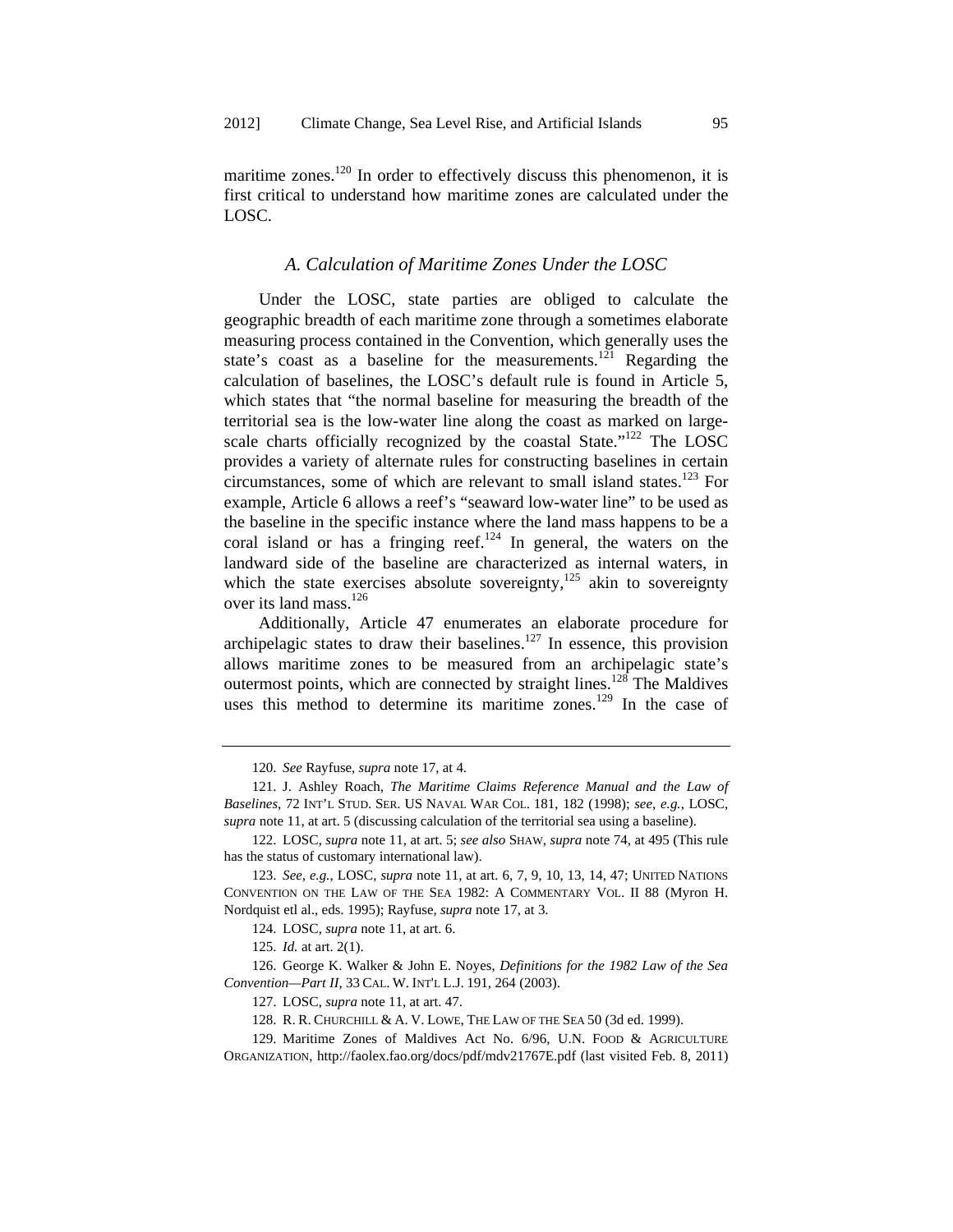maritime zones.[120] In order to effectively discuss this phenomenon, it is first critical to understand how maritime zones are calculated under the LOSC.

### *A. Calculation of Maritime Zones Under the LOSC*

Under the LOSC, state parties are obliged to calculate the geographic breadth of each maritime zone through a sometimes elaborate measuring process contained in the Convention, which generally uses the state's coast as a baseline for the measurements.[121] Regarding the calculation of baselines, the LOSC's default rule is found in Article 5, which states that "the normal baseline for measuring the breadth of the territorial sea is the low-water line along the coast as marked on large-scale charts officially recognized by the coastal State."[122] The LOSC provides a variety of alternate rules for constructing baselines in certain circumstances, some of which are relevant to small island states.[123] For example, Article 6 allows a reef's "seaward low-water line" to be used as the baseline in the specific instance where the land mass happens to be a coral island or has a fringing reef.[124] In general, the waters on the landward side of the baseline are characterized as internal waters, in which the state exercises absolute sovereignty,[125] akin to sovereignty over its land mass.[126]

Additionally, Article 47 enumerates an elaborate procedure for archipelagic states to draw their baselines.[127] In essence, this provision allows maritime zones to be measured from an archipelagic state's outermost points, which are connected by straight lines.[128] The Maldives uses this method to determine its maritime zones.[129] In the case of

---

120. *See* Rayfuse, *supra* note 17, at 4.

121. J. Ashley Roach, *The Maritime Claims Reference Manual and the Law of Baselines*, 72 INT'L STUD. SER. US NAVAL WAR COL. 181, 182 (1998); *see, e.g.*, LOSC, *supra* note 11, at art. 5 (discussing calculation of the territorial sea using a baseline).

122. LOSC, *supra* note 11, at art. 5; *see also* SHAW, *supra* note 74, at 495 (This rule has the status of customary international law).

123. *See, e.g.*, LOSC, *supra* note 11, at art. 6, 7, 9, 10, 13, 14, 47; UNITED NATIONS CONVENTION ON THE LAW OF THE SEA 1982: A COMMENTARY VOL. II 88 (Myron H. Nordquist etl al., eds. 1995); Rayfuse, *supra* note 17, at 3.

124. LOSC, *supra* note 11, at art. 6.

125. *Id.* at art. 2(1).

126. George K. Walker & John E. Noyes, *Definitions for the 1982 Law of the Sea Convention—Part II*, 33 CAL. W. INT'L L.J. 191, 264 (2003).

127. LOSC, *supra* note 11, at art. 47.

128. R. R. CHURCHILL & A. V. LOWE, THE LAW OF THE SEA 50 (3d ed. 1999).

129. Maritime Zones of Maldives Act No. 6/96, U.N. FOOD & AGRICULTURE ORGANIZATION, http://faolex.fao.org/docs/pdf/mdv21767E.pdf (last visited Feb. 8, 2011)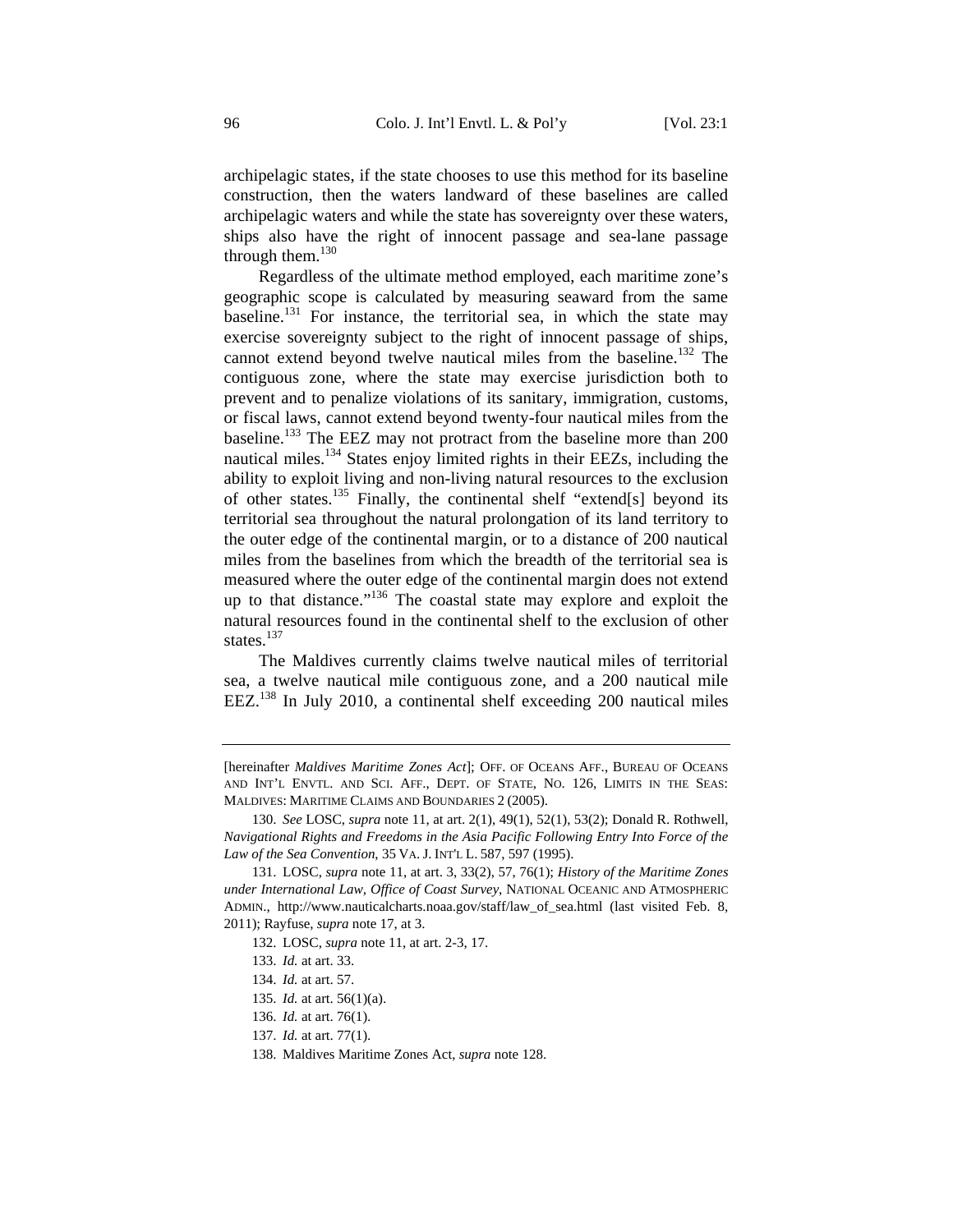archipelagic states, if the state chooses to use this method for its baseline construction, then the waters landward of these baselines are called archipelagic waters and while the state has sovereignty over these waters, ships also have the right of innocent passage and sea-lane passage through them.[130]

Regardless of the ultimate method employed, each maritime zone's geographic scope is calculated by measuring seaward from the same baseline.[131] For instance, the territorial sea, in which the state may exercise sovereignty subject to the right of innocent passage of ships, cannot extend beyond twelve nautical miles from the baseline.[132] The contiguous zone, where the state may exercise jurisdiction both to prevent and to penalize violations of its sanitary, immigration, customs, or fiscal laws, cannot extend beyond twenty-four nautical miles from the baseline.[133] The EEZ may not protract from the baseline more than 200 nautical miles.[134] States enjoy limited rights in their EEZs, including the ability to exploit living and non-living natural resources to the exclusion of other states.[135] Finally, the continental shelf "extend[s] beyond its territorial sea throughout the natural prolongation of its land territory to the outer edge of the continental margin, or to a distance of 200 nautical miles from the baselines from which the breadth of the territorial sea is measured where the outer edge of the continental margin does not extend up to that distance."[136] The coastal state may explore and exploit the natural resources found in the continental shelf to the exclusion of other states.[137]

The Maldives currently claims twelve nautical miles of territorial sea, a twelve nautical mile contiguous zone, and a 200 nautical mile EEZ.[138] In July 2010, a continental shelf exceeding 200 nautical miles

---

[hereinafter *Maldives Maritime Zones Act*]; OFF. OF OCEANS AFF., BUREAU OF OCEANS AND INT'L ENVTL. AND SCI. AFF., DEPT. OF STATE, NO. 126, LIMITS IN THE SEAS: MALDIVES: MARITIME CLAIMS AND BOUNDARIES 2 (2005).

130. *See* LOSC, *supra* note 11, at art. 2(1), 49(1), 52(1), 53(2); Donald R. Rothwell, *Navigational Rights and Freedoms in the Asia Pacific Following Entry Into Force of the Law of the Sea Convention*, 35 VA. J. INT'L L. 587, 597 (1995).

131. LOSC, *supra* note 11, at art. 3, 33(2), 57, 76(1); *History of the Maritime Zones under International Law, Office of Coast Survey*, NATIONAL OCEANIC AND ATMOSPHERIC ADMIN., http://www.nauticalcharts.noaa.gov/staff/law_of_sea.html (last visited Feb. 8, 2011); Rayfuse, *supra* note 17, at 3.

132. LOSC, *supra* note 11, at art. 2-3, 17.

133. *Id.* at art. 33.

134. *Id.* at art. 57.

135. *Id.* at art. 56(1)(a).

136. *Id.* at art. 76(1).

137. *Id.* at art. 77(1).

138. Maldives Maritime Zones Act, *supra* note 128.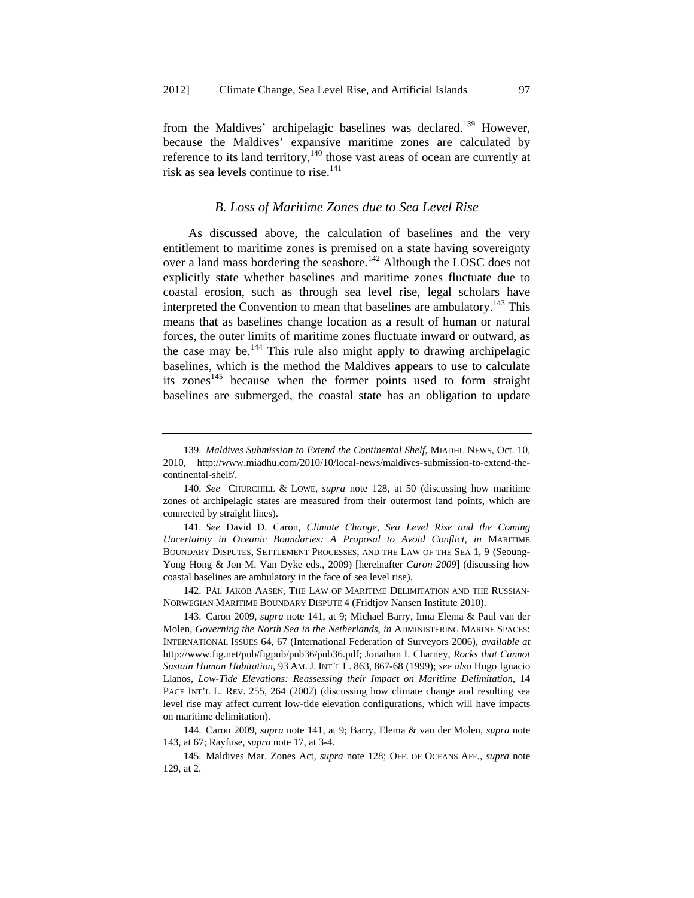from the Maldives' archipelagic baselines was declared.[139] However, because the Maldives' expansive maritime zones are calculated by reference to its land territory,[140] those vast areas of ocean are currently at risk as sea levels continue to rise.[141]

### *B. Loss of Maritime Zones due to Sea Level Rise*

As discussed above, the calculation of baselines and the very entitlement to maritime zones is premised on a state having sovereignty over a land mass bordering the seashore.[142] Although the LOSC does not explicitly state whether baselines and maritime zones fluctuate due to coastal erosion, such as through sea level rise, legal scholars have interpreted the Convention to mean that baselines are ambulatory.[143] This means that as baselines change location as a result of human or natural forces, the outer limits of maritime zones fluctuate inward or outward, as the case may be.[144] This rule also might apply to drawing archipelagic baselines, which is the method the Maldives appears to use to calculate its zones[145] because when the former points used to form straight baselines are submerged, the coastal state has an obligation to update

---

139. *Maldives Submission to Extend the Continental Shelf*, MIADHU NEWS, Oct. 10, 2010, http://www.miadhu.com/2010/10/local-news/maldives-submission-to-extend-the-continental-shelf/.

140. *See* CHURCHILL & LOWE, *supra* note 128, at 50 (discussing how maritime zones of archipelagic states are measured from their outermost land points, which are connected by straight lines).

141. *See* David D. Caron, *Climate Change, Sea Level Rise and the Coming Uncertainty in Oceanic Boundaries: A Proposal to Avoid Conflict*, *in* MARITIME BOUNDARY DISPUTES, SETTLEMENT PROCESSES, AND THE LAW OF THE SEA 1, 9 (Seoung-Yong Hong & Jon M. Van Dyke eds., 2009) [hereinafter *Caron 2009*] (discussing how coastal baselines are ambulatory in the face of sea level rise).

142. PÅL JAKOB AASEN, THE LAW OF MARITIME DELIMITATION AND THE RUSSIAN-NORWEGIAN MARITIME BOUNDARY DISPUTE 4 (Fridtjov Nansen Institute 2010).

143. Caron 2009, *supra* note 141, at 9; Michael Barry, Inna Elema & Paul van der Molen, *Governing the North Sea in the Netherlands*, *in* ADMINISTERING MARINE SPACES: INTERNATIONAL ISSUES 64, 67 (International Federation of Surveyors 2006), *available at* http://www.fig.net/pub/figpub/pub36/pub36.pdf; Jonathan I. Charney, *Rocks that Cannot Sustain Human Habitation*, 93 AM. J. INT'L L. 863, 867-68 (1999); *see also* Hugo Ignacio Llanos, *Low-Tide Elevations: Reassessing their Impact on Maritime Delimitation*, 14 PACE INT'L L. REV. 255, 264 (2002) (discussing how climate change and resulting sea level rise may affect current low-tide elevation configurations, which will have impacts on maritime delimitation).

144. Caron 2009, *supra* note 141, at 9; Barry, Elema & van der Molen, *supra* note 143, at 67; Rayfuse, *supra* note 17, at 3-4.

145. Maldives Mar. Zones Act, *supra* note 128; OFF. OF OCEANS AFF., *supra* note 129, at 2.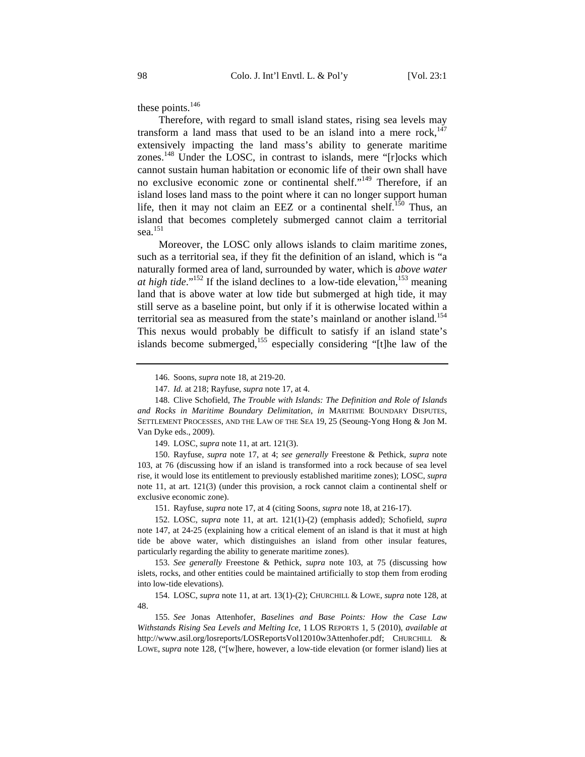these points.[146]

Therefore, with regard to small island states, rising sea levels may transform a land mass that used to be an island into a mere rock,[147] extensively impacting the land mass's ability to generate maritime zones.[148] Under the LOSC, in contrast to islands, mere "[r]ocks which cannot sustain human habitation or economic life of their own shall have no exclusive economic zone or continental shelf."[149] Therefore, if an island loses land mass to the point where it can no longer support human life, then it may not claim an EEZ or a continental shelf.[150] Thus, an island that becomes completely submerged cannot claim a territorial sea.[151]

Moreover, the LOSC only allows islands to claim maritime zones, such as a territorial sea, if they fit the definition of an island, which is "a naturally formed area of land, surrounded by water, which is *above water at high tide*."[152] If the island declines to a low-tide elevation,[153] meaning land that is above water at low tide but submerged at high tide, it may still serve as a baseline point, but only if it is otherwise located within a territorial sea as measured from the state's mainland or another island.[154] This nexus would probably be difficult to satisfy if an island state's islands become submerged,[155] especially considering "[t]he law of the

---

146. Soons, *supra* note 18, at 219-20.

147. *Id.* at 218; Rayfuse, *supra* note 17, at 4.

148. Clive Schofield, *The Trouble with Islands: The Definition and Role of Islands and Rocks in Maritime Boundary Delimitation*, *in* MARITIME BOUNDARY DISPUTES, SETTLEMENT PROCESSES, AND THE LAW OF THE SEA 19, 25 (Seoung-Yong Hong & Jon M. Van Dyke eds., 2009).

149. LOSC, *supra* note 11, at art. 121(3).

150. Rayfuse, *supra* note 17, at 4; *see generally* Freestone & Pethick, *supra* note 103, at 76 (discussing how if an island is transformed into a rock because of sea level rise, it would lose its entitlement to previously established maritime zones); LOSC, *supra* note 11, at art. 121(3) (under this provision, a rock cannot claim a continental shelf or exclusive economic zone).

151. Rayfuse, *supra* note 17, at 4 (citing Soons, *supra* note 18, at 216-17).

152. LOSC, *supra* note 11, at art. 121(1)-(2) (emphasis added); Schofield, *supra* note 147, at 24-25 (explaining how a critical element of an island is that it must at high tide be above water, which distinguishes an island from other insular features, particularly regarding the ability to generate maritime zones).

153. *See generally* Freestone & Pethick, *supra* note 103, at 75 (discussing how islets, rocks, and other entities could be maintained artificially to stop them from eroding into low-tide elevations).

154. LOSC, *supra* note 11, at art. 13(1)-(2); CHURCHILL & LOWE, *supra* note 128, at 48.

155. *See* Jonas Attenhofer, *Baselines and Base Points: How the Case Law Withstands Rising Sea Levels and Melting Ice*, 1 LOS REPORTS 1, 5 (2010), *available at* http://www.asil.org/losreports/LOSReportsVol12010w3Attenhofer.pdf; CHURCHILL & LOWE, *supra* note 128, ("[w]here, however, a low-tide elevation (or former island) lies at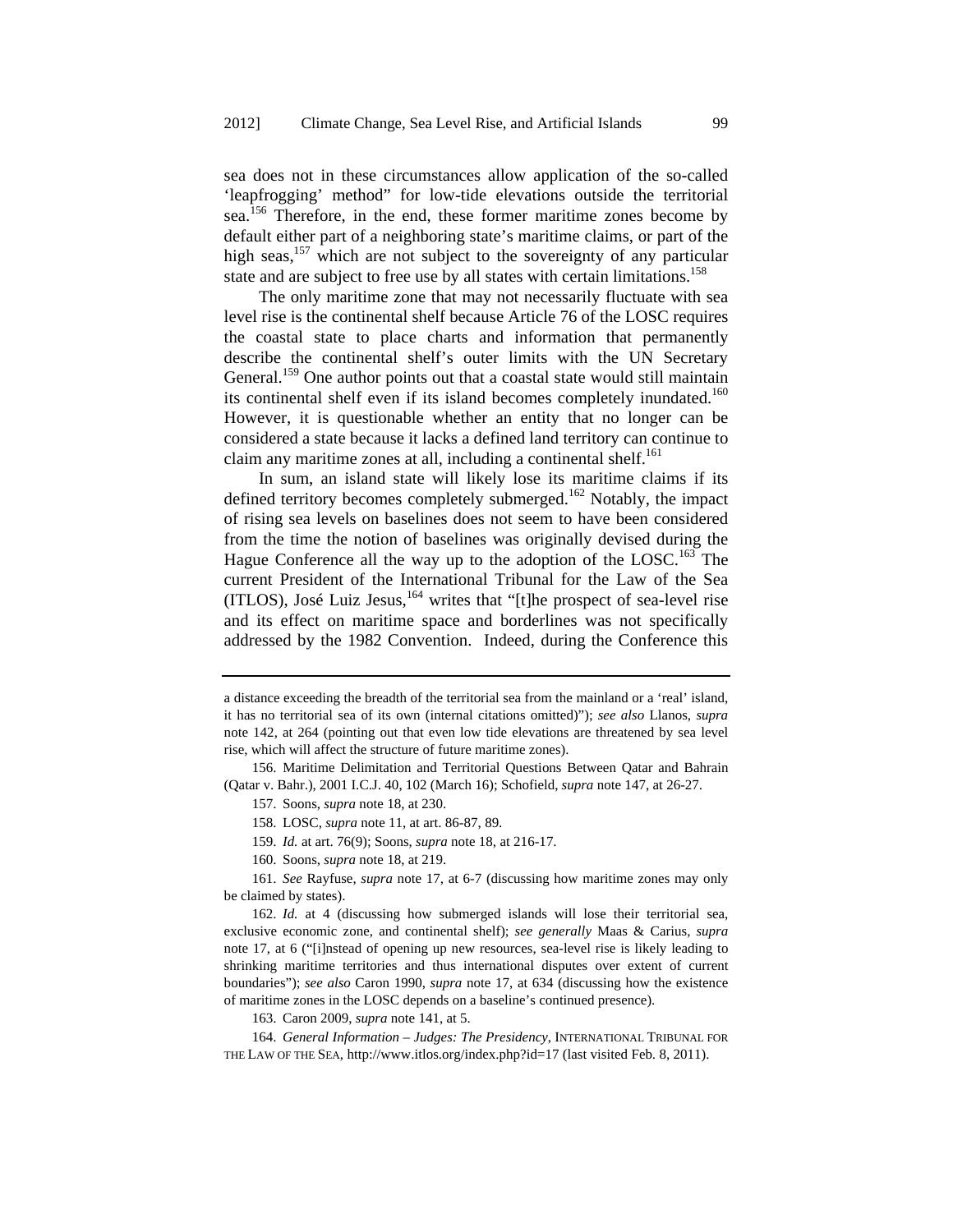sea does not in these circumstances allow application of the so-called 'leapfrogging' method" for low-tide elevations outside the territorial sea.[156] Therefore, in the end, these former maritime zones become by default either part of a neighboring state's maritime claims, or part of the high seas,[157] which are not subject to the sovereignty of any particular state and are subject to free use by all states with certain limitations.[158]

The only maritime zone that may not necessarily fluctuate with sea level rise is the continental shelf because Article 76 of the LOSC requires the coastal state to place charts and information that permanently describe the continental shelf's outer limits with the UN Secretary General.[159] One author points out that a coastal state would still maintain its continental shelf even if its island becomes completely inundated.[160] However, it is questionable whether an entity that no longer can be considered a state because it lacks a defined land territory can continue to claim any maritime zones at all, including a continental shelf.[161]

In sum, an island state will likely lose its maritime claims if its defined territory becomes completely submerged.[162] Notably, the impact of rising sea levels on baselines does not seem to have been considered from the time the notion of baselines was originally devised during the Hague Conference all the way up to the adoption of the LOSC.[163] The current President of the International Tribunal for the Law of the Sea (ITLOS), José Luiz Jesus,[164] writes that "[t]he prospect of sea-level rise and its effect on maritime space and borderlines was not specifically addressed by the 1982 Convention. Indeed, during the Conference this

---

a distance exceeding the breadth of the territorial sea from the mainland or a 'real' island, it has no territorial sea of its own (internal citations omitted)"); *see also* Llanos, *supra* note 142, at 264 (pointing out that even low tide elevations are threatened by sea level rise, which will affect the structure of future maritime zones).

156. Maritime Delimitation and Territorial Questions Between Qatar and Bahrain (Qatar v. Bahr.), 2001 I.C.J. 40, 102 (March 16); Schofield, *supra* note 147, at 26-27.

157. Soons, *supra* note 18, at 230.

158. LOSC, *supra* note 11, at art. 86-87, 89.

159. *Id.* at art. 76(9); Soons, *supra* note 18, at 216-17.

160. Soons, *supra* note 18, at 219.

161. *See* Rayfuse, *supra* note 17, at 6-7 (discussing how maritime zones may only be claimed by states).

162. *Id.* at 4 (discussing how submerged islands will lose their territorial sea, exclusive economic zone, and continental shelf); *see generally* Maas & Carius, *supra* note 17, at 6 ("[i]nstead of opening up new resources, sea-level rise is likely leading to shrinking maritime territories and thus international disputes over extent of current boundaries"); *see also* Caron 1990, *supra* note 17, at 634 (discussing how the existence of maritime zones in the LOSC depends on a baseline's continued presence).

163. Caron 2009, *supra* note 141, at 5.

164. *General Information – Judges: The Presidency*, INTERNATIONAL TRIBUNAL FOR THE LAW OF THE SEA, http://www.itlos.org/index.php?id=17 (last visited Feb. 8, 2011).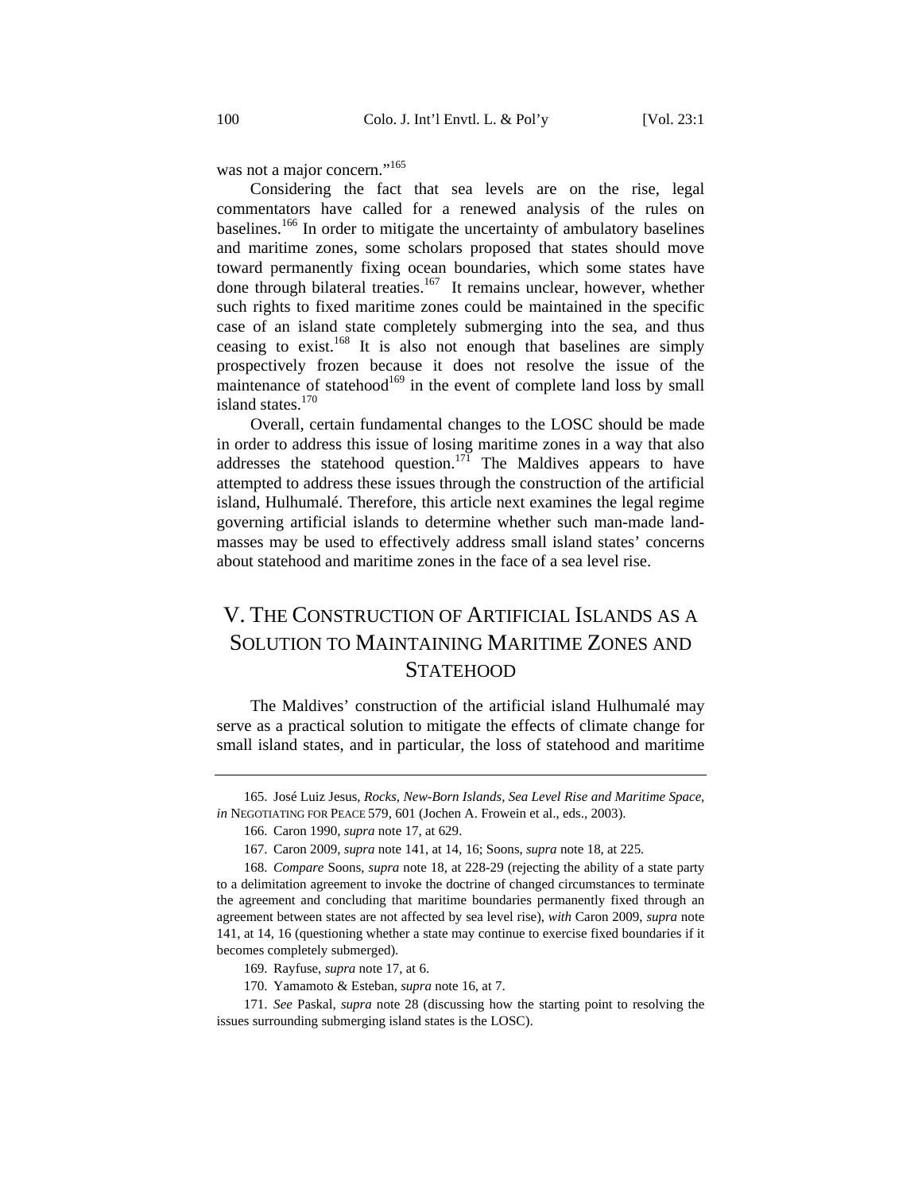was not a major concern."[165]

Considering the fact that sea levels are on the rise, legal commentators have called for a renewed analysis of the rules on baselines.[166] In order to mitigate the uncertainty of ambulatory baselines and maritime zones, some scholars proposed that states should move toward permanently fixing ocean boundaries, which some states have done through bilateral treaties.[167] It remains unclear, however, whether such rights to fixed maritime zones could be maintained in the specific case of an island state completely submerging into the sea, and thus ceasing to exist.[168] It is also not enough that baselines are simply prospectively frozen because it does not resolve the issue of the maintenance of statehood[169] in the event of complete land loss by small island states.[170]

Overall, certain fundamental changes to the LOSC should be made in order to address this issue of losing maritime zones in a way that also addresses the statehood question.[171] The Maldives appears to have attempted to address these issues through the construction of the artificial island, Hulhumalé. Therefore, this article next examines the legal regime governing artificial islands to determine whether such man-made land-masses may be used to effectively address small island states' concerns about statehood and maritime zones in the face of a sea level rise.

## V. The Construction of Artificial Islands as a Solution to Maintaining Maritime Zones and Statehood

The Maldives' construction of the artificial island Hulhumalé may serve as a practical solution to mitigate the effects of climate change for small island states, and in particular, the loss of statehood and maritime

---

165. José Luiz Jesus, *Rocks, New-Born Islands, Sea Level Rise and Maritime Space*, *in* NEGOTIATING FOR PEACE 579, 601 (Jochen A. Frowein et al., eds., 2003).

166. Caron 1990, *supra* note 17, at 629.

167. Caron 2009, *supra* note 141, at 14, 16; Soons, *supra* note 18, at 225.

168. *Compare* Soons, *supra* note 18, at 228-29 (rejecting the ability of a state party to a delimitation agreement to invoke the doctrine of changed circumstances to terminate the agreement and concluding that maritime boundaries permanently fixed through an agreement between states are not affected by sea level rise), *with* Caron 2009, *supra* note 141, at 14, 16 (questioning whether a state may continue to exercise fixed boundaries if it becomes completely submerged).

169. Rayfuse, *supra* note 17, at 6.

170. Yamamoto & Esteban, *supra* note 16, at 7.

171. *See* Paskal, *supra* note 28 (discussing how the starting point to resolving the issues surrounding submerging island states is the LOSC).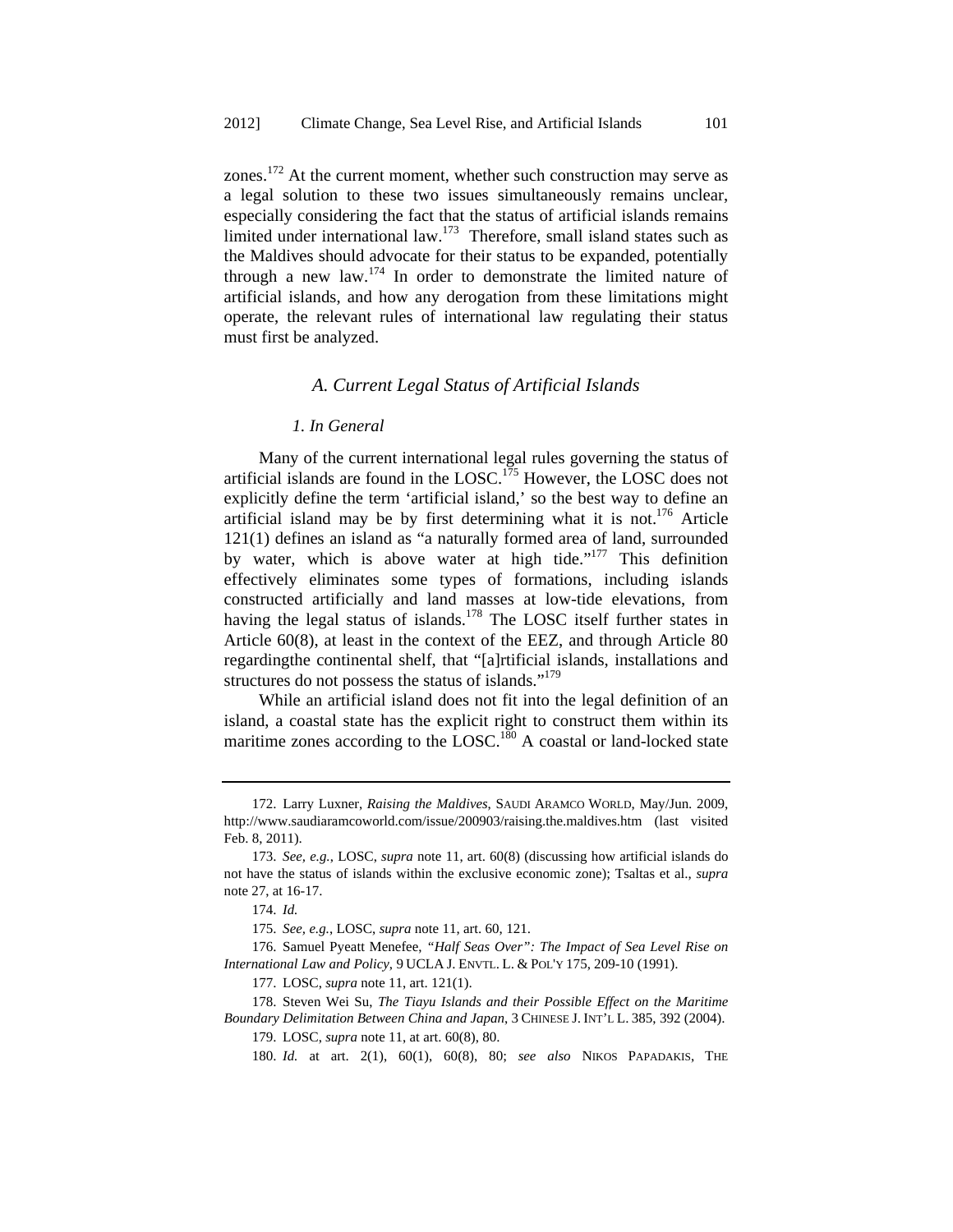zones.[172] At the current moment, whether such construction may serve as a legal solution to these two issues simultaneously remains unclear, especially considering the fact that the status of artificial islands remains limited under international law.[173] Therefore, small island states such as the Maldives should advocate for their status to be expanded, potentially through a new law.[174] In order to demonstrate the limited nature of artificial islands, and how any derogation from these limitations might operate, the relevant rules of international law regulating their status must first be analyzed.

### *A. Current Legal Status of Artificial Islands*

#### *1. In General*

Many of the current international legal rules governing the status of artificial islands are found in the LOSC.[175] However, the LOSC does not explicitly define the term 'artificial island,' so the best way to define an artificial island may be by first determining what it is not.[176] Article 121(1) defines an island as "a naturally formed area of land, surrounded by water, which is above water at high tide."[177] This definition effectively eliminates some types of formations, including islands constructed artificially and land masses at low-tide elevations, from having the legal status of islands.[178] The LOSC itself further states in Article 60(8), at least in the context of the EEZ, and through Article 80 regardingthe continental shelf, that "[a]rtificial islands, installations and structures do not possess the status of islands."[179]

While an artificial island does not fit into the legal definition of an island, a coastal state has the explicit right to construct them within its maritime zones according to the LOSC.[180] A coastal or land-locked state

---

172. Larry Luxner, *Raising the Maldives*, SAUDI ARAMCO WORLD, May/Jun. 2009, http://www.saudiaramcoworld.com/issue/200903/raising.the.maldives.htm (last visited Feb. 8, 2011).

173. *See, e.g.*, LOSC, *supra* note 11, art. 60(8) (discussing how artificial islands do not have the status of islands within the exclusive economic zone); Tsaltas et al., *supra* note 27, at 16-17.

174. *Id.*

175. *See, e.g.*, LOSC, *supra* note 11, art. 60, 121.

176. Samuel Pyeatt Menefee, *"Half Seas Over": The Impact of Sea Level Rise on International Law and Policy*, 9 UCLA J. ENVTL. L. & POL'Y 175, 209-10 (1991).

177. LOSC, *supra* note 11, art. 121(1).

178. Steven Wei Su, *The Tiayu Islands and their Possible Effect on the Maritime Boundary Delimitation Between China and Japan*, 3 CHINESE J. INT'L L. 385, 392 (2004).

179. LOSC, *supra* note 11, at art. 60(8), 80.

180. *Id.* at art. 2(1), 60(1), 60(8), 80; *see also* NIKOS PAPADAKIS, THE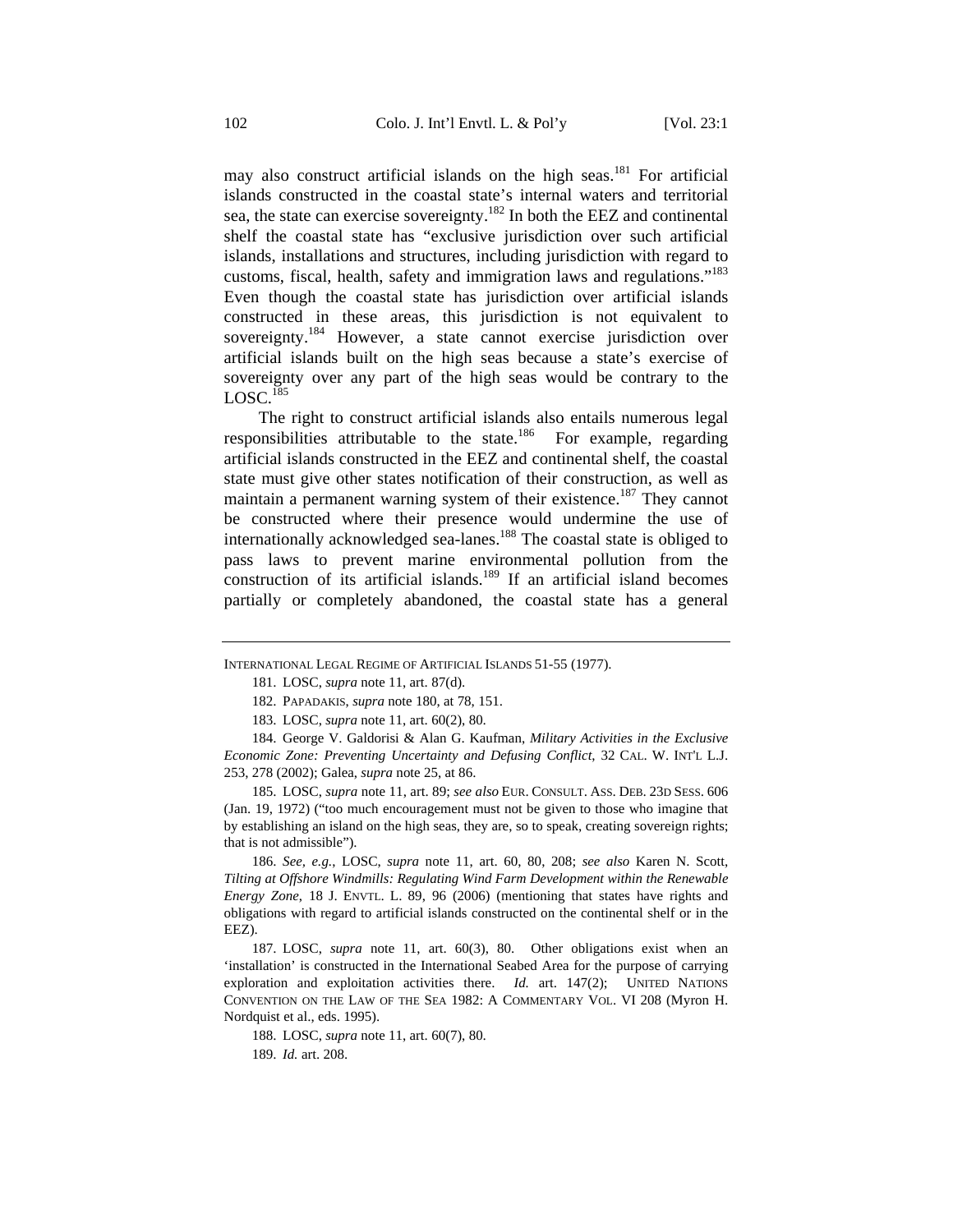may also construct artificial islands on the high seas.[181] For artificial islands constructed in the coastal state's internal waters and territorial sea, the state can exercise sovereignty.[182] In both the EEZ and continental shelf the coastal state has "exclusive jurisdiction over such artificial islands, installations and structures, including jurisdiction with regard to customs, fiscal, health, safety and immigration laws and regulations."[183] Even though the coastal state has jurisdiction over artificial islands constructed in these areas, this jurisdiction is not equivalent to sovereignty.[184] However, a state cannot exercise jurisdiction over artificial islands built on the high seas because a state's exercise of sovereignty over any part of the high seas would be contrary to the LOSC.[185]

The right to construct artificial islands also entails numerous legal responsibilities attributable to the state.[186] For example, regarding artificial islands constructed in the EEZ and continental shelf, the coastal state must give other states notification of their construction, as well as maintain a permanent warning system of their existence.[187] They cannot be constructed where their presence would undermine the use of internationally acknowledged sea-lanes.[188] The coastal state is obliged to pass laws to prevent marine environmental pollution from the construction of its artificial islands.[189] If an artificial island becomes partially or completely abandoned, the coastal state has a general

---

INTERNATIONAL LEGAL REGIME OF ARTIFICIAL ISLANDS 51-55 (1977).

181. LOSC, *supra* note 11, art. 87(d).

182. PAPADAKIS, *supra* note 180, at 78, 151.

183. LOSC, *supra* note 11, art. 60(2), 80.

184. George V. Galdorisi & Alan G. Kaufman, *Military Activities in the Exclusive Economic Zone: Preventing Uncertainty and Defusing Conflict*, 32 CAL. W. INT'L L.J. 253, 278 (2002); Galea, *supra* note 25, at 86.

185. LOSC, *supra* note 11, art. 89; *see also* EUR. CONSULT. ASS. DEB. 23D SESS. 606 (Jan. 19, 1972) ("too much encouragement must not be given to those who imagine that by establishing an island on the high seas, they are, so to speak, creating sovereign rights; that is not admissible").

186. *See, e.g.*, LOSC, *supra* note 11, art. 60, 80, 208; *see also* Karen N. Scott, *Tilting at Offshore Windmills: Regulating Wind Farm Development within the Renewable Energy Zone*, 18 J. ENVTL. L. 89, 96 (2006) (mentioning that states have rights and obligations with regard to artificial islands constructed on the continental shelf or in the EEZ).

187. LOSC, *supra* note 11, art. 60(3), 80. Other obligations exist when an 'installation' is constructed in the International Seabed Area for the purpose of carrying exploration and exploitation activities there. *Id.* art. 147(2); UNITED NATIONS CONVENTION ON THE LAW OF THE SEA 1982: A COMMENTARY VOL. VI 208 (Myron H. Nordquist et al., eds. 1995).

188. LOSC, *supra* note 11, art. 60(7), 80.

189. *Id.* art. 208.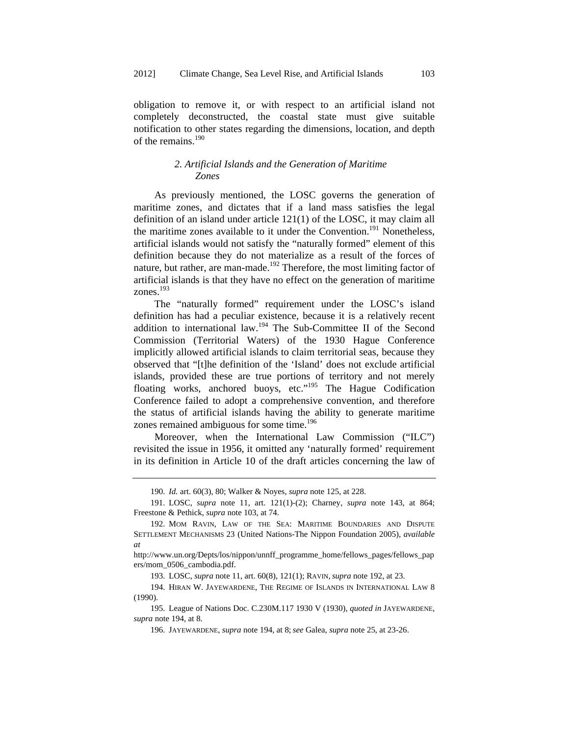obligation to remove it, or with respect to an artificial island not completely deconstructed, the coastal state must give suitable notification to other states regarding the dimensions, location, and depth of the remains.[190]

### *2. Artificial Islands and the Generation of Maritime Zones*

As previously mentioned, the LOSC governs the generation of maritime zones, and dictates that if a land mass satisfies the legal definition of an island under article 121(1) of the LOSC, it may claim all the maritime zones available to it under the Convention.[191] Nonetheless, artificial islands would not satisfy the "naturally formed" element of this definition because they do not materialize as a result of the forces of nature, but rather, are man-made.[192] Therefore, the most limiting factor of artificial islands is that they have no effect on the generation of maritime zones.[193]

The "naturally formed" requirement under the LOSC's island definition has had a peculiar existence, because it is a relatively recent addition to international law.[194] The Sub-Committee II of the Second Commission (Territorial Waters) of the 1930 Hague Conference implicitly allowed artificial islands to claim territorial seas, because they observed that "[t]he definition of the 'Island' does not exclude artificial islands, provided these are true portions of territory and not merely floating works, anchored buoys, etc."[195] The Hague Codification Conference failed to adopt a comprehensive convention, and therefore the status of artificial islands having the ability to generate maritime zones remained ambiguous for some time.[196]

Moreover, when the International Law Commission ("ILC") revisited the issue in 1956, it omitted any 'naturally formed' requirement in its definition in Article 10 of the draft articles concerning the law of

---

190. *Id.* art. 60(3), 80; Walker & Noyes, *supra* note 125, at 228.

191. LOSC, *supra* note 11, art. 121(1)-(2); Charney, *supra* note 143, at 864; Freestone & Pethick, *supra* note 103, at 74.

192. MOM RAVIN, LAW OF THE SEA: MARITIME BOUNDARIES AND DISPUTE SETTLEMENT MECHANISMS 23 (United Nations-The Nippon Foundation 2005), *available at* http://www.un.org/Depts/los/nippon/unnff_programme_home/fellows_pages/fellows_papers/mom_0506_cambodia.pdf.

193. LOSC, *supra* note 11, art. 60(8), 121(1); RAVIN, *supra* note 192, at 23.

194. HIRAN W. JAYEWARDENE, THE REGIME OF ISLANDS IN INTERNATIONAL LAW 8 (1990).

195. League of Nations Doc. C.230M.117 1930 V (1930), *quoted in* JAYEWARDENE, *supra* note 194, at 8.

196. JAYEWARDENE, *supra* note 194, at 8; *see* Galea, *supra* note 25, at 23-26.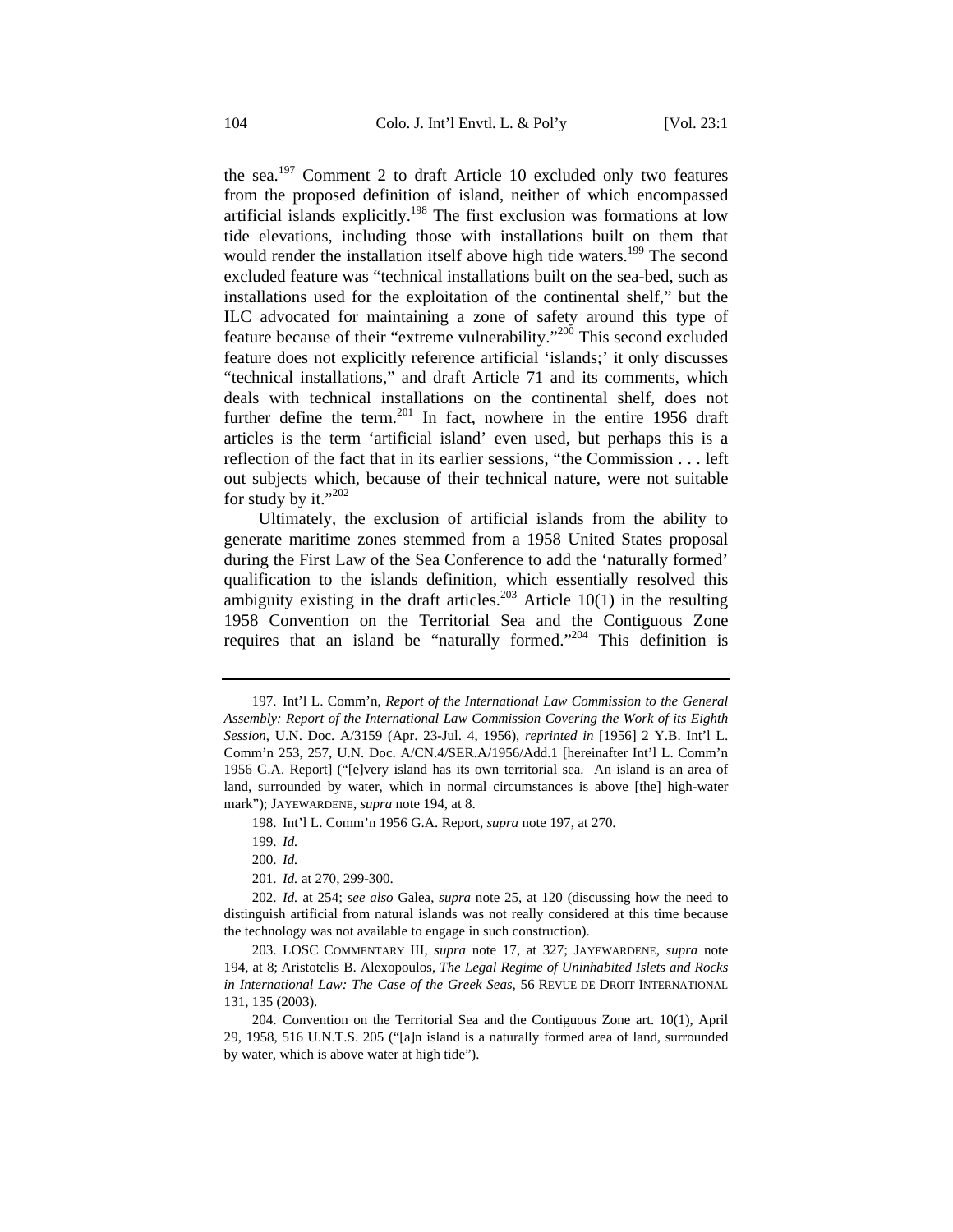the sea.[197] Comment 2 to draft Article 10 excluded only two features from the proposed definition of island, neither of which encompassed artificial islands explicitly.[198] The first exclusion was formations at low tide elevations, including those with installations built on them that would render the installation itself above high tide waters.[199] The second excluded feature was "technical installations built on the sea-bed, such as installations used for the exploitation of the continental shelf," but the ILC advocated for maintaining a zone of safety around this type of feature because of their "extreme vulnerability."[200] This second excluded feature does not explicitly reference artificial 'islands;' it only discusses "technical installations," and draft Article 71 and its comments, which deals with technical installations on the continental shelf, does not further define the term.[201] In fact, nowhere in the entire 1956 draft articles is the term 'artificial island' even used, but perhaps this is a reflection of the fact that in its earlier sessions, "the Commission . . . left out subjects which, because of their technical nature, were not suitable for study by it."[202]

Ultimately, the exclusion of artificial islands from the ability to generate maritime zones stemmed from a 1958 United States proposal during the First Law of the Sea Conference to add the 'naturally formed' qualification to the islands definition, which essentially resolved this ambiguity existing in the draft articles.[203] Article 10(1) in the resulting 1958 Convention on the Territorial Sea and the Contiguous Zone requires that an island be "naturally formed."[204] This definition is

---

197. Int'l L. Comm'n, *Report of the International Law Commission to the General Assembly: Report of the International Law Commission Covering the Work of its Eighth Session*, U.N. Doc. A/3159 (Apr. 23-Jul. 4, 1956), *reprinted in* [1956] 2 Y.B. Int'l L. Comm'n 253, 257, U.N. Doc. A/CN.4/SER.A/1956/Add.1 [hereinafter Int'l L. Comm'n 1956 G.A. Report] ("[e]very island has its own territorial sea. An island is an area of land, surrounded by water, which in normal circumstances is above [the] high-water mark"); JAYEWARDENE, *supra* note 194, at 8.

198. Int'l L. Comm'n 1956 G.A. Report, *supra* note 197, at 270.

199. *Id.*

200. *Id.*

201. *Id.* at 270, 299-300.

202. *Id.* at 254; *see also* Galea, *supra* note 25, at 120 (discussing how the need to distinguish artificial from natural islands was not really considered at this time because the technology was not available to engage in such construction).

203. LOSC COMMENTARY III, *supra* note 17, at 327; JAYEWARDENE, *supra* note 194, at 8; Aristotelis B. Alexopoulos, *The Legal Regime of Uninhabited Islets and Rocks in International Law: The Case of the Greek Seas*, 56 REVUE DE DROIT INTERNATIONAL 131, 135 (2003).

204. Convention on the Territorial Sea and the Contiguous Zone art. 10(1), April 29, 1958, 516 U.N.T.S. 205 ("[a]n island is a naturally formed area of land, surrounded by water, which is above water at high tide").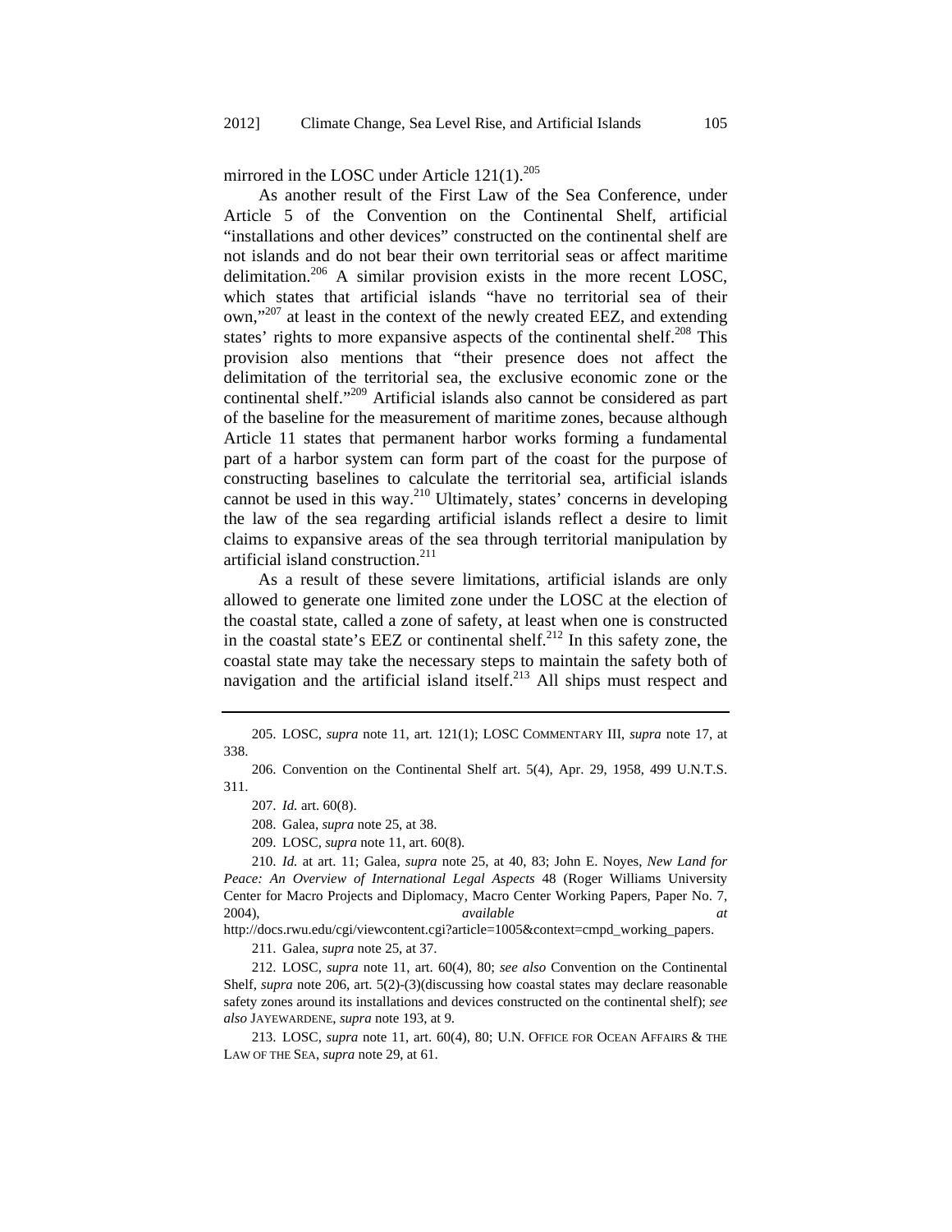mirrored in the LOSC under Article 121(1).[205]

As another result of the First Law of the Sea Conference, under Article 5 of the Convention on the Continental Shelf, artificial "installations and other devices" constructed on the continental shelf are not islands and do not bear their own territorial seas or affect maritime delimitation.[206] A similar provision exists in the more recent LOSC, which states that artificial islands "have no territorial sea of their own,"[207] at least in the context of the newly created EEZ, and extending states' rights to more expansive aspects of the continental shelf.[208] This provision also mentions that "their presence does not affect the delimitation of the territorial sea, the exclusive economic zone or the continental shelf."[209] Artificial islands also cannot be considered as part of the baseline for the measurement of maritime zones, because although Article 11 states that permanent harbor works forming a fundamental part of a harbor system can form part of the coast for the purpose of constructing baselines to calculate the territorial sea, artificial islands cannot be used in this way.[210] Ultimately, states' concerns in developing the law of the sea regarding artificial islands reflect a desire to limit claims to expansive areas of the sea through territorial manipulation by artificial island construction.[211]

As a result of these severe limitations, artificial islands are only allowed to generate one limited zone under the LOSC at the election of the coastal state, called a zone of safety, at least when one is constructed in the coastal state's EEZ or continental shelf.[212] In this safety zone, the coastal state may take the necessary steps to maintain the safety both of navigation and the artificial island itself.[213] All ships must respect and

---

205. LOSC, *supra* note 11, art. 121(1); LOSC COMMENTARY III, *supra* note 17, at 338.

206. Convention on the Continental Shelf art. 5(4), Apr. 29, 1958, 499 U.N.T.S. 311.

207. *Id.* art. 60(8).

208. Galea, *supra* note 25, at 38.

209. LOSC, *supra* note 11, art. 60(8).

210. *Id.* at art. 11; Galea, *supra* note 25, at 40, 83; John E. Noyes, *New Land for Peace: An Overview of International Legal Aspects* 48 (Roger Williams University Center for Macro Projects and Diplomacy, Macro Center Working Papers, Paper No. 7, 2004), *available at* http://docs.rwu.edu/cgi/viewcontent.cgi?article=1005&context=cmpd_working_papers.

211. Galea, *supra* note 25, at 37.

212. LOSC, *supra* note 11, art. 60(4), 80; *see also* Convention on the Continental Shelf, *supra* note 206, art. 5(2)-(3)(discussing how coastal states may declare reasonable safety zones around its installations and devices constructed on the continental shelf); *see also* JAYEWARDENE, *supra* note 193, at 9.

213. LOSC, *supra* note 11, art. 60(4), 80; U.N. OFFICE FOR OCEAN AFFAIRS & THE LAW OF THE SEA, *supra* note 29, at 61.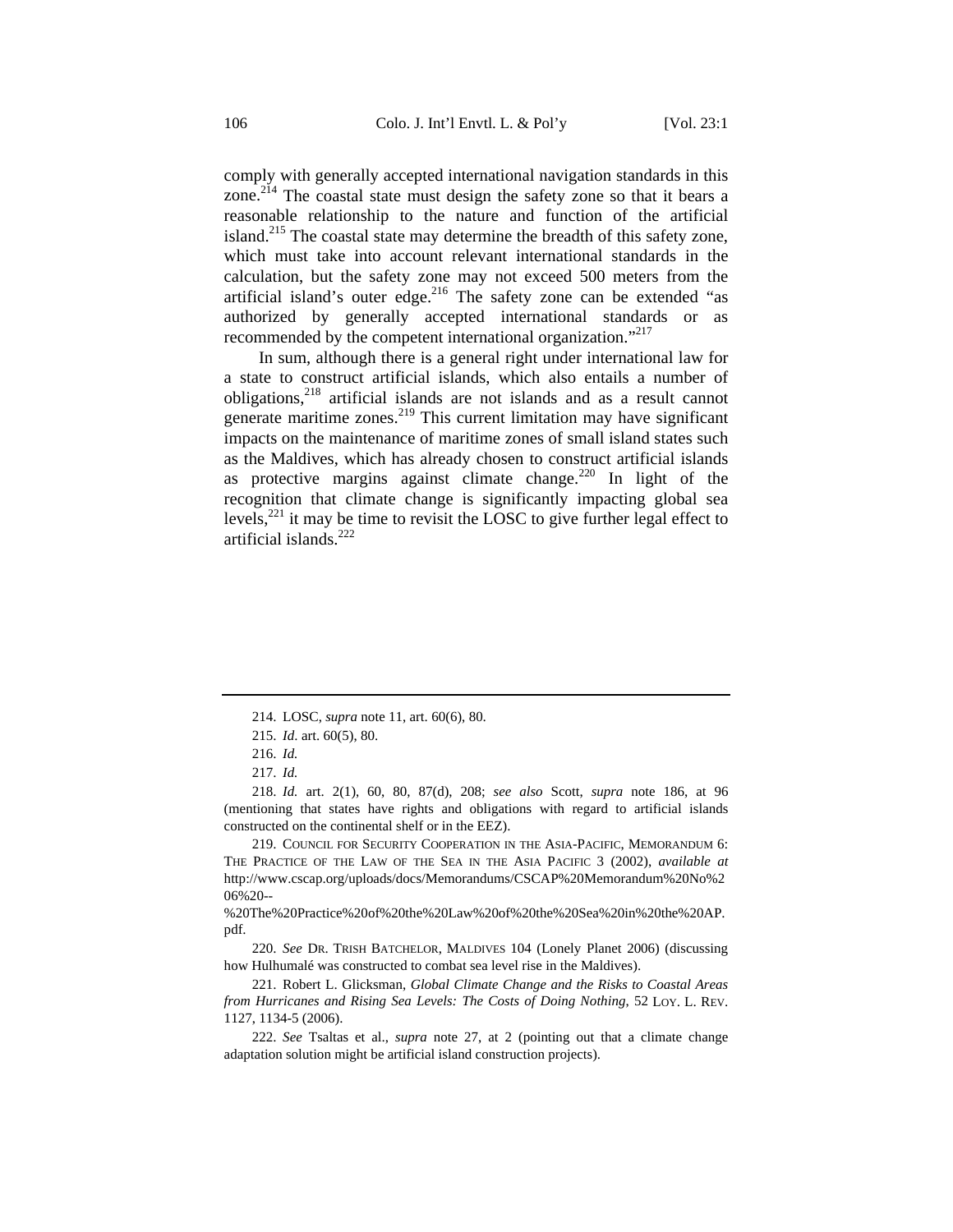comply with generally accepted international navigation standards in this zone.[214] The coastal state must design the safety zone so that it bears a reasonable relationship to the nature and function of the artificial island.[215] The coastal state may determine the breadth of this safety zone, which must take into account relevant international standards in the calculation, but the safety zone may not exceed 500 meters from the artificial island's outer edge.[216] The safety zone can be extended "as authorized by generally accepted international standards or as recommended by the competent international organization."[217]

In sum, although there is a general right under international law for a state to construct artificial islands, which also entails a number of obligations,[218] artificial islands are not islands and as a result cannot generate maritime zones.[219] This current limitation may have significant impacts on the maintenance of maritime zones of small island states such as the Maldives, which has already chosen to construct artificial islands as protective margins against climate change.[220] In light of the recognition that climate change is significantly impacting global sea levels,[221] it may be time to revisit the LOSC to give further legal effect to artificial islands.[222]

---

214. LOSC, *supra* note 11, art. 60(6), 80.

215. *Id*. art. 60(5), 80.

216. *Id.*

217. *Id.*

218. *Id.* art. 2(1), 60, 80, 87(d), 208; *see also* Scott, *supra* note 186, at 96 (mentioning that states have rights and obligations with regard to artificial islands constructed on the continental shelf or in the EEZ).

219. COUNCIL FOR SECURITY COOPERATION IN THE ASIA-PACIFIC, MEMORANDUM 6: THE PRACTICE OF THE LAW OF THE SEA IN THE ASIA PACIFIC 3 (2002), *available at* http://www.cscap.org/uploads/docs/Memorandums/CSCAP%20Memorandum%20No%206%20--%20The%20Practice%20of%20the%20Law%20of%20the%20Sea%20in%20the%20AP.pdf.

220. *See* DR. TRISH BATCHELOR, MALDIVES 104 (Lonely Planet 2006) (discussing how Hulhumalé was constructed to combat sea level rise in the Maldives).

221. Robert L. Glicksman, *Global Climate Change and the Risks to Coastal Areas from Hurricanes and Rising Sea Levels: The Costs of Doing Nothing*, 52 LOY. L. REV. 1127, 1134-5 (2006).

222. *See* Tsaltas et al., *supra* note 27, at 2 (pointing out that a climate change adaptation solution might be artificial island construction projects).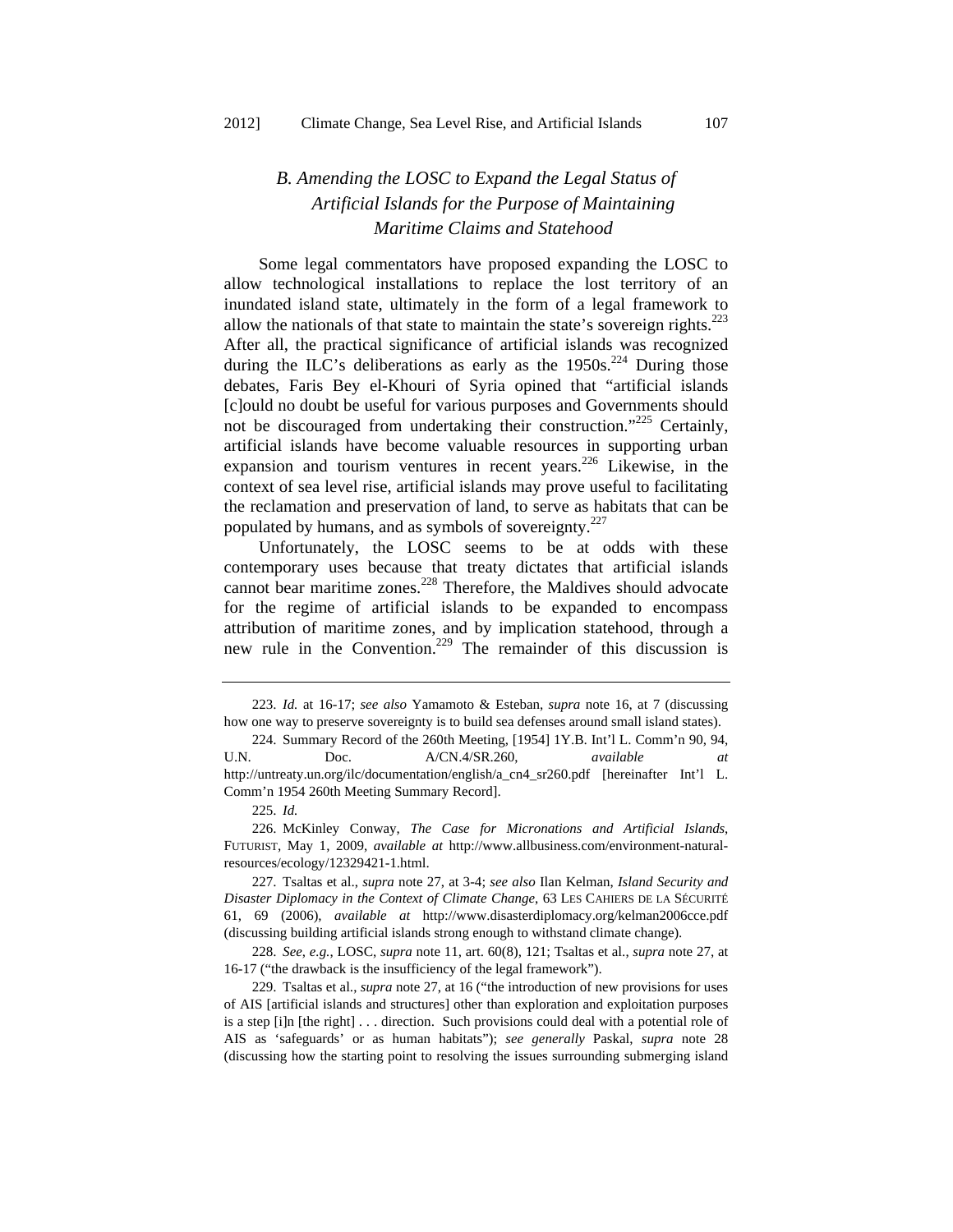### *B. Amending the LOSC to Expand the Legal Status of Artificial Islands for the Purpose of Maintaining Maritime Claims and Statehood*

Some legal commentators have proposed expanding the LOSC to allow technological installations to replace the lost territory of an inundated island state, ultimately in the form of a legal framework to allow the nationals of that state to maintain the state's sovereign rights.[223] After all, the practical significance of artificial islands was recognized during the ILC's deliberations as early as the 1950s.[224] During those debates, Faris Bey el-Khouri of Syria opined that "artificial islands [c]ould no doubt be useful for various purposes and Governments should not be discouraged from undertaking their construction."[225] Certainly, artificial islands have become valuable resources in supporting urban expansion and tourism ventures in recent years.[226] Likewise, in the context of sea level rise, artificial islands may prove useful to facilitating the reclamation and preservation of land, to serve as habitats that can be populated by humans, and as symbols of sovereignty.[227]

Unfortunately, the LOSC seems to be at odds with these contemporary uses because that treaty dictates that artificial islands cannot bear maritime zones.[228] Therefore, the Maldives should advocate for the regime of artificial islands to be expanded to encompass attribution of maritime zones, and by implication statehood, through a new rule in the Convention.[229] The remainder of this discussion is

---

223. *Id.* at 16-17; *see also* Yamamoto & Esteban, *supra* note 16, at 7 (discussing how one way to preserve sovereignty is to build sea defenses around small island states).

224. Summary Record of the 260th Meeting, [1954] 1Y.B. Int'l L. Comm'n 90, 94, U.N. Doc. A/CN.4/SR.260, *available at* http://untreaty.un.org/ilc/documentation/english/a_cn4_sr260.pdf [hereinafter Int'l L. Comm'n 1954 260th Meeting Summary Record].

225. *Id.*

226. McKinley Conway, *The Case for Micronations and Artificial Islands*, FUTURIST, May 1, 2009, *available at* http://www.allbusiness.com/environment-natural-resources/ecology/12329421-1.html.

227. Tsaltas et al., *supra* note 27, at 3-4; *see also* Ilan Kelman, *Island Security and Disaster Diplomacy in the Context of Climate Change*, 63 LES CAHIERS DE LA SÉCURITÉ 61, 69 (2006), *available at* http://www.disasterdiplomacy.org/kelman2006cce.pdf (discussing building artificial islands strong enough to withstand climate change).

228. *See, e.g.*, LOSC, *supra* note 11, art. 60(8), 121; Tsaltas et al., *supra* note 27, at 16-17 ("the drawback is the insufficiency of the legal framework").

229. Tsaltas et al., *supra* note 27, at 16 ("the introduction of new provisions for uses of AIS [artificial islands and structures] other than exploration and exploitation purposes is a step [i]n [the right] . . . direction. Such provisions could deal with a potential role of AIS as 'safeguards' or as human habitats"); *see generally* Paskal, *supra* note 28 (discussing how the starting point to resolving the issues surrounding submerging island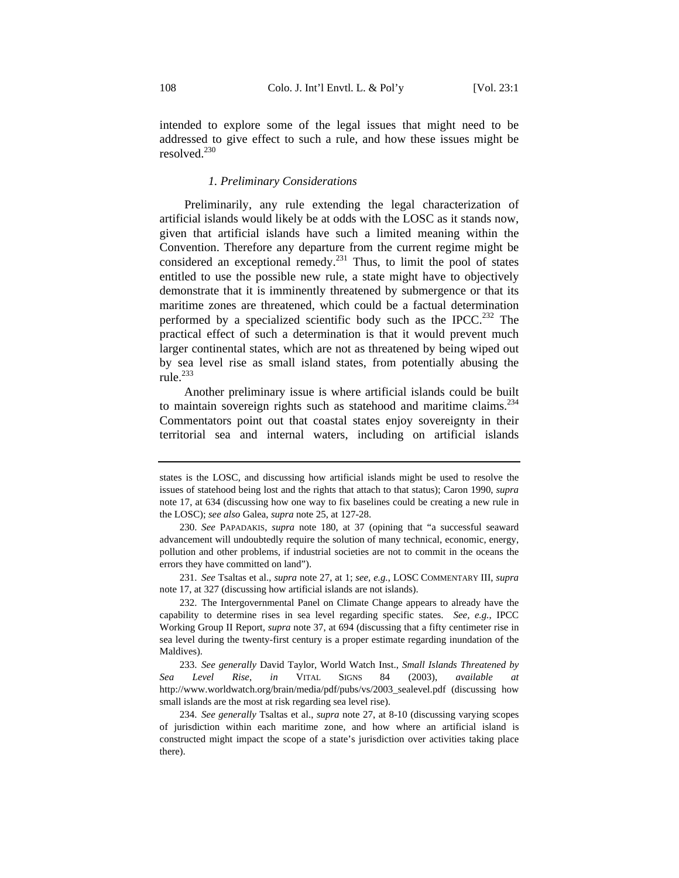intended to explore some of the legal issues that might need to be addressed to give effect to such a rule, and how these issues might be resolved.[230]

### *1. Preliminary Considerations*

Preliminarily, any rule extending the legal characterization of artificial islands would likely be at odds with the LOSC as it stands now, given that artificial islands have such a limited meaning within the Convention. Therefore any departure from the current regime might be considered an exceptional remedy.[231] Thus, to limit the pool of states entitled to use the possible new rule, a state might have to objectively demonstrate that it is imminently threatened by submergence or that its maritime zones are threatened, which could be a factual determination performed by a specialized scientific body such as the IPCC.[232] The practical effect of such a determination is that it would prevent much larger continental states, which are not as threatened by being wiped out by sea level rise as small island states, from potentially abusing the rule.[233]

Another preliminary issue is where artificial islands could be built to maintain sovereign rights such as statehood and maritime claims.[234] Commentators point out that coastal states enjoy sovereignty in their territorial sea and internal waters, including on artificial islands

---

states is the LOSC, and discussing how artificial islands might be used to resolve the issues of statehood being lost and the rights that attach to that status); Caron 1990, *supra* note 17, at 634 (discussing how one way to fix baselines could be creating a new rule in the LOSC); *see also* Galea, *supra* note 25, at 127-28.

230. *See* PAPADAKIS, *supra* note 180, at 37 (opining that "a successful seaward advancement will undoubtedly require the solution of many technical, economic, energy, pollution and other problems, if industrial societies are not to commit in the oceans the errors they have committed on land").

231. *See* Tsaltas et al., *supra* note 27, at 1; *see, e.g.*, LOSC COMMENTARY III, *supra* note 17, at 327 (discussing how artificial islands are not islands).

232. The Intergovernmental Panel on Climate Change appears to already have the capability to determine rises in sea level regarding specific states. *See, e.g.*, IPCC Working Group II Report, *supra* note 37, at 694 (discussing that a fifty centimeter rise in sea level during the twenty-first century is a proper estimate regarding inundation of the Maldives).

233. *See generally* David Taylor, World Watch Inst., *Small Islands Threatened by Sea Level Rise*, *in* VITAL SIGNS 84 (2003), *available at* http://www.worldwatch.org/brain/media/pdf/pubs/vs/2003_sealevel.pdf (discussing how small islands are the most at risk regarding sea level rise).

234. *See generally* Tsaltas et al., *supra* note 27, at 8-10 (discussing varying scopes of jurisdiction within each maritime zone, and how where an artificial island is constructed might impact the scope of a state's jurisdiction over activities taking place there).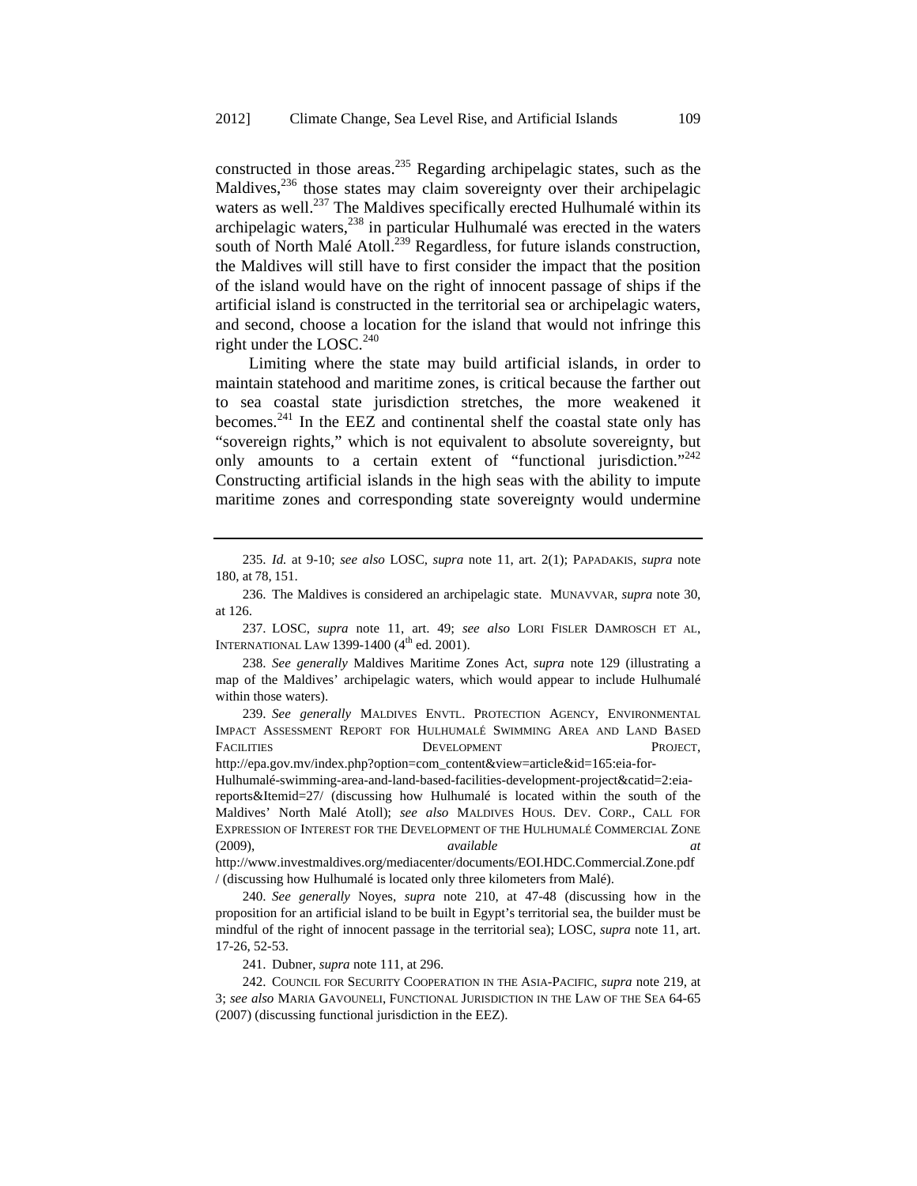constructed in those areas.[235] Regarding archipelagic states, such as the Maldives,[236] those states may claim sovereignty over their archipelagic waters as well.[237] The Maldives specifically erected Hulhumalé within its archipelagic waters,[238] in particular Hulhumalé was erected in the waters south of North Malé Atoll.[239] Regardless, for future islands construction, the Maldives will still have to first consider the impact that the position of the island would have on the right of innocent passage of ships if the artificial island is constructed in the territorial sea or archipelagic waters, and second, choose a location for the island that would not infringe this right under the LOSC.[240]

Limiting where the state may build artificial islands, in order to maintain statehood and maritime zones, is critical because the farther out to sea coastal state jurisdiction stretches, the more weakened it becomes.[241] In the EEZ and continental shelf the coastal state only has "sovereign rights," which is not equivalent to absolute sovereignty, but only amounts to a certain extent of "functional jurisdiction."[242] Constructing artificial islands in the high seas with the ability to impute maritime zones and corresponding state sovereignty would undermine

---

235. *Id.* at 9-10; *see also* LOSC, *supra* note 11, art. 2(1); PAPADAKIS, *supra* note 180, at 78, 151.

236. The Maldives is considered an archipelagic state. MUNAVVAR, *supra* note 30, at 126.

237. LOSC, *supra* note 11, art. 49; *see also* LORI FISLER DAMROSCH ET AL, INTERNATIONAL LAW 1399-1400 (4th ed. 2001).

238. *See generally* Maldives Maritime Zones Act, *supra* note 129 (illustrating a map of the Maldives' archipelagic waters, which would appear to include Hulhumalé within those waters).

239. *See generally* MALDIVES ENVTL. PROTECTION AGENCY, ENVIRONMENTAL IMPACT ASSESSMENT REPORT FOR HULHUMALÉ SWIMMING AREA AND LAND BASED FACILITIES DEVELOPMENT PROJECT, http://epa.gov.mv/index.php?option=com_content&view=article&id=165:eia-for-Hulhumalé-swimming-area-and-land-based-facilities-development-project&catid=2:eia-reports&Itemid=27/ (discussing how Hulhumalé is located within the south of the Maldives' North Malé Atoll); *see also* MALDIVES HOUS. DEV. CORP., CALL FOR EXPRESSION OF INTEREST FOR THE DEVELOPMENT OF THE HULHUMALÉ COMMERCIAL ZONE (2009), *available at* http://www.investmaldives.org/mediacenter/documents/EOI.HDC.Commercial.Zone.pdf / (discussing how Hulhumalé is located only three kilometers from Malé).

240. *See generally* Noyes, *supra* note 210, at 47-48 (discussing how in the proposition for an artificial island to be built in Egypt's territorial sea, the builder must be mindful of the right of innocent passage in the territorial sea); LOSC, *supra* note 11, art. 17-26, 52-53.

241. Dubner, *supra* note 111, at 296.

242. COUNCIL FOR SECURITY COOPERATION IN THE ASIA-PACIFIC, *supra* note 219, at 3; *see also* MARIA GAVOUNELI, FUNCTIONAL JURISDICTION IN THE LAW OF THE SEA 64-65 (2007) (discussing functional jurisdiction in the EEZ).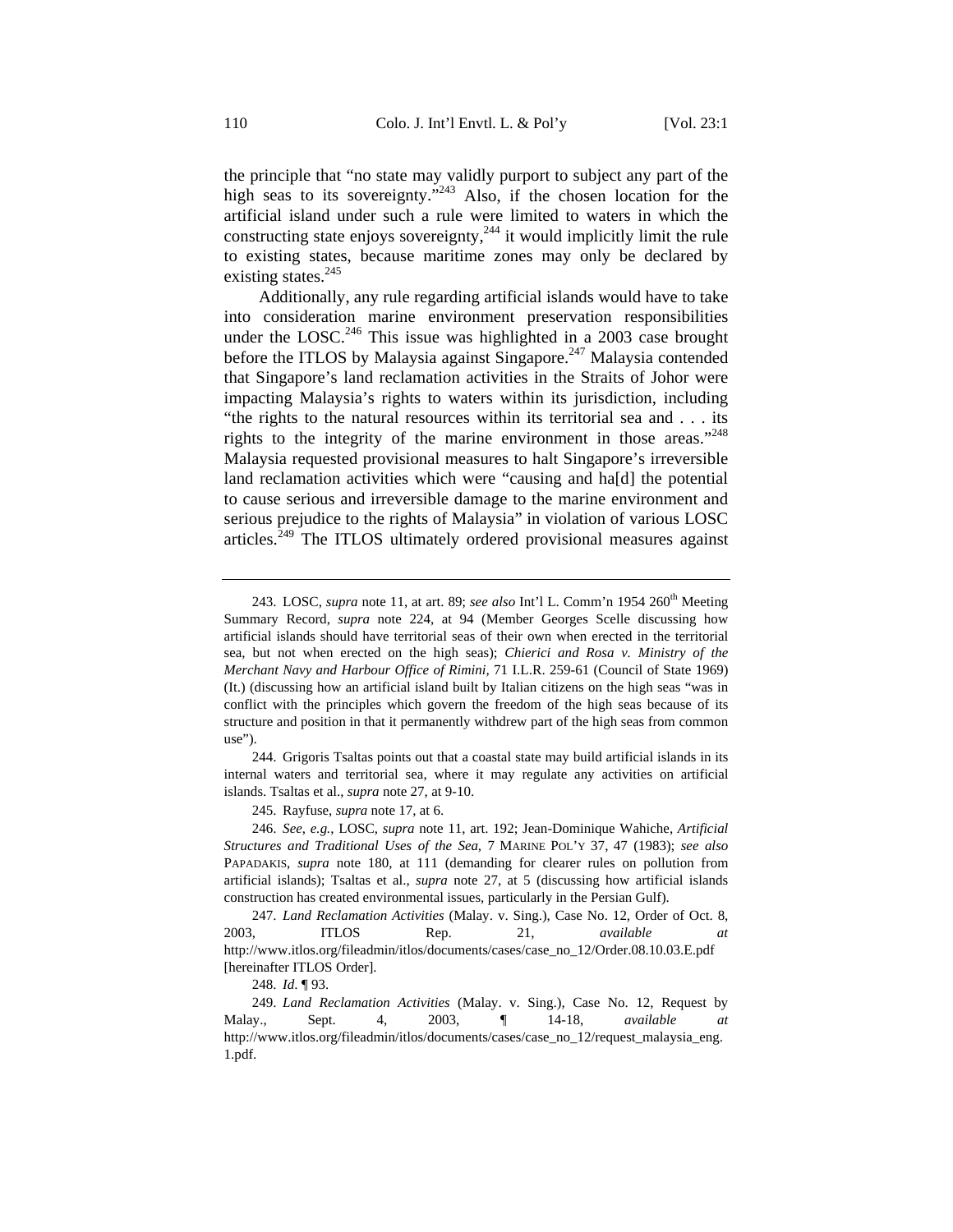the principle that "no state may validly purport to subject any part of the high seas to its sovereignty."[243] Also, if the chosen location for the artificial island under such a rule were limited to waters in which the constructing state enjoys sovereignty,[244] it would implicitly limit the rule to existing states, because maritime zones may only be declared by existing states.[245]

Additionally, any rule regarding artificial islands would have to take into consideration marine environment preservation responsibilities under the LOSC.[246] This issue was highlighted in a 2003 case brought before the ITLOS by Malaysia against Singapore.[247] Malaysia contended that Singapore's land reclamation activities in the Straits of Johor were impacting Malaysia's rights to waters within its jurisdiction, including "the rights to the natural resources within its territorial sea and . . . its rights to the integrity of the marine environment in those areas."[248] Malaysia requested provisional measures to halt Singapore's irreversible land reclamation activities which were "causing and ha[d] the potential to cause serious and irreversible damage to the marine environment and serious prejudice to the rights of Malaysia" in violation of various LOSC articles.[249] The ITLOS ultimately ordered provisional measures against

---

243. LOSC, *supra* note 11, at art. 89; *see also* Int'l L. Comm'n 1954 260th Meeting Summary Record, *supra* note 224, at 94 (Member Georges Scelle discussing how artificial islands should have territorial seas of their own when erected in the territorial sea, but not when erected on the high seas); *Chierici and Rosa v. Ministry of the Merchant Navy and Harbour Office of Rimini*, 71 I.L.R. 259-61 (Council of State 1969) (It.) (discussing how an artificial island built by Italian citizens on the high seas "was in conflict with the principles which govern the freedom of the high seas because of its structure and position in that it permanently withdrew part of the high seas from common use").

244. Grigoris Tsaltas points out that a coastal state may build artificial islands in its internal waters and territorial sea, where it may regulate any activities on artificial islands. Tsaltas et al., *supra* note 27, at 9-10.

245. Rayfuse, *supra* note 17, at 6.

246. *See, e.g.*, LOSC, *supra* note 11, art. 192; Jean-Dominique Wahiche, *Artificial Structures and Traditional Uses of the Sea*, 7 MARINE POL'Y 37, 47 (1983); *see also* PAPADAKIS, *supra* note 180, at 111 (demanding for clearer rules on pollution from artificial islands); Tsaltas et al., *supra* note 27, at 5 (discussing how artificial islands construction has created environmental issues, particularly in the Persian Gulf).

247. *Land Reclamation Activities* (Malay. v. Sing.), Case No. 12, Order of Oct. 8, 2003, ITLOS Rep. 21, *available at* http://www.itlos.org/fileadmin/itlos/documents/cases/case_no_12/Order.08.10.03.E.pdf [hereinafter ITLOS Order].

248. *Id.* ¶ 93.

249. *Land Reclamation Activities* (Malay. v. Sing.), Case No. 12, Request by Malay., Sept. 4, 2003, ¶ 14-18, *available at* http://www.itlos.org/fileadmin/itlos/documents/cases/case_no_12/request_malaysia_eng.1.pdf.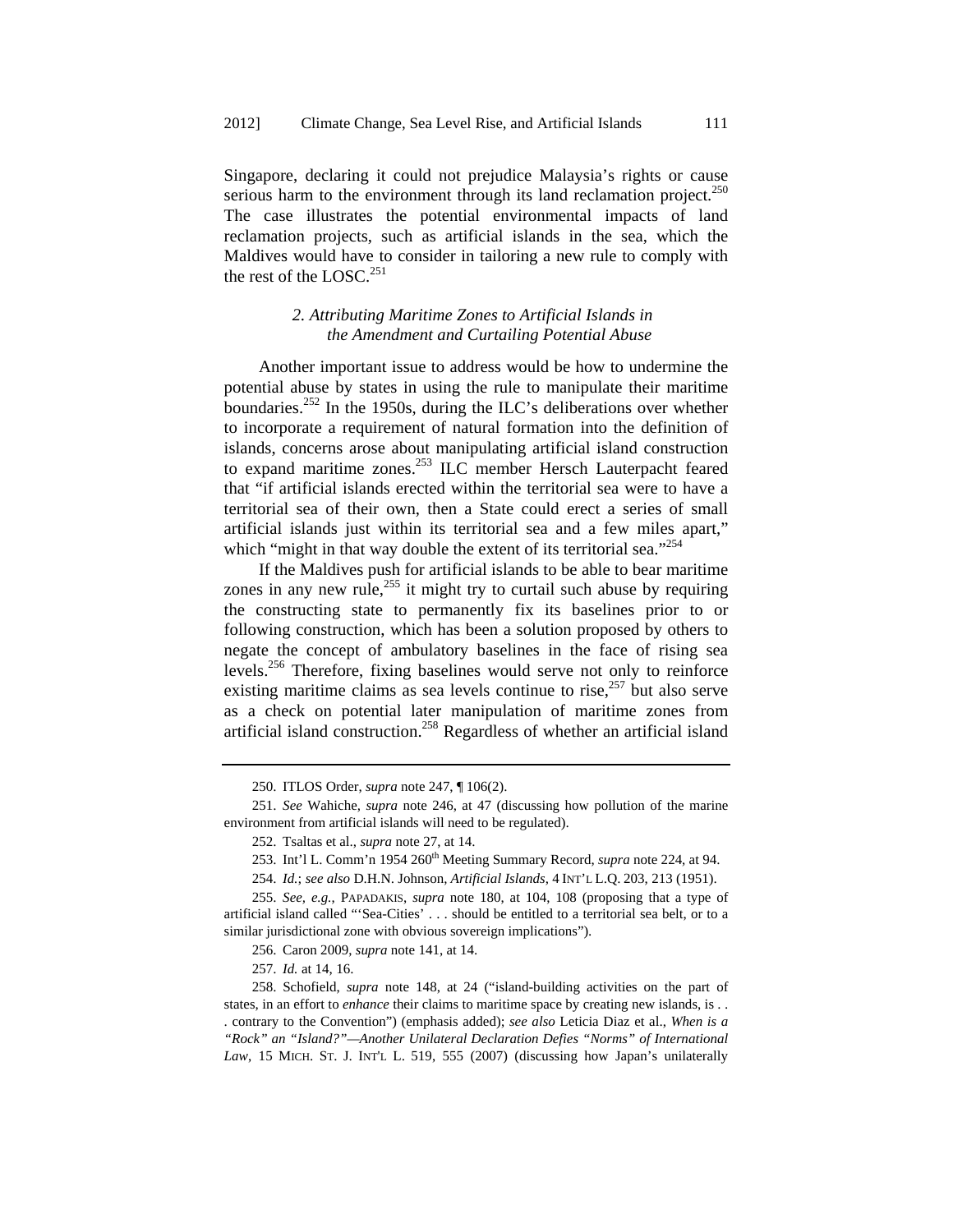Singapore, declaring it could not prejudice Malaysia's rights or cause serious harm to the environment through its land reclamation project.[250] The case illustrates the potential environmental impacts of land reclamation projects, such as artificial islands in the sea, which the Maldives would have to consider in tailoring a new rule to comply with the rest of the LOSC.[251]

### *2. Attributing Maritime Zones to Artificial Islands in the Amendment and Curtailing Potential Abuse*

Another important issue to address would be how to undermine the potential abuse by states in using the rule to manipulate their maritime boundaries.[252] In the 1950s, during the ILC's deliberations over whether to incorporate a requirement of natural formation into the definition of islands, concerns arose about manipulating artificial island construction to expand maritime zones.[253] ILC member Hersch Lauterpacht feared that "if artificial islands erected within the territorial sea were to have a territorial sea of their own, then a State could erect a series of small artificial islands just within its territorial sea and a few miles apart," which "might in that way double the extent of its territorial sea."[254]

If the Maldives push for artificial islands to be able to bear maritime zones in any new rule,[255] it might try to curtail such abuse by requiring the constructing state to permanently fix its baselines prior to or following construction, which has been a solution proposed by others to negate the concept of ambulatory baselines in the face of rising sea levels.[256] Therefore, fixing baselines would serve not only to reinforce existing maritime claims as sea levels continue to rise,[257] but also serve as a check on potential later manipulation of maritime zones from artificial island construction.[258] Regardless of whether an artificial island

---

250. ITLOS Order, *supra* note 247, ¶ 106(2).

251. *See* Wahiche, *supra* note 246, at 47 (discussing how pollution of the marine environment from artificial islands will need to be regulated).

252. Tsaltas et al., *supra* note 27, at 14.

253. Int'l L. Comm'n 1954 260th Meeting Summary Record, *supra* note 224, at 94.

254. *Id.*; *see also* D.H.N. Johnson, *Artificial Islands*, 4 INT'L L.Q. 203, 213 (1951).

255. *See, e.g.*, PAPADAKIS, *supra* note 180, at 104, 108 (proposing that a type of artificial island called "'Sea-Cities' . . . should be entitled to a territorial sea belt, or to a similar jurisdictional zone with obvious sovereign implications").

256. Caron 2009, *supra* note 141, at 14.

257. *Id.* at 14, 16.

258. Schofield, *supra* note 148, at 24 ("island-building activities on the part of states, in an effort to *enhance* their claims to maritime space by creating new islands, is . . . contrary to the Convention") (emphasis added); *see also* Leticia Diaz et al., *When is a "Rock" an "Island?"—Another Unilateral Declaration Defies "Norms" of International Law*, 15 MICH. ST. J. INT'L L. 519, 555 (2007) (discussing how Japan's unilaterally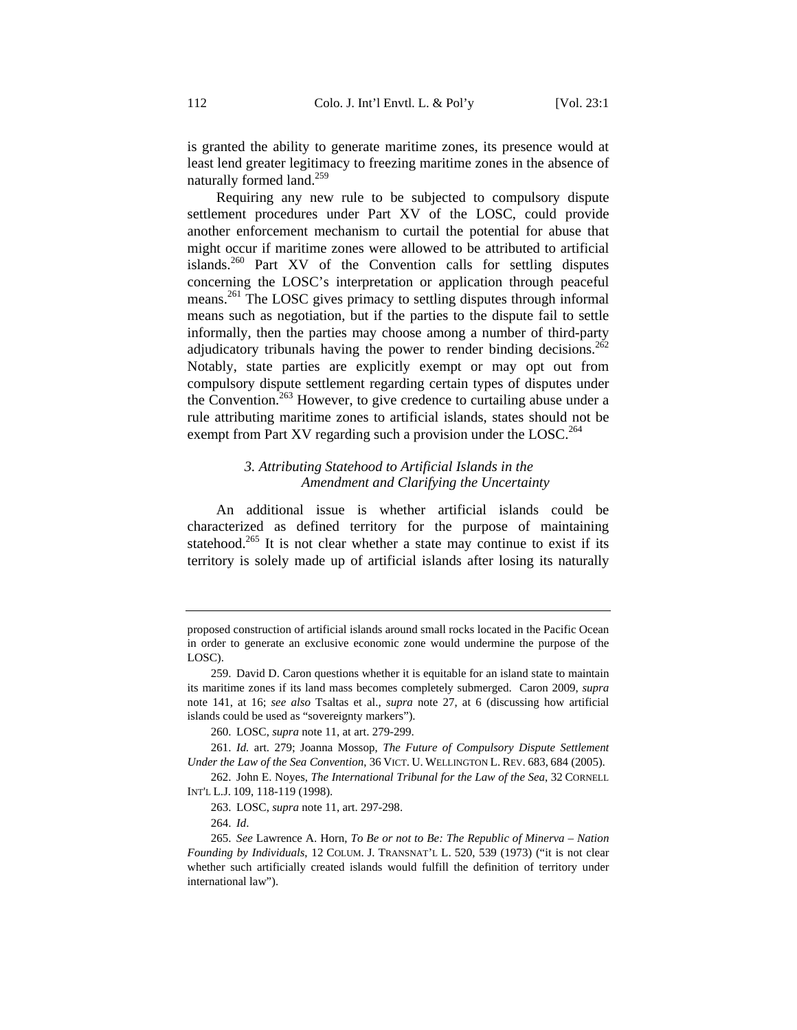is granted the ability to generate maritime zones, its presence would at least lend greater legitimacy to freezing maritime zones in the absence of naturally formed land.[259]

Requiring any new rule to be subjected to compulsory dispute settlement procedures under Part XV of the LOSC, could provide another enforcement mechanism to curtail the potential for abuse that might occur if maritime zones were allowed to be attributed to artificial islands.[260] Part XV of the Convention calls for settling disputes concerning the LOSC's interpretation or application through peaceful means.[261] The LOSC gives primacy to settling disputes through informal means such as negotiation, but if the parties to the dispute fail to settle informally, then the parties may choose among a number of third-party adjudicatory tribunals having the power to render binding decisions.[262] Notably, state parties are explicitly exempt or may opt out from compulsory dispute settlement regarding certain types of disputes under the Convention.[263] However, to give credence to curtailing abuse under a rule attributing maritime zones to artificial islands, states should not be exempt from Part XV regarding such a provision under the LOSC.[264]

### *3. Attributing Statehood to Artificial Islands in the Amendment and Clarifying the Uncertainty*

An additional issue is whether artificial islands could be characterized as defined territory for the purpose of maintaining statehood.[265] It is not clear whether a state may continue to exist if its territory is solely made up of artificial islands after losing its naturally

---

proposed construction of artificial islands around small rocks located in the Pacific Ocean in order to generate an exclusive economic zone would undermine the purpose of the LOSC).

259. David D. Caron questions whether it is equitable for an island state to maintain its maritime zones if its land mass becomes completely submerged. Caron 2009, *supra* note 141, at 16; *see also* Tsaltas et al., *supra* note 27, at 6 (discussing how artificial islands could be used as "sovereignty markers").

260. LOSC, *supra* note 11, at art. 279-299.

261. *Id.* art. 279; Joanna Mossop, *The Future of Compulsory Dispute Settlement Under the Law of the Sea Convention*, 36 VICT. U. WELLINGTON L. REV. 683, 684 (2005).

262. John E. Noyes, *The International Tribunal for the Law of the Sea*, 32 CORNELL INT'L L.J. 109, 118-119 (1998).

263. LOSC, *supra* note 11, art. 297-298.

264. *Id.*

265. *See* Lawrence A. Horn, *To Be or not to Be: The Republic of Minerva – Nation Founding by Individuals*, 12 COLUM. J. TRANSNAT'L L. 520, 539 (1973) ("it is not clear whether such artificially created islands would fulfill the definition of territory under international law").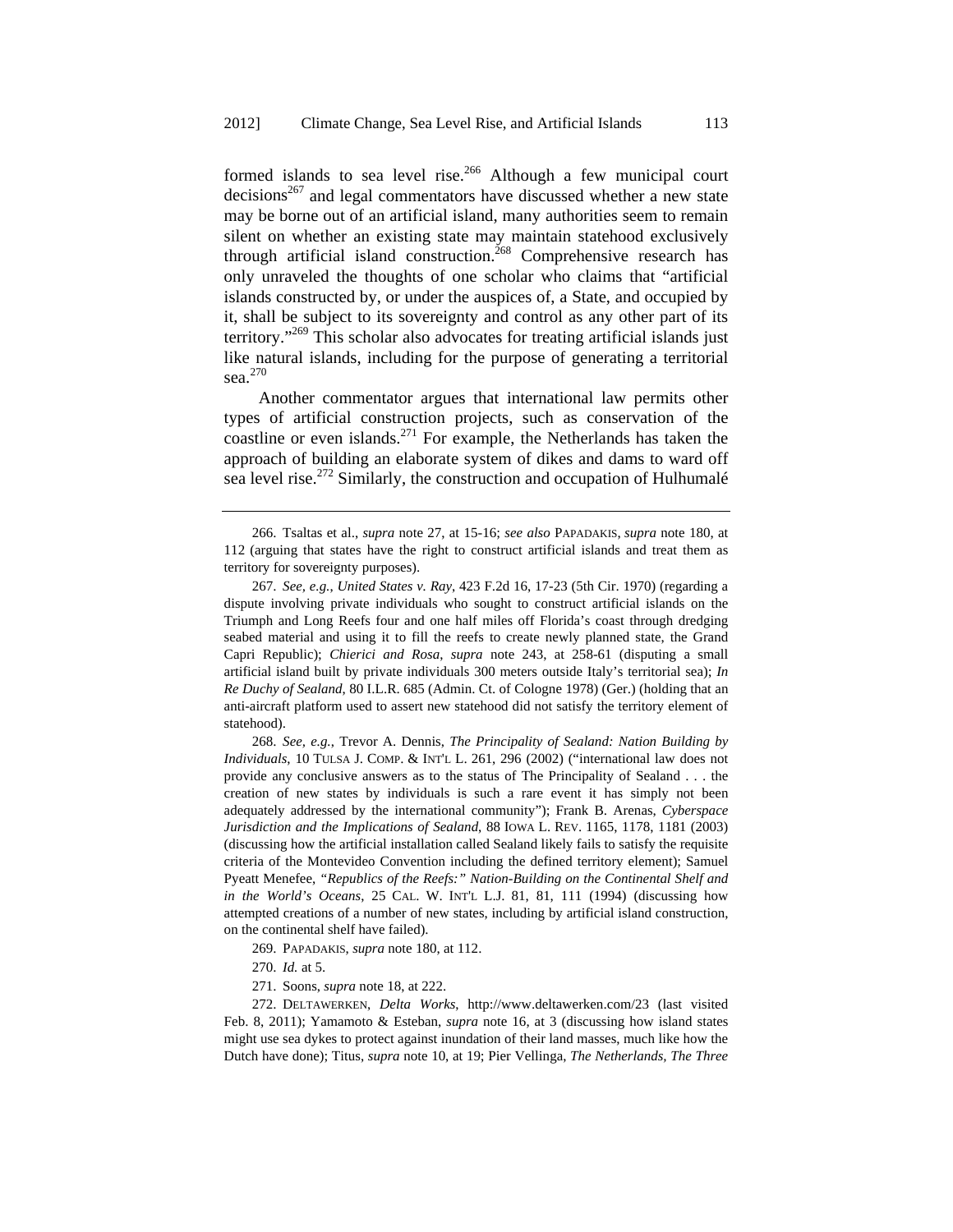formed islands to sea level rise.[266] Although a few municipal court decisions[267] and legal commentators have discussed whether a new state may be borne out of an artificial island, many authorities seem to remain silent on whether an existing state may maintain statehood exclusively through artificial island construction.[268] Comprehensive research has only unraveled the thoughts of one scholar who claims that "artificial islands constructed by, or under the auspices of, a State, and occupied by it, shall be subject to its sovereignty and control as any other part of its territory."[269] This scholar also advocates for treating artificial islands just like natural islands, including for the purpose of generating a territorial sea.[270]

Another commentator argues that international law permits other types of artificial construction projects, such as conservation of the coastline or even islands.[271] For example, the Netherlands has taken the approach of building an elaborate system of dikes and dams to ward off sea level rise.[272] Similarly, the construction and occupation of Hulhumalé

---

266. Tsaltas et al., *supra* note 27, at 15-16; *see also* PAPADAKIS, *supra* note 180, at 112 (arguing that states have the right to construct artificial islands and treat them as territory for sovereignty purposes).

267. *See, e.g.*, *United States v. Ray*, 423 F.2d 16, 17-23 (5th Cir. 1970) (regarding a dispute involving private individuals who sought to construct artificial islands on the Triumph and Long Reefs four and one half miles off Florida's coast through dredging seabed material and using it to fill the reefs to create newly planned state, the Grand Capri Republic); *Chierici and Rosa*, *supra* note 243, at 258-61 (disputing a small artificial island built by private individuals 300 meters outside Italy's territorial sea); *In Re Duchy of Sealand*, 80 I.L.R. 685 (Admin. Ct. of Cologne 1978) (Ger.) (holding that an anti-aircraft platform used to assert new statehood did not satisfy the territory element of statehood).

268. *See, e.g.*, Trevor A. Dennis, *The Principality of Sealand: Nation Building by Individuals*, 10 TULSA J. COMP. & INT'L L. 261, 296 (2002) ("international law does not provide any conclusive answers as to the status of The Principality of Sealand . . . the creation of new states by individuals is such a rare event it has simply not been adequately addressed by the international community"); Frank B. Arenas, *Cyberspace Jurisdiction and the Implications of Sealand*, 88 IOWA L. REV. 1165, 1178, 1181 (2003) (discussing how the artificial installation called Sealand likely fails to satisfy the requisite criteria of the Montevideo Convention including the defined territory element); Samuel Pyeatt Menefee, *"Republics of the Reefs:" Nation-Building on the Continental Shelf and in the World's Oceans*, 25 CAL. W. INT'L L.J. 81, 81, 111 (1994) (discussing how attempted creations of a number of new states, including by artificial island construction, on the continental shelf have failed).

269. PAPADAKIS, *supra* note 180, at 112.

270. *Id.* at 5.

271. Soons, *supra* note 18, at 222.

272. DELTAWERKEN, *Delta Works*, http://www.deltawerken.com/23 (last visited Feb. 8, 2011); Yamamoto & Esteban, *supra* note 16, at 3 (discussing how island states might use sea dykes to protect against inundation of their land masses, much like how the Dutch have done); Titus, *supra* note 10, at 19; Pier Vellinga, *The Netherlands, The Three*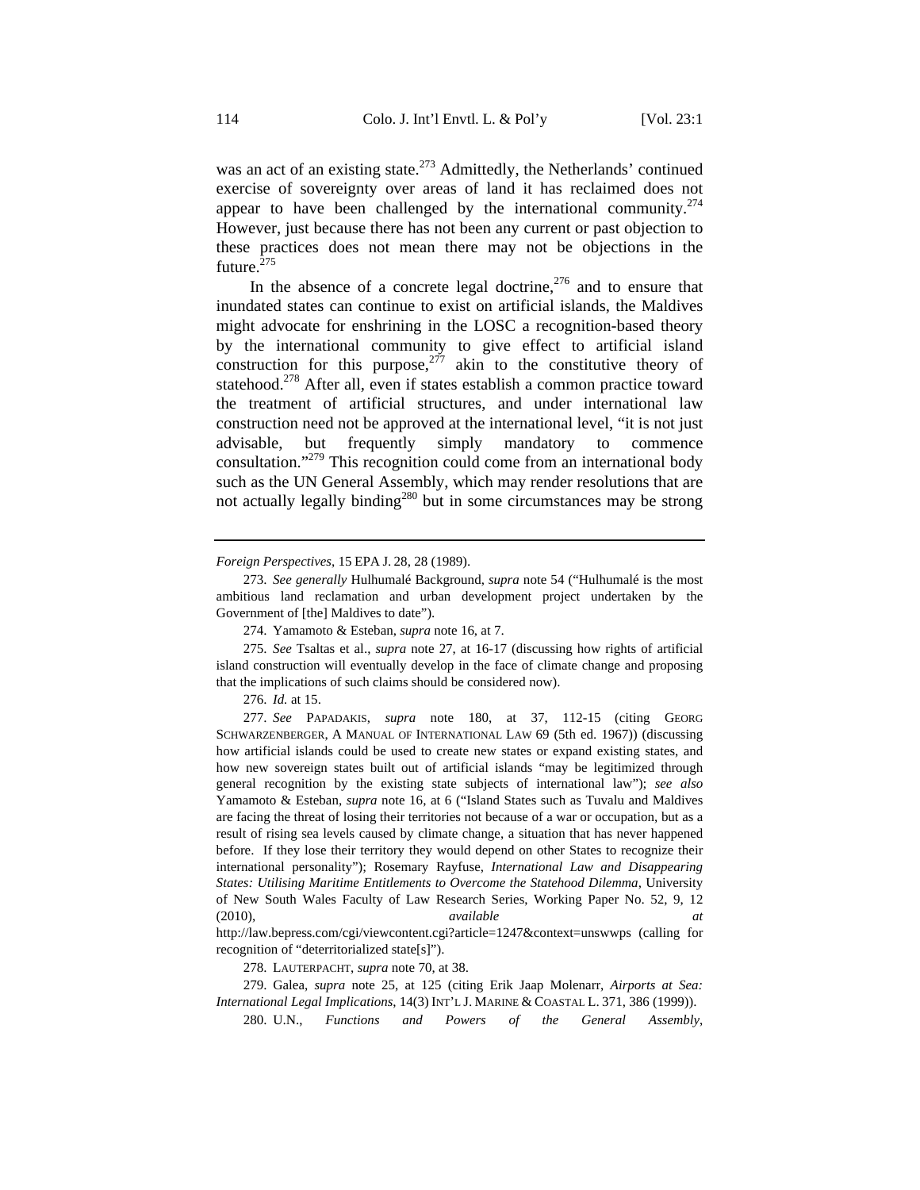was an act of an existing state.[273] Admittedly, the Netherlands' continued exercise of sovereignty over areas of land it has reclaimed does not appear to have been challenged by the international community.[274] However, just because there has not been any current or past objection to these practices does not mean there may not be objections in the future.[275]

In the absence of a concrete legal doctrine,[276] and to ensure that inundated states can continue to exist on artificial islands, the Maldives might advocate for enshrining in the LOSC a recognition-based theory by the international community to give effect to artificial island construction for this purpose,[277] akin to the constitutive theory of statehood.[278] After all, even if states establish a common practice toward the treatment of artificial structures, and under international law construction need not be approved at the international level, "it is not just advisable, but frequently simply mandatory to commence consultation."[279] This recognition could come from an international body such as the UN General Assembly, which may render resolutions that are not actually legally binding[280] but in some circumstances may be strong

---

*Foreign Perspectives*, 15 EPA J. 28, 28 (1989).

273. *See generally* Hulhumalé Background, *supra* note 54 ("Hulhumalé is the most ambitious land reclamation and urban development project undertaken by the Government of [the] Maldives to date").

274. Yamamoto & Esteban, *supra* note 16, at 7.

275. *See* Tsaltas et al., *supra* note 27, at 16-17 (discussing how rights of artificial island construction will eventually develop in the face of climate change and proposing that the implications of such claims should be considered now).

276. *Id.* at 15.

277. *See* PAPADAKIS, *supra* note 180, at 37, 112-15 (citing GEORG SCHWARZENBERGER, A MANUAL OF INTERNATIONAL LAW 69 (5th ed. 1967)) (discussing how artificial islands could be used to create new states or expand existing states, and how new sovereign states built out of artificial islands "may be legitimized through general recognition by the existing state subjects of international law"); *see also* Yamamoto & Esteban, *supra* note 16, at 6 ("Island States such as Tuvalu and Maldives are facing the threat of losing their territories not because of a war or occupation, but as a result of rising sea levels caused by climate change, a situation that has never happened before. If they lose their territory they would depend on other States to recognize their international personality"); Rosemary Rayfuse, *International Law and Disappearing States: Utilising Maritime Entitlements to Overcome the Statehood Dilemma*, University of New South Wales Faculty of Law Research Series, Working Paper No. 52, 9, 12 (2010), *available at* http://law.bepress.com/cgi/viewcontent.cgi?article=1247&context=unswwps (calling for recognition of "deterritorialized state[s]").

278. LAUTERPACHT, *supra* note 70, at 38.

279. Galea, *supra* note 25, at 125 (citing Erik Jaap Molenarr, *Airports at Sea: International Legal Implications*, 14(3) INT'L J. MARINE & COASTAL L. 371, 386 (1999)).

280. U.N., *Functions and Powers of the General Assembly*,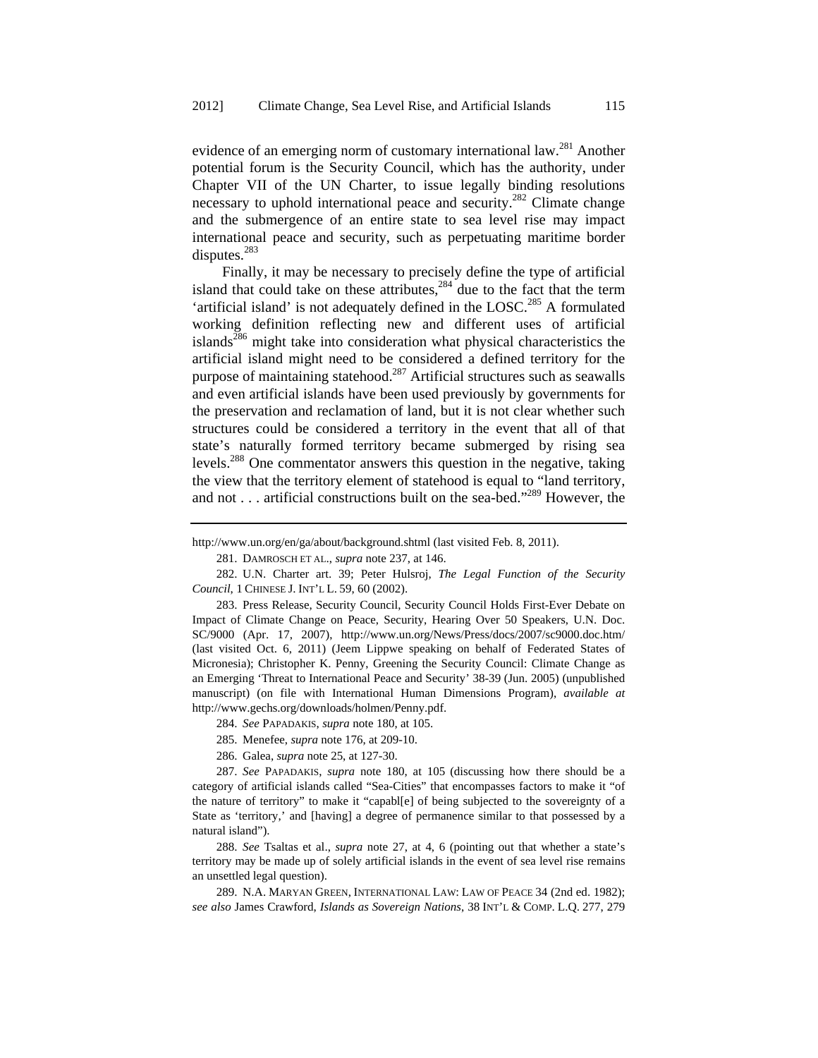evidence of an emerging norm of customary international law.[281] Another potential forum is the Security Council, which has the authority, under Chapter VII of the UN Charter, to issue legally binding resolutions necessary to uphold international peace and security.[282] Climate change and the submergence of an entire state to sea level rise may impact international peace and security, such as perpetuating maritime border disputes.[283]

Finally, it may be necessary to precisely define the type of artificial island that could take on these attributes,[284] due to the fact that the term 'artificial island' is not adequately defined in the LOSC.[285] A formulated working definition reflecting new and different uses of artificial islands[286] might take into consideration what physical characteristics the artificial island might need to be considered a defined territory for the purpose of maintaining statehood.[287] Artificial structures such as seawalls and even artificial islands have been used previously by governments for the preservation and reclamation of land, but it is not clear whether such structures could be considered a territory in the event that all of that state's naturally formed territory became submerged by rising sea levels.[288] One commentator answers this question in the negative, taking the view that the territory element of statehood is equal to "land territory, and not . . . artificial constructions built on the sea-bed."[289] However, the

---

http://www.un.org/en/ga/about/background.shtml (last visited Feb. 8, 2011).

281. DAMROSCH ET AL., *supra* note 237, at 146.

282. U.N. Charter art. 39; Peter Hulsroj, *The Legal Function of the Security Council*, 1 CHINESE J. INT'L L. 59, 60 (2002).

283. Press Release, Security Council, Security Council Holds First-Ever Debate on Impact of Climate Change on Peace, Security, Hearing Over 50 Speakers, U.N. Doc. SC/9000 (Apr. 17, 2007), http://www.un.org/News/Press/docs/2007/sc9000.doc.htm/ (last visited Oct. 6, 2011) (Jeem Lippwe speaking on behalf of Federated States of Micronesia); Christopher K. Penny, Greening the Security Council: Climate Change as an Emerging 'Threat to International Peace and Security' 38-39 (Jun. 2005) (unpublished manuscript) (on file with International Human Dimensions Program), *available at* http://www.gechs.org/downloads/holmen/Penny.pdf.

284. *See* PAPADAKIS, *supra* note 180, at 105.

285. Menefee, *supra* note 176, at 209-10.

286. Galea, *supra* note 25, at 127-30.

287. *See* PAPADAKIS, *supra* note 180, at 105 (discussing how there should be a category of artificial islands called "Sea-Cities" that encompasses factors to make it "of the nature of territory" to make it "capabl[e] of being subjected to the sovereignty of a State as 'territory,' and [having] a degree of permanence similar to that possessed by a natural island").

288. *See* Tsaltas et al., *supra* note 27, at 4, 6 (pointing out that whether a state's territory may be made up of solely artificial islands in the event of sea level rise remains an unsettled legal question).

289. N.A. MARYAN GREEN, INTERNATIONAL LAW: LAW OF PEACE 34 (2nd ed. 1982); *see also* James Crawford, *Islands as Sovereign Nations*, 38 INT'L & COMP. L.Q. 277, 279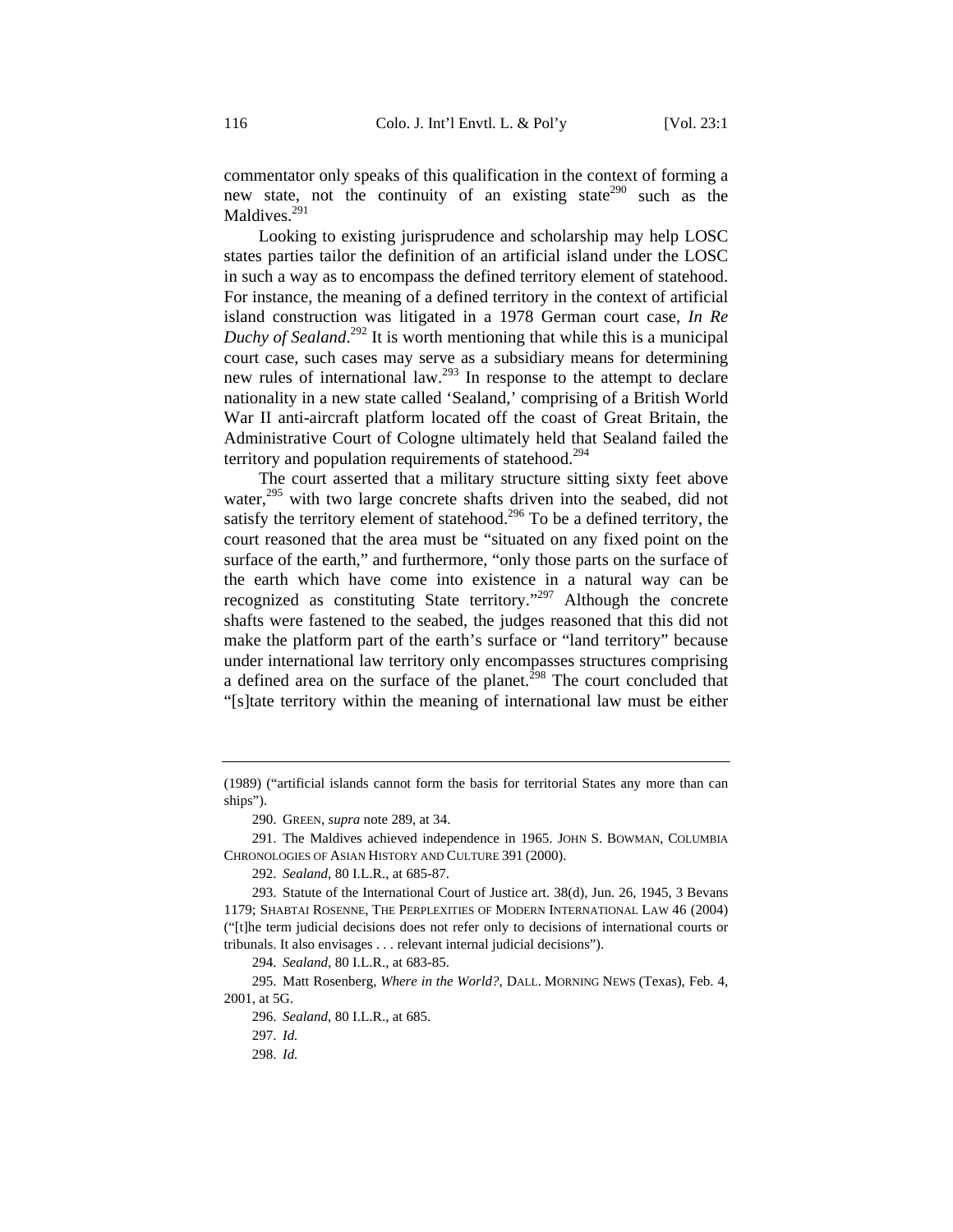commentator only speaks of this qualification in the context of forming a new state, not the continuity of an existing state[290] such as the Maldives.[291]

Looking to existing jurisprudence and scholarship may help LOSC states parties tailor the definition of an artificial island under the LOSC in such a way as to encompass the defined territory element of statehood. For instance, the meaning of a defined territory in the context of artificial island construction was litigated in a 1978 German court case, *In Re Duchy of Sealand*.[292] It is worth mentioning that while this is a municipal court case, such cases may serve as a subsidiary means for determining new rules of international law.[293] In response to the attempt to declare nationality in a new state called 'Sealand,' comprising of a British World War II anti-aircraft platform located off the coast of Great Britain, the Administrative Court of Cologne ultimately held that Sealand failed the territory and population requirements of statehood.[294]

The court asserted that a military structure sitting sixty feet above water,[295] with two large concrete shafts driven into the seabed, did not satisfy the territory element of statehood.[296] To be a defined territory, the court reasoned that the area must be "situated on any fixed point on the surface of the earth," and furthermore, "only those parts on the surface of the earth which have come into existence in a natural way can be recognized as constituting State territory."[297] Although the concrete shafts were fastened to the seabed, the judges reasoned that this did not make the platform part of the earth's surface or "land territory" because under international law territory only encompasses structures comprising a defined area on the surface of the planet.[298] The court concluded that "[s]tate territory within the meaning of international law must be either

---

(1989) ("artificial islands cannot form the basis for territorial States any more than can ships").

290. GREEN, *supra* note 289, at 34.

291. The Maldives achieved independence in 1965. JOHN S. BOWMAN, COLUMBIA CHRONOLOGIES OF ASIAN HISTORY AND CULTURE 391 (2000).

292. *Sealand*, 80 I.L.R., at 685-87.

293. Statute of the International Court of Justice art. 38(d), Jun. 26, 1945, 3 Bevans 1179; SHABTAI ROSENNE, THE PERPLEXITIES OF MODERN INTERNATIONAL LAW 46 (2004) ("[t]he term judicial decisions does not refer only to decisions of international courts or tribunals. It also envisages . . . relevant internal judicial decisions").

294. *Sealand*, 80 I.L.R., at 683-85.

295. Matt Rosenberg, *Where in the World?*, DALL. MORNING NEWS (Texas), Feb. 4, 2001, at 5G.

296. *Sealand*, 80 I.L.R., at 685.

297. *Id.*

298. *Id.*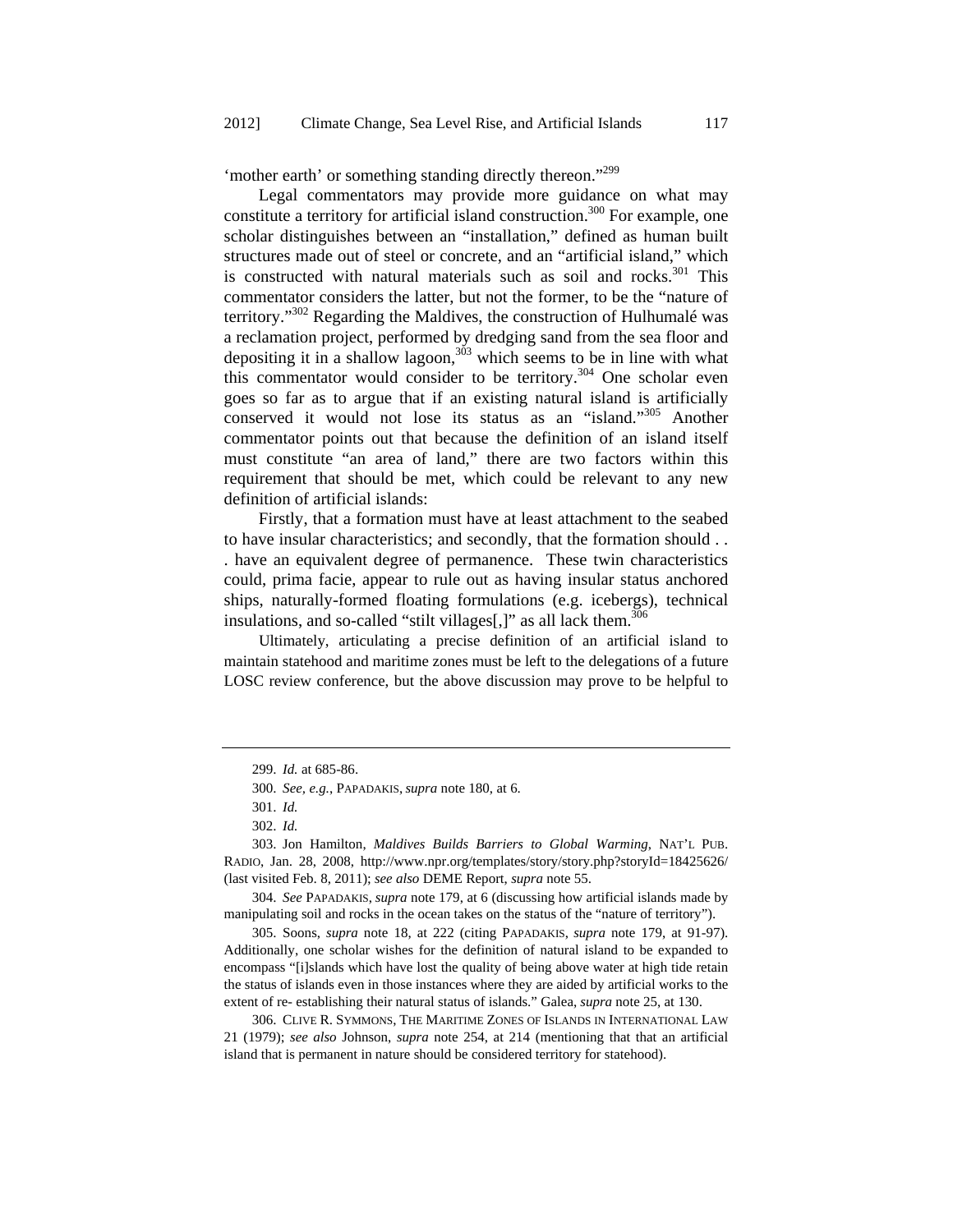'mother earth' or something standing directly thereon."[299]

Legal commentators may provide more guidance on what may constitute a territory for artificial island construction.[300] For example, one scholar distinguishes between an "installation," defined as human built structures made out of steel or concrete, and an "artificial island," which is constructed with natural materials such as soil and rocks.[301] This commentator considers the latter, but not the former, to be the "nature of territory."[302] Regarding the Maldives, the construction of Hulhumalé was a reclamation project, performed by dredging sand from the sea floor and depositing it in a shallow lagoon,[303] which seems to be in line with what this commentator would consider to be territory.[304] One scholar even goes so far as to argue that if an existing natural island is artificially conserved it would not lose its status as an "island."[305] Another commentator points out that because the definition of an island itself must constitute "an area of land," there are two factors within this requirement that should be met, which could be relevant to any new definition of artificial islands:

> Firstly, that a formation must have at least attachment to the seabed to have insular characteristics; and secondly, that the formation should . . . have an equivalent degree of permanence. These twin characteristics could, prima facie, appear to rule out as having insular status anchored ships, naturally-formed floating formulations (e.g. icebergs), technical insulations, and so-called "stilt villages[,]" as all lack them.[306]

Ultimately, articulating a precise definition of an artificial island to maintain statehood and maritime zones must be left to the delegations of a future LOSC review conference, but the above discussion may prove to be helpful to

---

299. *Id.* at 685-86.

300. *See, e.g.*, PAPADAKIS, *supra* note 180, at 6.

301. *Id.*

302. *Id.*

303. Jon Hamilton, *Maldives Builds Barriers to Global Warming*, NAT'L PUB. RADIO, Jan. 28, 2008, http://www.npr.org/templates/story/story.php?storyId=18425626/ (last visited Feb. 8, 2011); *see also* DEME Report, *supra* note 55.

304. *See* PAPADAKIS, *supra* note 179, at 6 (discussing how artificial islands made by manipulating soil and rocks in the ocean takes on the status of the "nature of territory").

305. Soons, *supra* note 18, at 222 (citing PAPADAKIS, *supra* note 179, at 91-97). Additionally, one scholar wishes for the definition of natural island to be expanded to encompass "[i]slands which have lost the quality of being above water at high tide retain the status of islands even in those instances where they are aided by artificial works to the extent of re- establishing their natural status of islands." Galea, *supra* note 25, at 130.

306. CLIVE R. SYMMONS, THE MARITIME ZONES OF ISLANDS IN INTERNATIONAL LAW 21 (1979); *see also* Johnson, *supra* note 254, at 214 (mentioning that that an artificial island that is permanent in nature should be considered territory for statehood).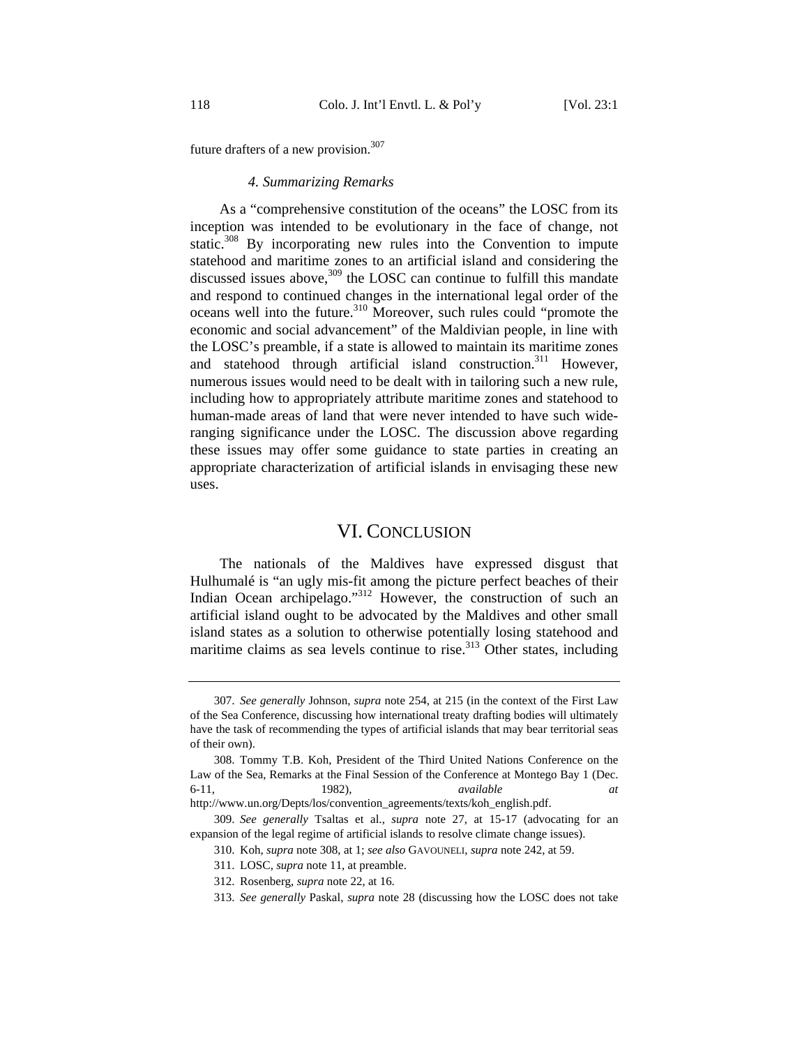future drafters of a new provision.[307]

#### 4. Summarizing Remarks

As a "comprehensive constitution of the oceans" the LOSC from its inception was intended to be evolutionary in the face of change, not static.[308] By incorporating new rules into the Convention to impute statehood and maritime zones to an artificial island and considering the discussed issues above,[309] the LOSC can continue to fulfill this mandate and respond to continued changes in the international legal order of the oceans well into the future.[310] Moreover, such rules could "promote the economic and social advancement" of the Maldivian people, in line with the LOSC's preamble, if a state is allowed to maintain its maritime zones and statehood through artificial island construction.[311] However, numerous issues would need to be dealt with in tailoring such a new rule, including how to appropriately attribute maritime zones and statehood to human-made areas of land that were never intended to have such wide-ranging significance under the LOSC. The discussion above regarding these issues may offer some guidance to state parties in creating an appropriate characterization of artificial islands in envisaging these new uses.

## VI. Conclusion

The nationals of the Maldives have expressed disgust that Hulhumalé is "an ugly mis-fit among the picture perfect beaches of their Indian Ocean archipelago."[312] However, the construction of such an artificial island ought to be advocated by the Maldives and other small island states as a solution to otherwise potentially losing statehood and maritime claims as sea levels continue to rise.[313] Other states, including

---

307. *See generally* Johnson, *supra* note 254, at 215 (in the context of the First Law of the Sea Conference, discussing how international treaty drafting bodies will ultimately have the task of recommending the types of artificial islands that may bear territorial seas of their own).

308. Tommy T.B. Koh, President of the Third United Nations Conference on the Law of the Sea, Remarks at the Final Session of the Conference at Montego Bay 1 (Dec. 6-11, 1982), *available at* http://www.un.org/Depts/los/convention_agreements/texts/koh_english.pdf.

309. *See generally* Tsaltas et al., *supra* note 27, at 15-17 (advocating for an expansion of the legal regime of artificial islands to resolve climate change issues).

310. Koh, *supra* note 308, at 1; *see also* Gavouneli, *supra* note 242, at 59.

311. LOSC, *supra* note 11, at preamble.

312. Rosenberg, *supra* note 22, at 16.

313. *See generally* Paskal, *supra* note 28 (discussing how the LOSC does not take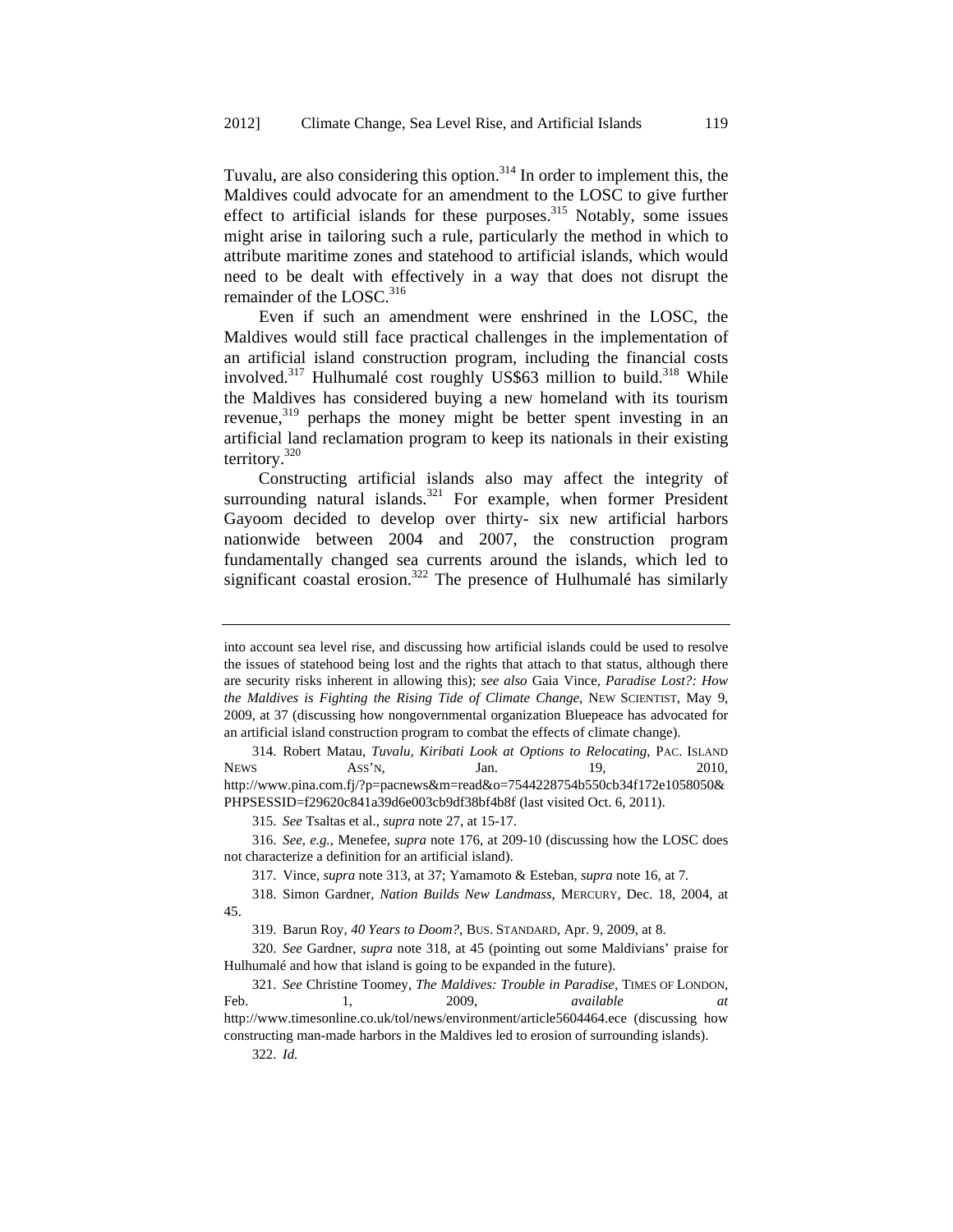Tuvalu, are also considering this option.[314] In order to implement this, the Maldives could advocate for an amendment to the LOSC to give further effect to artificial islands for these purposes.[315] Notably, some issues might arise in tailoring such a rule, particularly the method in which to attribute maritime zones and statehood to artificial islands, which would need to be dealt with effectively in a way that does not disrupt the remainder of the LOSC.[316]

Even if such an amendment were enshrined in the LOSC, the Maldives would still face practical challenges in the implementation of an artificial island construction program, including the financial costs involved.[317] Hulhumalé cost roughly US$63 million to build.[318] While the Maldives has considered buying a new homeland with its tourism revenue,[319] perhaps the money might be better spent investing in an artificial land reclamation program to keep its nationals in their existing territory.[320]

Constructing artificial islands also may affect the integrity of surrounding natural islands.[321] For example, when former President Gayoom decided to develop over thirty- six new artificial harbors nationwide between 2004 and 2007, the construction program fundamentally changed sea currents around the islands, which led to significant coastal erosion.[322] The presence of Hulhumalé has similarly

---

into account sea level rise, and discussing how artificial islands could be used to resolve the issues of statehood being lost and the rights that attach to that status, although there are security risks inherent in allowing this); *see also* Gaia Vince, *Paradise Lost?: How the Maldives is Fighting the Rising Tide of Climate Change*, NEW SCIENTIST, May 9, 2009, at 37 (discussing how nongovernmental organization Bluepeace has advocated for an artificial island construction program to combat the effects of climate change).

314. Robert Matau, *Tuvalu, Kiribati Look at Options to Relocating*, PAC. ISLAND NEWS ASS'N, Jan. 19, 2010, http://www.pina.com.fj/?p=pacnews&m=read&o=7544228754b550cb34f172e1058050&PHPSESSID=f29620c841a39d6e003cb9df38bf4b8f (last visited Oct. 6, 2011).

315. *See* Tsaltas et al., *supra* note 27, at 15-17.

316. *See, e.g.*, Menefee, *supra* note 176, at 209-10 (discussing how the LOSC does not characterize a definition for an artificial island).

317. Vince, *supra* note 313, at 37; Yamamoto & Esteban, *supra* note 16, at 7.

318. Simon Gardner, *Nation Builds New Landmass*, MERCURY, Dec. 18, 2004, at 45.

319. Barun Roy, *40 Years to Doom?*, BUS. STANDARD, Apr. 9, 2009, at 8.

320. *See* Gardner, *supra* note 318, at 45 (pointing out some Maldivians' praise for Hulhumalé and how that island is going to be expanded in the future).

321. *See* Christine Toomey, *The Maldives: Trouble in Paradise*, TIMES OF LONDON, Feb. 1, 2009, *available at* http://www.timesonline.co.uk/tol/news/environment/article5604464.ece (discussing how constructing man-made harbors in the Maldives led to erosion of surrounding islands).

322. *Id.*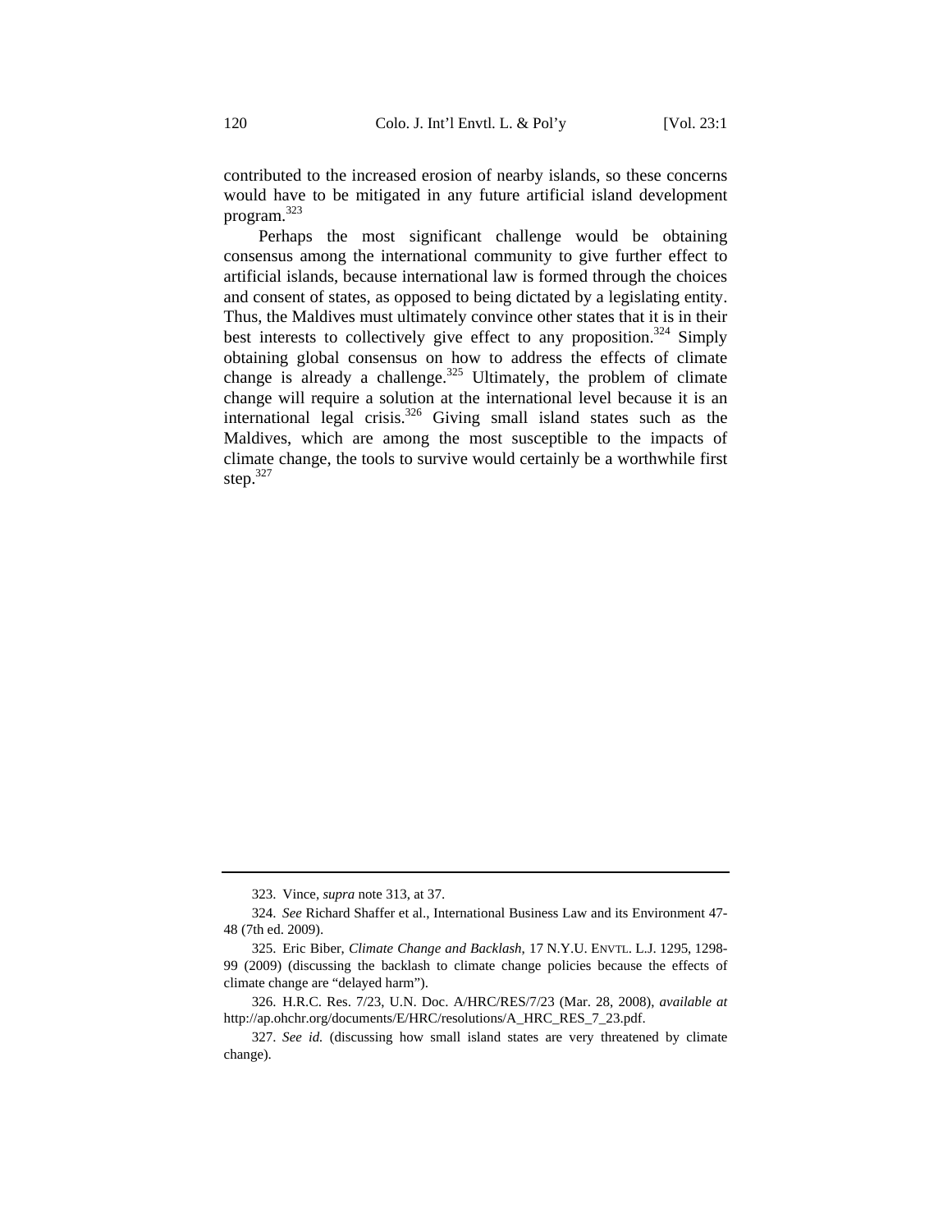contributed to the increased erosion of nearby islands, so these concerns would have to be mitigated in any future artificial island development program.[323]

Perhaps the most significant challenge would be obtaining consensus among the international community to give further effect to artificial islands, because international law is formed through the choices and consent of states, as opposed to being dictated by a legislating entity. Thus, the Maldives must ultimately convince other states that it is in their best interests to collectively give effect to any proposition.[324] Simply obtaining global consensus on how to address the effects of climate change is already a challenge.[325] Ultimately, the problem of climate change will require a solution at the international level because it is an international legal crisis.[326] Giving small island states such as the Maldives, which are among the most susceptible to the impacts of climate change, the tools to survive would certainly be a worthwhile first step.[327]

---

323. Vince, *supra* note 313, at 37.

324. *See* Richard Shaffer et al., International Business Law and its Environment 47-48 (7th ed. 2009).

325. Eric Biber, *Climate Change and Backlash*, 17 N.Y.U. ENVTL. L.J. 1295, 1298-99 (2009) (discussing the backlash to climate change policies because the effects of climate change are "delayed harm").

326. H.R.C. Res. 7/23, U.N. Doc. A/HRC/RES/7/23 (Mar. 28, 2008), *available at* http://ap.ohchr.org/documents/E/HRC/resolutions/A_HRC_RES_7_23.pdf.

327. *See id.* (discussing how small island states are very threatened by climate change).